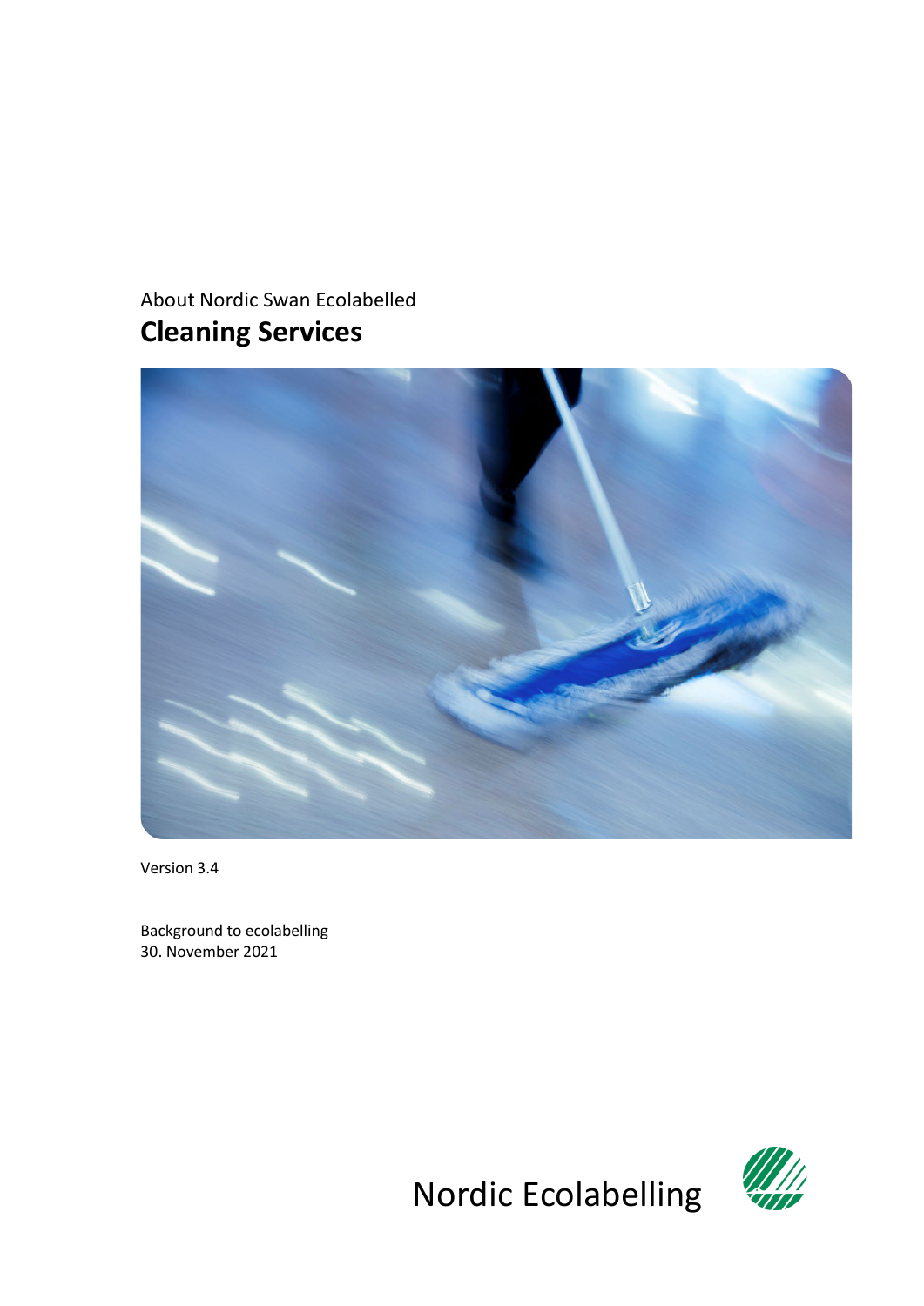About Nordic Swan Ecolabelled

# Cleaning Services

Version 3.4

Background to ecolabelling
30. November 2021

Nordic Ecolabelling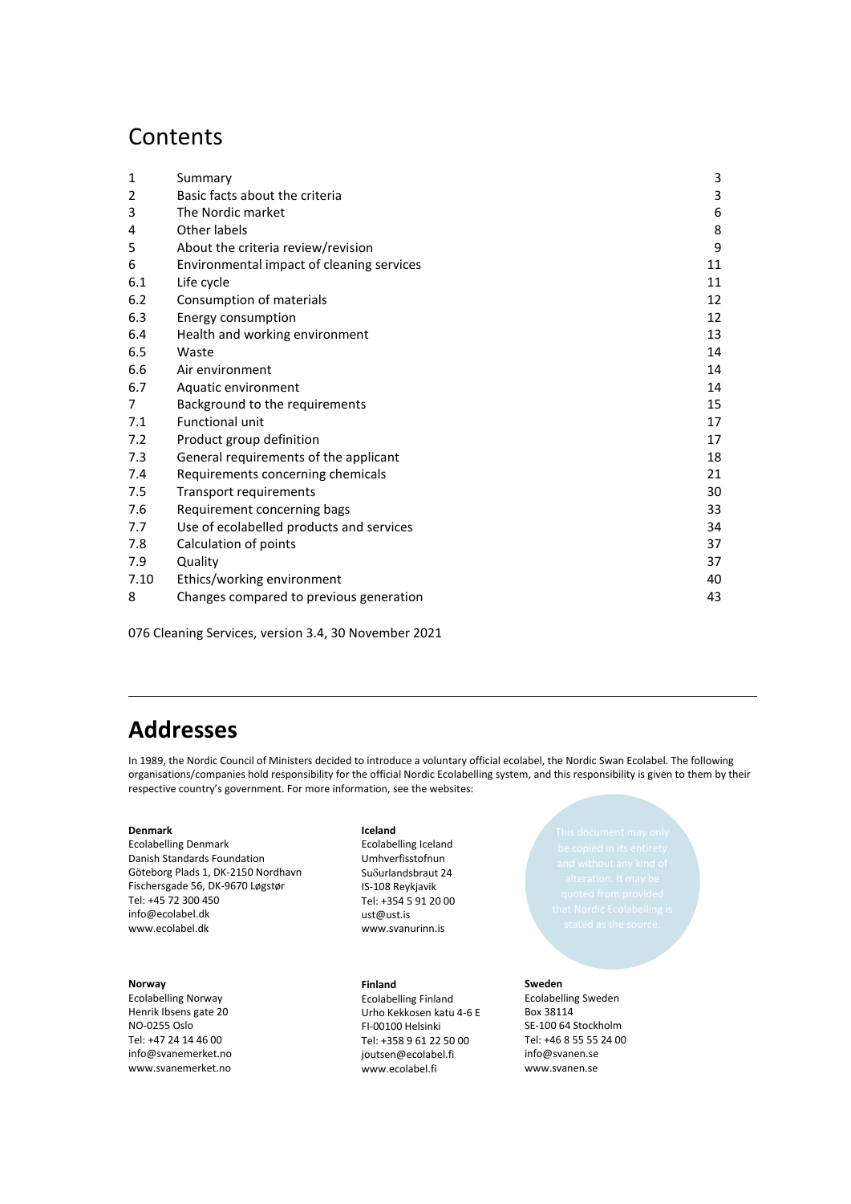# Contents

| | | |
|---|---|---|
| 1 | Summary | 3 |
| 2 | Basic facts about the criteria | 3 |
| 3 | The Nordic market | 6 |
| 4 | Other labels | 8 |
| 5 | About the criteria review/revision | 9 |
| 6 | Environmental impact of cleaning services | 11 |
| 6.1 | Life cycle | 11 |
| 6.2 | Consumption of materials | 12 |
| 6.3 | Energy consumption | 12 |
| 6.4 | Health and working environment | 13 |
| 6.5 | Waste | 14 |
| 6.6 | Air environment | 14 |
| 6.7 | Aquatic environment | 14 |
| 7 | Background to the requirements | 15 |
| 7.1 | Functional unit | 17 |
| 7.2 | Product group definition | 17 |
| 7.3 | General requirements of the applicant | 18 |
| 7.4 | Requirements concerning chemicals | 21 |
| 7.5 | Transport requirements | 30 |
| 7.6 | Requirement concerning bags | 33 |
| 7.7 | Use of ecolabelled products and services | 34 |
| 7.8 | Calculation of points | 37 |
| 7.9 | Quality | 37 |
| 7.10 | Ethics/working environment | 40 |
| 8 | Changes compared to previous generation | 43 |

076 Cleaning Services, version 3.4, 30 November 2021

# Addresses

In 1989, the Nordic Council of Ministers decided to introduce a voluntary official ecolabel, the Nordic Swan Ecolabel. The following organisations/companies hold responsibility for the official Nordic Ecolabelling system, and this responsibility is given to them by their respective country's government. For more information, see the websites:

**Denmark**
Ecolabelling Denmark
Danish Standards Foundation
Göteborg Plads 1, DK-2150 Nordhavn
Fischersgade 56, DK-9670 Løgstør
Tel: +45 72 300 450
info@ecolabel.dk
www.ecolabel.dk

**Iceland**
Ecolabelling Iceland
Umhverfisstofnun
Suðurlandsbraut 24
IS-108 Reykjavik
Tel: +354 5 91 20 00
ust@ust.is
www.svanurinn.is

This document may only be copied in its entirety and without any kind of alteration. It may be quoted from provided that Nordic Ecolabelling is stated as the source.

**Norway**
Ecolabelling Norway
Henrik Ibsens gate 20
NO-0255 Oslo
Tel: +47 24 14 46 00
info@svanemerket.no
www.svanemerket.no

**Finland**
Ecolabelling Finland
Urho Kekkosen katu 4-6 E
FI-00100 Helsinki
Tel: +358 9 61 22 50 00
joutsen@ecolabel.fi
www.ecolabel.fi

**Sweden**
Ecolabelling Sweden
Box 38114
SE-100 64 Stockholm
Tel: +46 8 55 55 24 00
info@svanen.se
www.svanen.se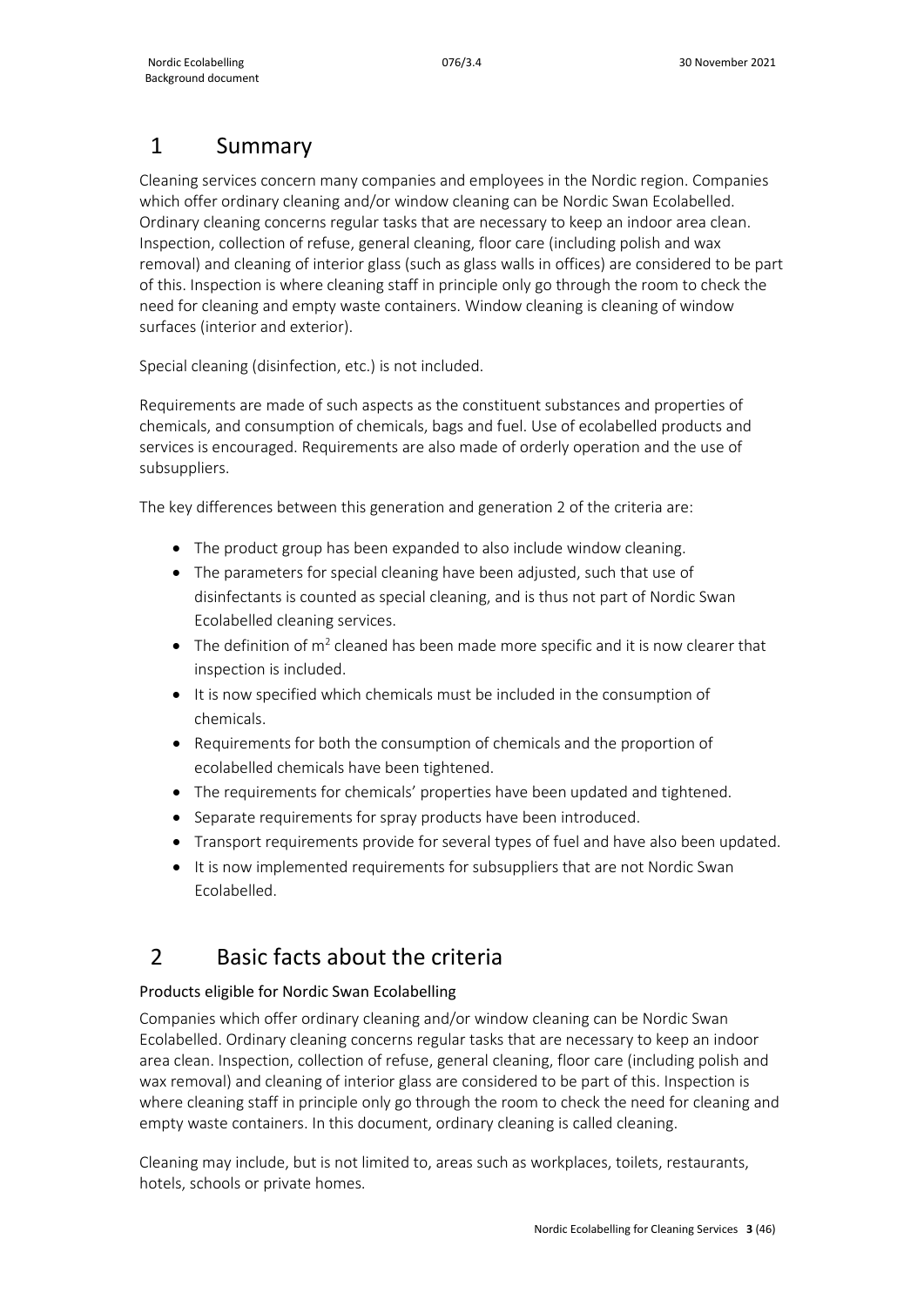# 1 Summary

Cleaning services concern many companies and employees in the Nordic region. Companies which offer ordinary cleaning and/or window cleaning can be Nordic Swan Ecolabelled. Ordinary cleaning concerns regular tasks that are necessary to keep an indoor area clean. Inspection, collection of refuse, general cleaning, floor care (including polish and wax removal) and cleaning of interior glass (such as glass walls in offices) are considered to be part of this. Inspection is where cleaning staff in principle only go through the room to check the need for cleaning and empty waste containers. Window cleaning is cleaning of window surfaces (interior and exterior).

Special cleaning (disinfection, etc.) is not included.

Requirements are made of such aspects as the constituent substances and properties of chemicals, and consumption of chemicals, bags and fuel. Use of ecolabelled products and services is encouraged. Requirements are also made of orderly operation and the use of subsuppliers.

The key differences between this generation and generation 2 of the criteria are:

- The product group has been expanded to also include window cleaning.
- The parameters for special cleaning have been adjusted, such that use of disinfectants is counted as special cleaning, and is thus not part of Nordic Swan Ecolabelled cleaning services.
- The definition of $m^2$ cleaned has been made more specific and it is now clearer that inspection is included.
- It is now specified which chemicals must be included in the consumption of chemicals.
- Requirements for both the consumption of chemicals and the proportion of ecolabelled chemicals have been tightened.
- The requirements for chemicals' properties have been updated and tightened.
- Separate requirements for spray products have been introduced.
- Transport requirements provide for several types of fuel and have also been updated.
- It is now implemented requirements for subsuppliers that are not Nordic Swan Ecolabelled.

# 2 Basic facts about the criteria

### Products eligible for Nordic Swan Ecolabelling

Companies which offer ordinary cleaning and/or window cleaning can be Nordic Swan Ecolabelled. Ordinary cleaning concerns regular tasks that are necessary to keep an indoor area clean. Inspection, collection of refuse, general cleaning, floor care (including polish and wax removal) and cleaning of interior glass are considered to be part of this. Inspection is where cleaning staff in principle only go through the room to check the need for cleaning and empty waste containers. In this document, ordinary cleaning is called cleaning.

Cleaning may include, but is not limited to, areas such as workplaces, toilets, restaurants, hotels, schools or private homes.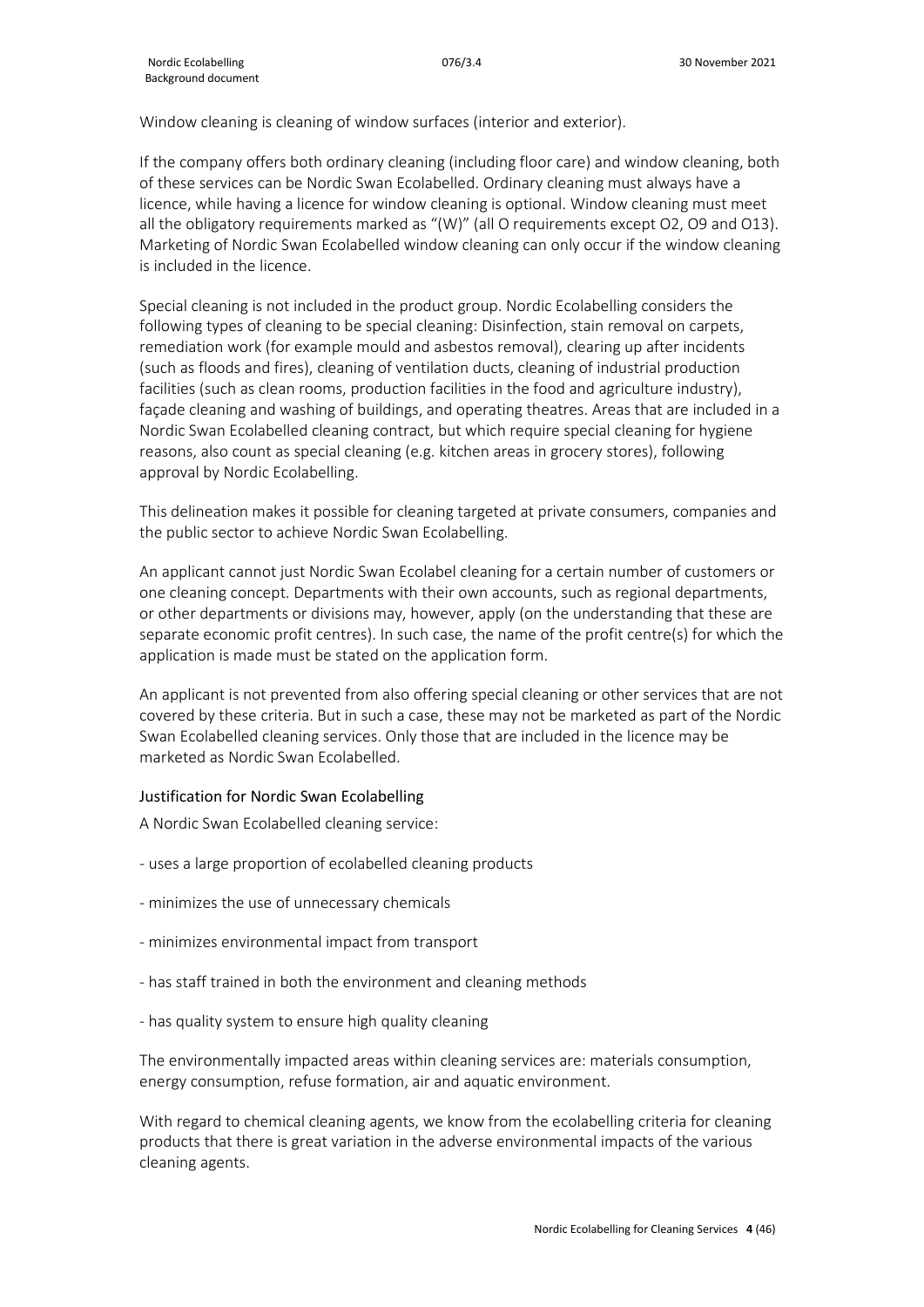Window cleaning is cleaning of window surfaces (interior and exterior).

If the company offers both ordinary cleaning (including floor care) and window cleaning, both of these services can be Nordic Swan Ecolabelled. Ordinary cleaning must always have a licence, while having a licence for window cleaning is optional. Window cleaning must meet all the obligatory requirements marked as "(W)" (all O requirements except O2, O9 and O13). Marketing of Nordic Swan Ecolabelled window cleaning can only occur if the window cleaning is included in the licence.

Special cleaning is not included in the product group. Nordic Ecolabelling considers the following types of cleaning to be special cleaning: Disinfection, stain removal on carpets, remediation work (for example mould and asbestos removal), clearing up after incidents (such as floods and fires), cleaning of ventilation ducts, cleaning of industrial production facilities (such as clean rooms, production facilities in the food and agriculture industry), façade cleaning and washing of buildings, and operating theatres. Areas that are included in a Nordic Swan Ecolabelled cleaning contract, but which require special cleaning for hygiene reasons, also count as special cleaning (e.g. kitchen areas in grocery stores), following approval by Nordic Ecolabelling.

This delineation makes it possible for cleaning targeted at private consumers, companies and the public sector to achieve Nordic Swan Ecolabelling.

An applicant cannot just Nordic Swan Ecolabel cleaning for a certain number of customers or one cleaning concept. Departments with their own accounts, such as regional departments, or other departments or divisions may, however, apply (on the understanding that these are separate economic profit centres). In such case, the name of the profit centre(s) for which the application is made must be stated on the application form.

An applicant is not prevented from also offering special cleaning or other services that are not covered by these criteria. But in such a case, these may not be marketed as part of the Nordic Swan Ecolabelled cleaning services. Only those that are included in the licence may be marketed as Nordic Swan Ecolabelled.

### Justification for Nordic Swan Ecolabelling

A Nordic Swan Ecolabelled cleaning service:

- uses a large proportion of ecolabelled cleaning products
- minimizes the use of unnecessary chemicals
- minimizes environmental impact from transport
- has staff trained in both the environment and cleaning methods
- has quality system to ensure high quality cleaning

The environmentally impacted areas within cleaning services are: materials consumption, energy consumption, refuse formation, air and aquatic environment.

With regard to chemical cleaning agents, we know from the ecolabelling criteria for cleaning products that there is great variation in the adverse environmental impacts of the various cleaning agents.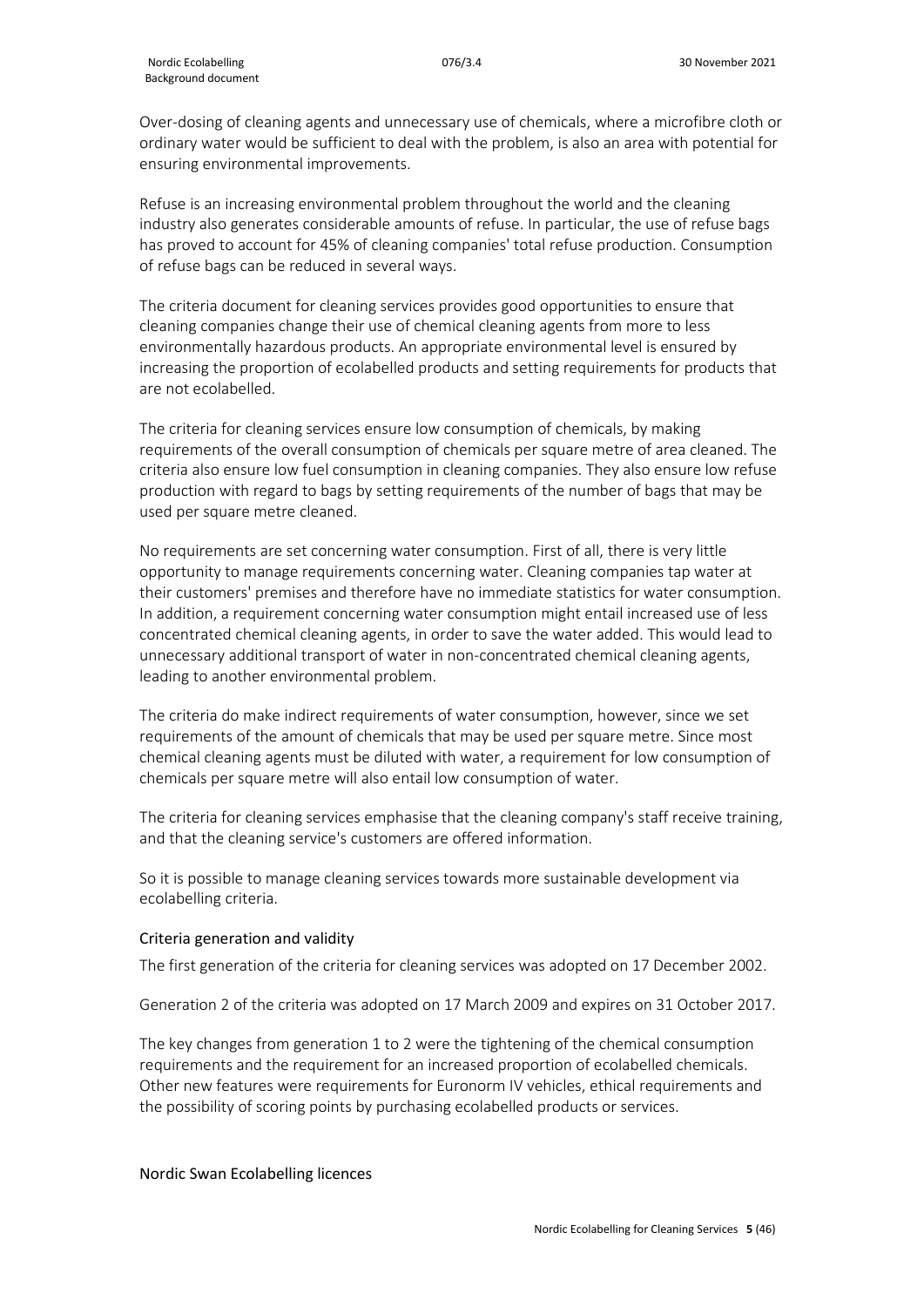Over-dosing of cleaning agents and unnecessary use of chemicals, where a microfibre cloth or ordinary water would be sufficient to deal with the problem, is also an area with potential for ensuring environmental improvements.

Refuse is an increasing environmental problem throughout the world and the cleaning industry also generates considerable amounts of refuse. In particular, the use of refuse bags has proved to account for 45% of cleaning companies' total refuse production. Consumption of refuse bags can be reduced in several ways.

The criteria document for cleaning services provides good opportunities to ensure that cleaning companies change their use of chemical cleaning agents from more to less environmentally hazardous products. An appropriate environmental level is ensured by increasing the proportion of ecolabelled products and setting requirements for products that are not ecolabelled.

The criteria for cleaning services ensure low consumption of chemicals, by making requirements of the overall consumption of chemicals per square metre of area cleaned. The criteria also ensure low fuel consumption in cleaning companies. They also ensure low refuse production with regard to bags by setting requirements of the number of bags that may be used per square metre cleaned.

No requirements are set concerning water consumption. First of all, there is very little opportunity to manage requirements concerning water. Cleaning companies tap water at their customers' premises and therefore have no immediate statistics for water consumption. In addition, a requirement concerning water consumption might entail increased use of less concentrated chemical cleaning agents, in order to save the water added. This would lead to unnecessary additional transport of water in non-concentrated chemical cleaning agents, leading to another environmental problem.

The criteria do make indirect requirements of water consumption, however, since we set requirements of the amount of chemicals that may be used per square metre. Since most chemical cleaning agents must be diluted with water, a requirement for low consumption of chemicals per square metre will also entail low consumption of water.

The criteria for cleaning services emphasise that the cleaning company's staff receive training, and that the cleaning service's customers are offered information.

So it is possible to manage cleaning services towards more sustainable development via ecolabelling criteria.

## Criteria generation and validity

The first generation of the criteria for cleaning services was adopted on 17 December 2002.

Generation 2 of the criteria was adopted on 17 March 2009 and expires on 31 October 2017.

The key changes from generation 1 to 2 were the tightening of the chemical consumption requirements and the requirement for an increased proportion of ecolabelled chemicals. Other new features were requirements for Euronorm IV vehicles, ethical requirements and the possibility of scoring points by purchasing ecolabelled products or services.

## Nordic Swan Ecolabelling licences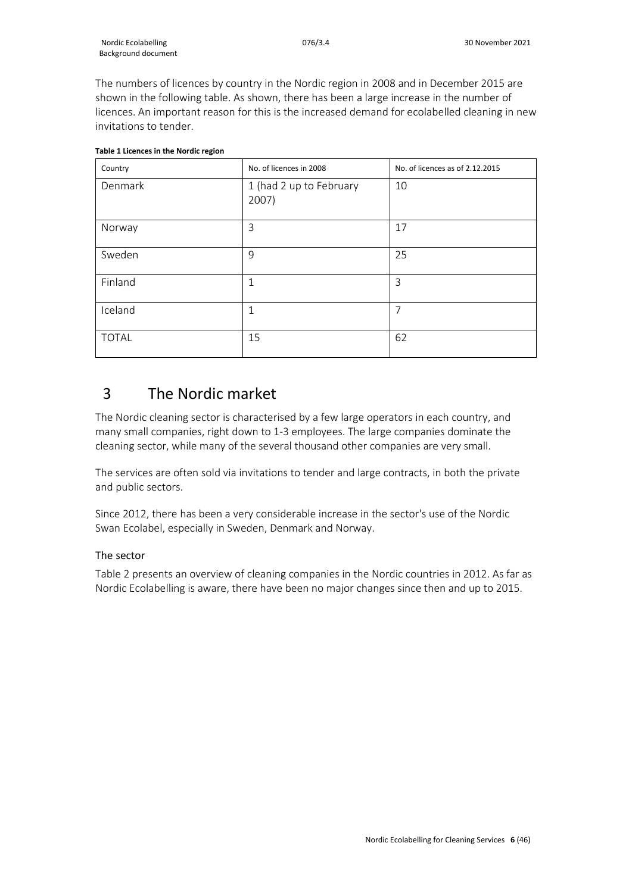The numbers of licences by country in the Nordic region in 2008 and in December 2015 are shown in the following table. As shown, there has been a large increase in the number of licences. An important reason for this is the increased demand for ecolabelled cleaning in new invitations to tender.

**Table 1 Licences in the Nordic region**

| Country | No. of licences in 2008 | No. of licences as of 2.12.2015 |
|---|---|---|
| Denmark | 1 (had 2 up to February 2007) | 10 |
| Norway | 3 | 17 |
| Sweden | 9 | 25 |
| Finland | 1 | 3 |
| Iceland | 1 | 7 |
| TOTAL | 15 | 62 |

# 3 The Nordic market

The Nordic cleaning sector is characterised by a few large operators in each country, and many small companies, right down to 1-3 employees. The large companies dominate the cleaning sector, while many of the several thousand other companies are very small.

The services are often sold via invitations to tender and large contracts, in both the private and public sectors.

Since 2012, there has been a very considerable increase in the sector's use of the Nordic Swan Ecolabel, especially in Sweden, Denmark and Norway.

### The sector

Table 2 presents an overview of cleaning companies in the Nordic countries in 2012. As far as Nordic Ecolabelling is aware, there have been no major changes since then and up to 2015.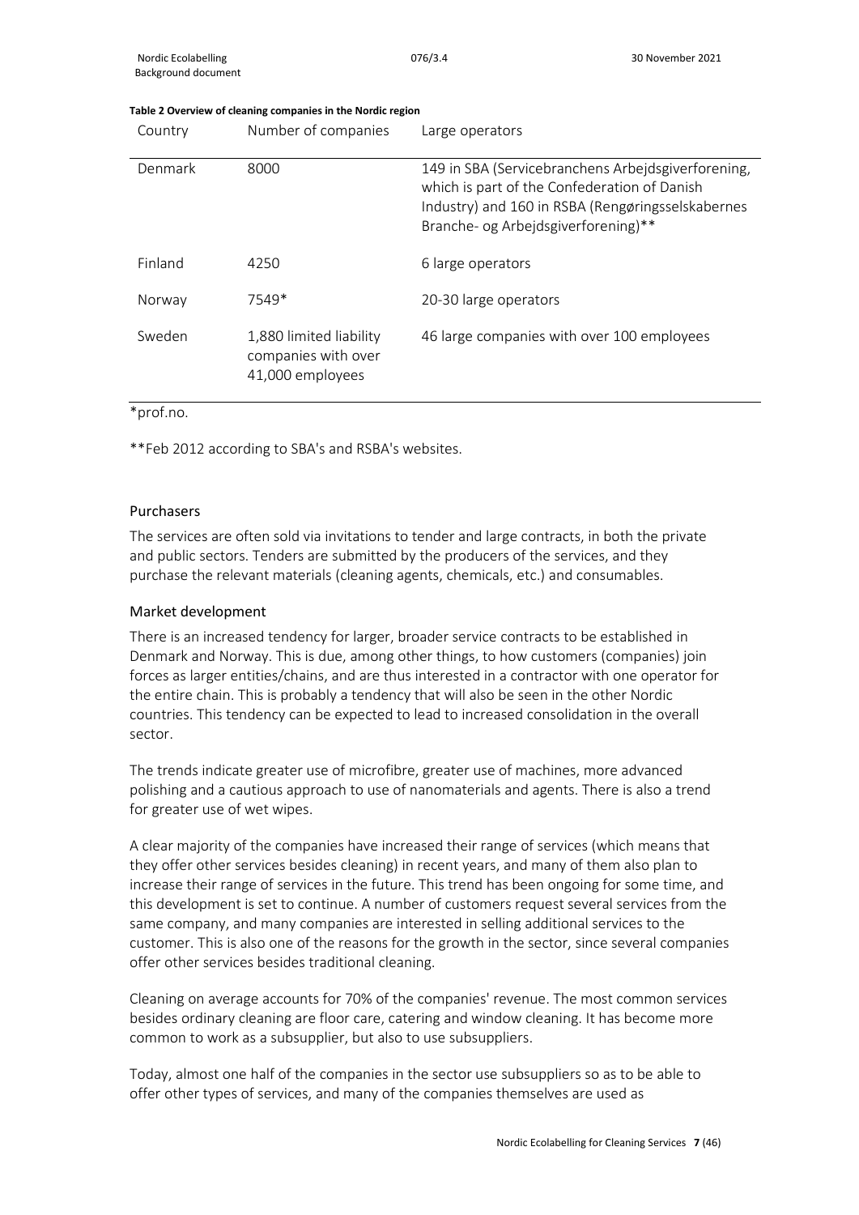**Table 2 Overview of cleaning companies in the Nordic region**

| Country | Number of companies | Large operators |
|---|---|---|
| Denmark | 8000 | 149 in SBA (Servicebranchens Arbejdsgiverforening, which is part of the Confederation of Danish Industry) and 160 in RSBA (Rengøringsselskabernes Branche- og Arbejdsgiverforening)** |
| Finland | 4250 | 6 large operators |
| Norway | 7549* | 20-30 large operators |
| Sweden | 1,880 limited liability companies with over 41,000 employees | 46 large companies with over 100 employees |

*prof.no.

**Feb 2012 according to SBA's and RSBA's websites.

### Purchasers

The services are often sold via invitations to tender and large contracts, in both the private and public sectors. Tenders are submitted by the producers of the services, and they purchase the relevant materials (cleaning agents, chemicals, etc.) and consumables.

### Market development

There is an increased tendency for larger, broader service contracts to be established in Denmark and Norway. This is due, among other things, to how customers (companies) join forces as larger entities/chains, and are thus interested in a contractor with one operator for the entire chain. This is probably a tendency that will also be seen in the other Nordic countries. This tendency can be expected to lead to increased consolidation in the overall sector.

The trends indicate greater use of microfibre, greater use of machines, more advanced polishing and a cautious approach to use of nanomaterials and agents. There is also a trend for greater use of wet wipes.

A clear majority of the companies have increased their range of services (which means that they offer other services besides cleaning) in recent years, and many of them also plan to increase their range of services in the future. This trend has been ongoing for some time, and this development is set to continue. A number of customers request several services from the same company, and many companies are interested in selling additional services to the customer. This is also one of the reasons for the growth in the sector, since several companies offer other services besides traditional cleaning.

Cleaning on average accounts for 70% of the companies' revenue. The most common services besides ordinary cleaning are floor care, catering and window cleaning. It has become more common to work as a subsupplier, but also to use subsuppliers.

Today, almost one half of the companies in the sector use subsuppliers so as to be able to offer other types of services, and many of the companies themselves are used as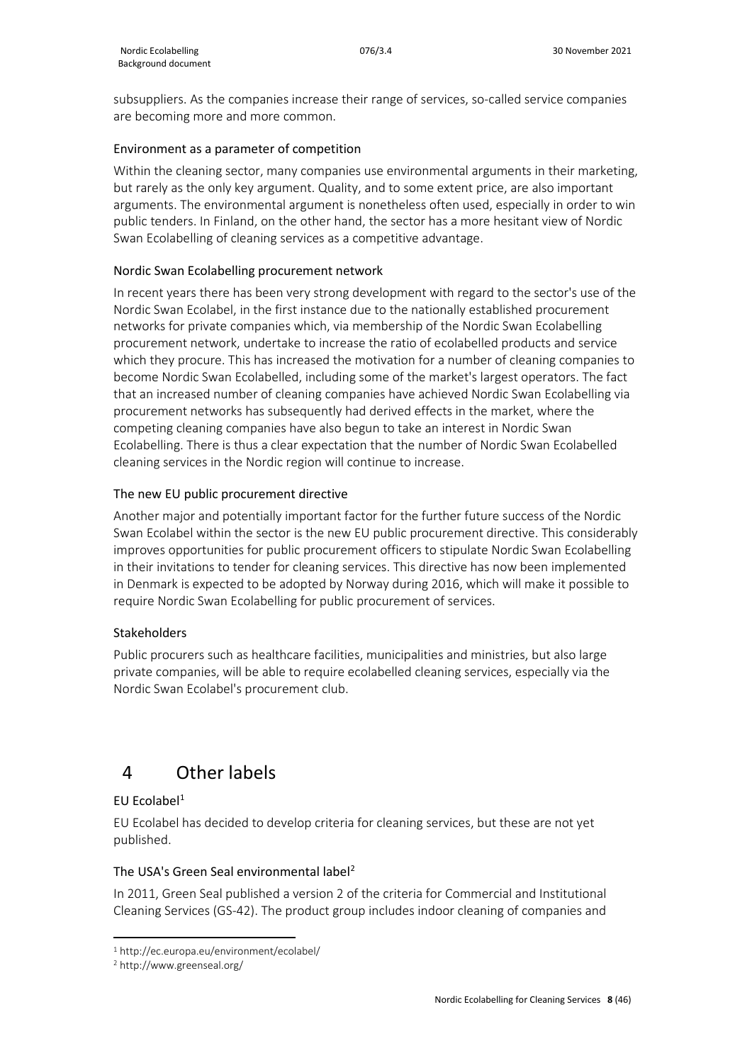subsuppliers. As the companies increase their range of services, so-called service companies are becoming more and more common.

### Environment as a parameter of competition

Within the cleaning sector, many companies use environmental arguments in their marketing, but rarely as the only key argument. Quality, and to some extent price, are also important arguments. The environmental argument is nonetheless often used, especially in order to win public tenders. In Finland, on the other hand, the sector has a more hesitant view of Nordic Swan Ecolabelling of cleaning services as a competitive advantage.

### Nordic Swan Ecolabelling procurement network

In recent years there has been very strong development with regard to the sector's use of the Nordic Swan Ecolabel, in the first instance due to the nationally established procurement networks for private companies which, via membership of the Nordic Swan Ecolabelling procurement network, undertake to increase the ratio of ecolabelled products and service which they procure. This has increased the motivation for a number of cleaning companies to become Nordic Swan Ecolabelled, including some of the market's largest operators. The fact that an increased number of cleaning companies have achieved Nordic Swan Ecolabelling via procurement networks has subsequently had derived effects in the market, where the competing cleaning companies have also begun to take an interest in Nordic Swan Ecolabelling. There is thus a clear expectation that the number of Nordic Swan Ecolabelled cleaning services in the Nordic region will continue to increase.

### The new EU public procurement directive

Another major and potentially important factor for the further future success of the Nordic Swan Ecolabel within the sector is the new EU public procurement directive. This considerably improves opportunities for public procurement officers to stipulate Nordic Swan Ecolabelling in their invitations to tender for cleaning services. This directive has now been implemented in Denmark is expected to be adopted by Norway during 2016, which will make it possible to require Nordic Swan Ecolabelling for public procurement of services.

### Stakeholders

Public procurers such as healthcare facilities, municipalities and ministries, but also large private companies, will be able to require ecolabelled cleaning services, especially via the Nordic Swan Ecolabel's procurement club.

# 4 Other labels

### EU Ecolabel[1]

EU Ecolabel has decided to develop criteria for cleaning services, but these are not yet published.

### The USA's Green Seal environmental label[2]

In 2011, Green Seal published a version 2 of the criteria for Commercial and Institutional Cleaning Services (GS-42). The product group includes indoor cleaning of companies and

[1] http://ec.europa.eu/environment/ecolabel/

[2] http://www.greenseal.org/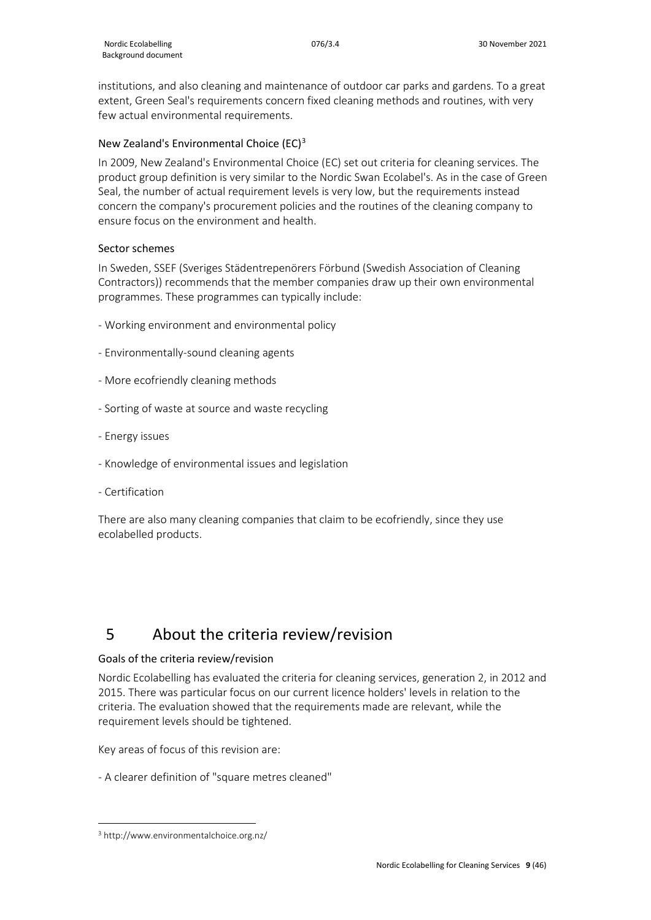institutions, and also cleaning and maintenance of outdoor car parks and gardens. To a great extent, Green Seal's requirements concern fixed cleaning methods and routines, with very few actual environmental requirements.

### New Zealand's Environmental Choice (EC)[3]

In 2009, New Zealand's Environmental Choice (EC) set out criteria for cleaning services. The product group definition is very similar to the Nordic Swan Ecolabel's. As in the case of Green Seal, the number of actual requirement levels is very low, but the requirements instead concern the company's procurement policies and the routines of the cleaning company to ensure focus on the environment and health.

### Sector schemes

In Sweden, SSEF (Sveriges Städentrepenörers Förbund (Swedish Association of Cleaning Contractors)) recommends that the member companies draw up their own environmental programmes. These programmes can typically include:

- Working environment and environmental policy
- Environmentally-sound cleaning agents
- More ecofriendly cleaning methods
- Sorting of waste at source and waste recycling
- Energy issues
- Knowledge of environmental issues and legislation
- Certification

There are also many cleaning companies that claim to be ecofriendly, since they use ecolabelled products.

# 5 About the criteria review/revision

### Goals of the criteria review/revision

Nordic Ecolabelling has evaluated the criteria for cleaning services, generation 2, in 2012 and 2015. There was particular focus on our current licence holders' levels in relation to the criteria. The evaluation showed that the requirements made are relevant, while the requirement levels should be tightened.

Key areas of focus of this revision are:

- A clearer definition of "square metres cleaned"

[3] http://www.environmentalchoice.org.nz/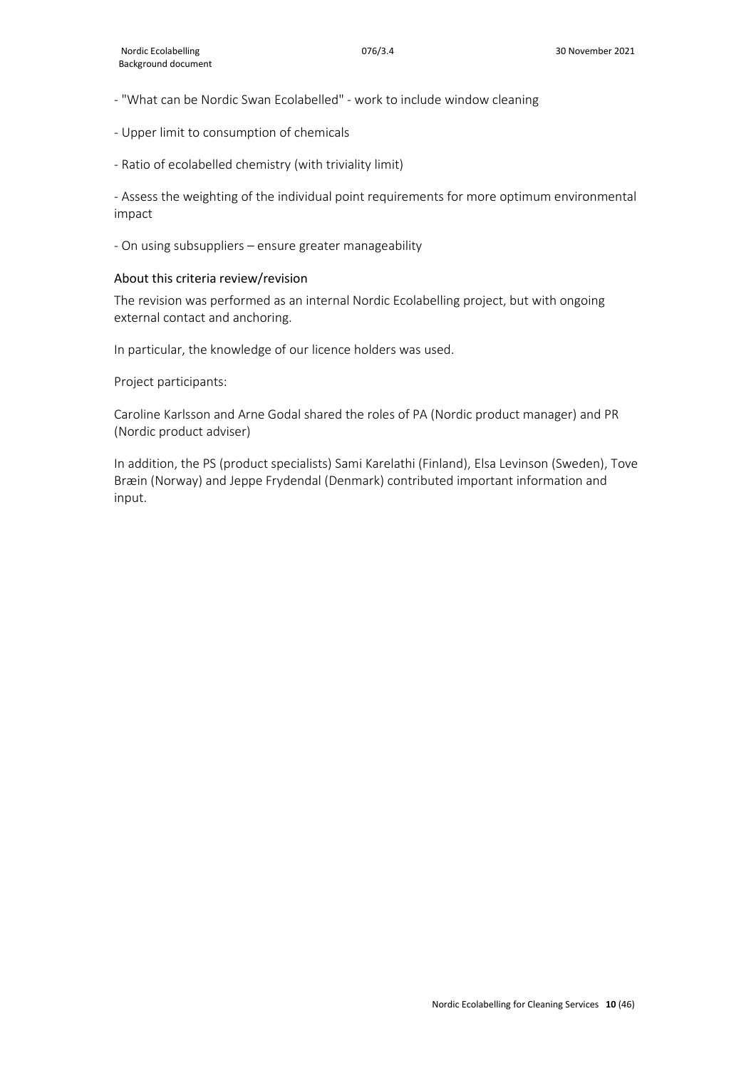- "What can be Nordic Swan Ecolabelled" - work to include window cleaning

- Upper limit to consumption of chemicals

- Ratio of ecolabelled chemistry (with triviality limit)

- Assess the weighting of the individual point requirements for more optimum environmental impact

- On using subsuppliers – ensure greater manageability

### About this criteria review/revision

The revision was performed as an internal Nordic Ecolabelling project, but with ongoing external contact and anchoring.

In particular, the knowledge of our licence holders was used.

Project participants:

Caroline Karlsson and Arne Godal shared the roles of PA (Nordic product manager) and PR (Nordic product adviser)

In addition, the PS (product specialists) Sami Karelathi (Finland), Elsa Levinson (Sweden), Tove Bræin (Norway) and Jeppe Frydendal (Denmark) contributed important information and input.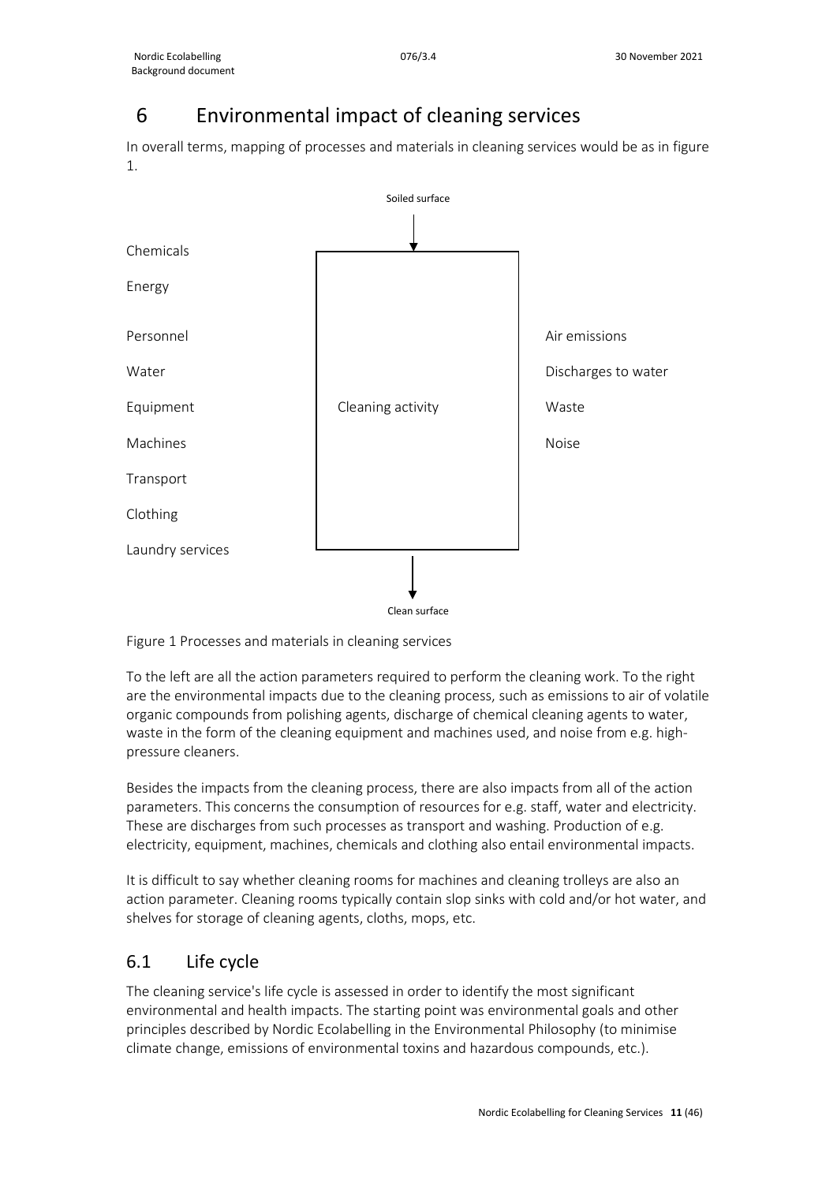# 6 Environmental impact of cleaning services

In overall terms, mapping of processes and materials in cleaning services would be as in figure 1.

Soiled surface

| Inputs | Process | Outputs |
|---|---|---|
| Chemicals | Cleaning activity | Air emissions |
| Energy | | Discharges to water |
| Personnel | | Waste |
| Water | | Noise |
| Equipment | | |
| Machines | | |
| Transport | | |
| Clothing | | |
| Laundry services | | |

Clean surface

Figure 1 Processes and materials in cleaning services

To the left are all the action parameters required to perform the cleaning work. To the right are the environmental impacts due to the cleaning process, such as emissions to air of volatile organic compounds from polishing agents, discharge of chemical cleaning agents to water, waste in the form of the cleaning equipment and machines used, and noise from e.g. high-pressure cleaners.

Besides the impacts from the cleaning process, there are also impacts from all of the action parameters. This concerns the consumption of resources for e.g. staff, water and electricity. These are discharges from such processes as transport and washing. Production of e.g. electricity, equipment, machines, chemicals and clothing also entail environmental impacts.

It is difficult to say whether cleaning rooms for machines and cleaning trolleys are also an action parameter. Cleaning rooms typically contain slop sinks with cold and/or hot water, and shelves for storage of cleaning agents, cloths, mops, etc.

## 6.1 Life cycle

The cleaning service's life cycle is assessed in order to identify the most significant environmental and health impacts. The starting point was environmental goals and other principles described by Nordic Ecolabelling in the Environmental Philosophy (to minimise climate change, emissions of environmental toxins and hazardous compounds, etc.).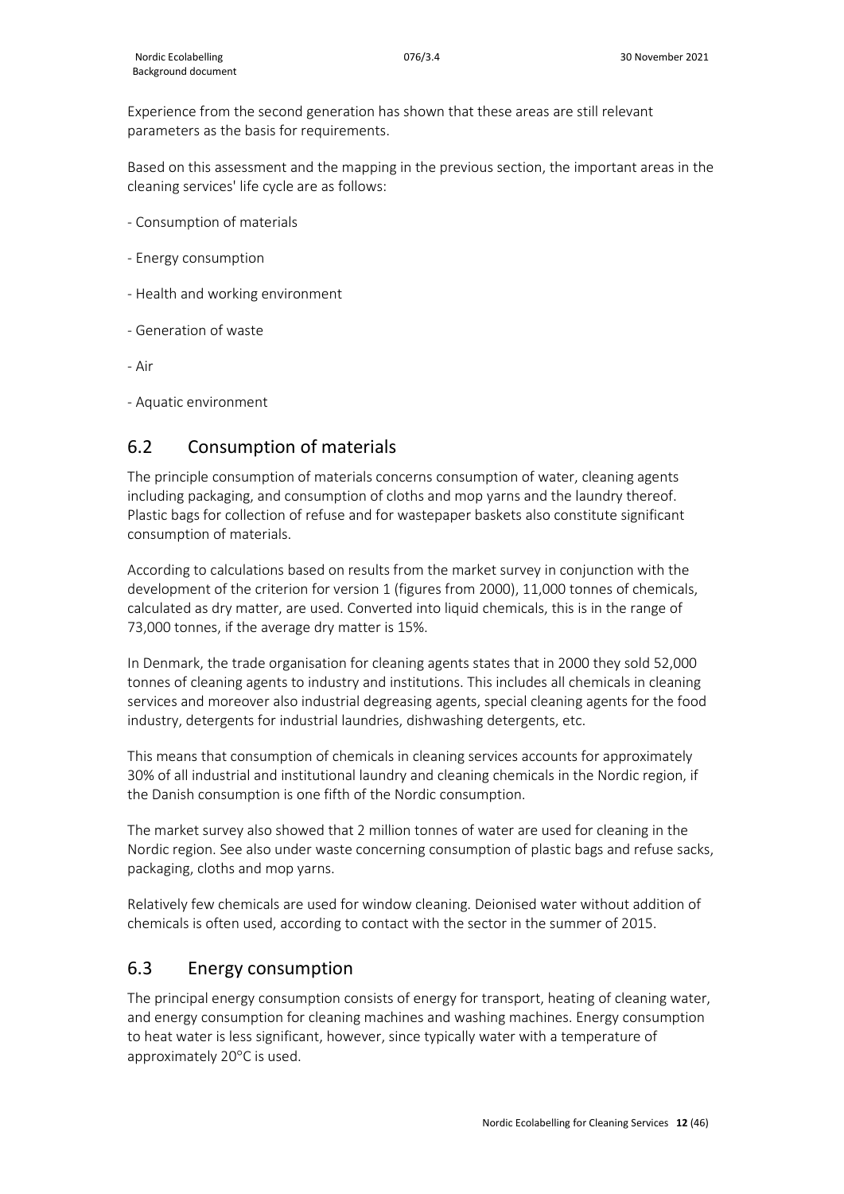Experience from the second generation has shown that these areas are still relevant parameters as the basis for requirements.

Based on this assessment and the mapping in the previous section, the important areas in the cleaning services' life cycle are as follows:

- Consumption of materials
- Energy consumption
- Health and working environment
- Generation of waste
- Air
- Aquatic environment

## 6.2 Consumption of materials

The principle consumption of materials concerns consumption of water, cleaning agents including packaging, and consumption of cloths and mop yarns and the laundry thereof. Plastic bags for collection of refuse and for wastepaper baskets also constitute significant consumption of materials.

According to calculations based on results from the market survey in conjunction with the development of the criterion for version 1 (figures from 2000), 11,000 tonnes of chemicals, calculated as dry matter, are used. Converted into liquid chemicals, this is in the range of 73,000 tonnes, if the average dry matter is 15%.

In Denmark, the trade organisation for cleaning agents states that in 2000 they sold 52,000 tonnes of cleaning agents to industry and institutions. This includes all chemicals in cleaning services and moreover also industrial degreasing agents, special cleaning agents for the food industry, detergents for industrial laundries, dishwashing detergents, etc.

This means that consumption of chemicals in cleaning services accounts for approximately 30% of all industrial and institutional laundry and cleaning chemicals in the Nordic region, if the Danish consumption is one fifth of the Nordic consumption.

The market survey also showed that 2 million tonnes of water are used for cleaning in the Nordic region. See also under waste concerning consumption of plastic bags and refuse sacks, packaging, cloths and mop yarns.

Relatively few chemicals are used for window cleaning. Deionised water without addition of chemicals is often used, according to contact with the sector in the summer of 2015.

## 6.3 Energy consumption

The principal energy consumption consists of energy for transport, heating of cleaning water, and energy consumption for cleaning machines and washing machines. Energy consumption to heat water is less significant, however, since typically water with a temperature of approximately 20°C is used.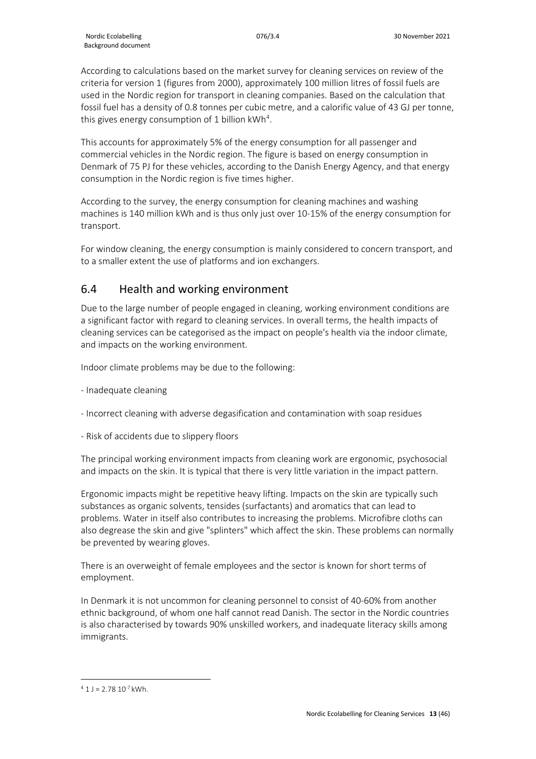According to calculations based on the market survey for cleaning services on review of the criteria for version 1 (figures from 2000), approximately 100 million litres of fossil fuels are used in the Nordic region for transport in cleaning companies. Based on the calculation that fossil fuel has a density of 0.8 tonnes per cubic metre, and a calorific value of 43 GJ per tonne, this gives energy consumption of 1 billion kWh[4].

This accounts for approximately 5% of the energy consumption for all passenger and commercial vehicles in the Nordic region. The figure is based on energy consumption in Denmark of 75 PJ for these vehicles, according to the Danish Energy Agency, and that energy consumption in the Nordic region is five times higher.

According to the survey, the energy consumption for cleaning machines and washing machines is 140 million kWh and is thus only just over 10-15% of the energy consumption for transport.

For window cleaning, the energy consumption is mainly considered to concern transport, and to a smaller extent the use of platforms and ion exchangers.

## 6.4 Health and working environment

Due to the large number of people engaged in cleaning, working environment conditions are a significant factor with regard to cleaning services. In overall terms, the health impacts of cleaning services can be categorised as the impact on people's health via the indoor climate, and impacts on the working environment.

Indoor climate problems may be due to the following:

- Inadequate cleaning

- Incorrect cleaning with adverse degasification and contamination with soap residues

- Risk of accidents due to slippery floors

The principal working environment impacts from cleaning work are ergonomic, psychosocial and impacts on the skin. It is typical that there is very little variation in the impact pattern.

Ergonomic impacts might be repetitive heavy lifting. Impacts on the skin are typically such substances as organic solvents, tensides (surfactants) and aromatics that can lead to problems. Water in itself also contributes to increasing the problems. Microfibre cloths can also degrease the skin and give "splinters" which affect the skin. These problems can normally be prevented by wearing gloves.

There is an overweight of female employees and the sector is known for short terms of employment.

In Denmark it is not uncommon for cleaning personnel to consist of 40-60% from another ethnic background, of whom one half cannot read Danish. The sector in the Nordic countries is also characterised by towards 90% unskilled workers, and inadequate literacy skills among immigrants.

---

[4] $1 \text{ J} = 2.78 \cdot 10^{-7}$ kWh.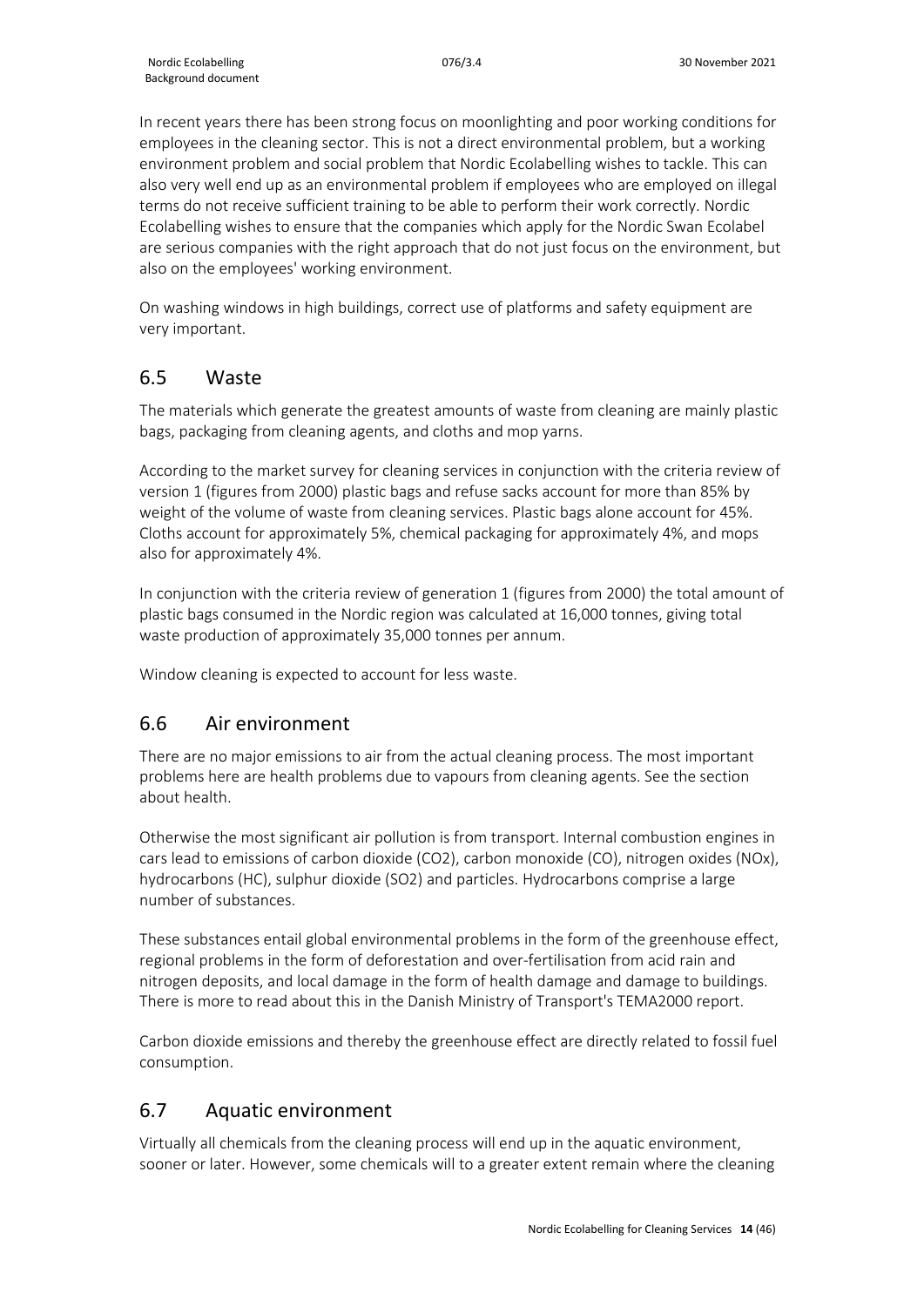In recent years there has been strong focus on moonlighting and poor working conditions for employees in the cleaning sector. This is not a direct environmental problem, but a working environment problem and social problem that Nordic Ecolabelling wishes to tackle. This can also very well end up as an environmental problem if employees who are employed on illegal terms do not receive sufficient training to be able to perform their work correctly. Nordic Ecolabelling wishes to ensure that the companies which apply for the Nordic Swan Ecolabel are serious companies with the right approach that do not just focus on the environment, but also on the employees' working environment.

On washing windows in high buildings, correct use of platforms and safety equipment are very important.

## 6.5 Waste

The materials which generate the greatest amounts of waste from cleaning are mainly plastic bags, packaging from cleaning agents, and cloths and mop yarns.

According to the market survey for cleaning services in conjunction with the criteria review of version 1 (figures from 2000) plastic bags and refuse sacks account for more than 85% by weight of the volume of waste from cleaning services. Plastic bags alone account for 45%. Cloths account for approximately 5%, chemical packaging for approximately 4%, and mops also for approximately 4%.

In conjunction with the criteria review of generation 1 (figures from 2000) the total amount of plastic bags consumed in the Nordic region was calculated at 16,000 tonnes, giving total waste production of approximately 35,000 tonnes per annum.

Window cleaning is expected to account for less waste.

## 6.6 Air environment

There are no major emissions to air from the actual cleaning process. The most important problems here are health problems due to vapours from cleaning agents. See the section about health.

Otherwise the most significant air pollution is from transport. Internal combustion engines in cars lead to emissions of carbon dioxide ($CO_2$), carbon monoxide (CO), nitrogen oxides ($NO_x$), hydrocarbons (HC), sulphur dioxide ($SO_2$) and particles. Hydrocarbons comprise a large number of substances.

These substances entail global environmental problems in the form of the greenhouse effect, regional problems in the form of deforestation and over-fertilisation from acid rain and nitrogen deposits, and local damage in the form of health damage and damage to buildings. There is more to read about this in the Danish Ministry of Transport's TEMA2000 report.

Carbon dioxide emissions and thereby the greenhouse effect are directly related to fossil fuel consumption.

## 6.7 Aquatic environment

Virtually all chemicals from the cleaning process will end up in the aquatic environment, sooner or later. However, some chemicals will to a greater extent remain where the cleaning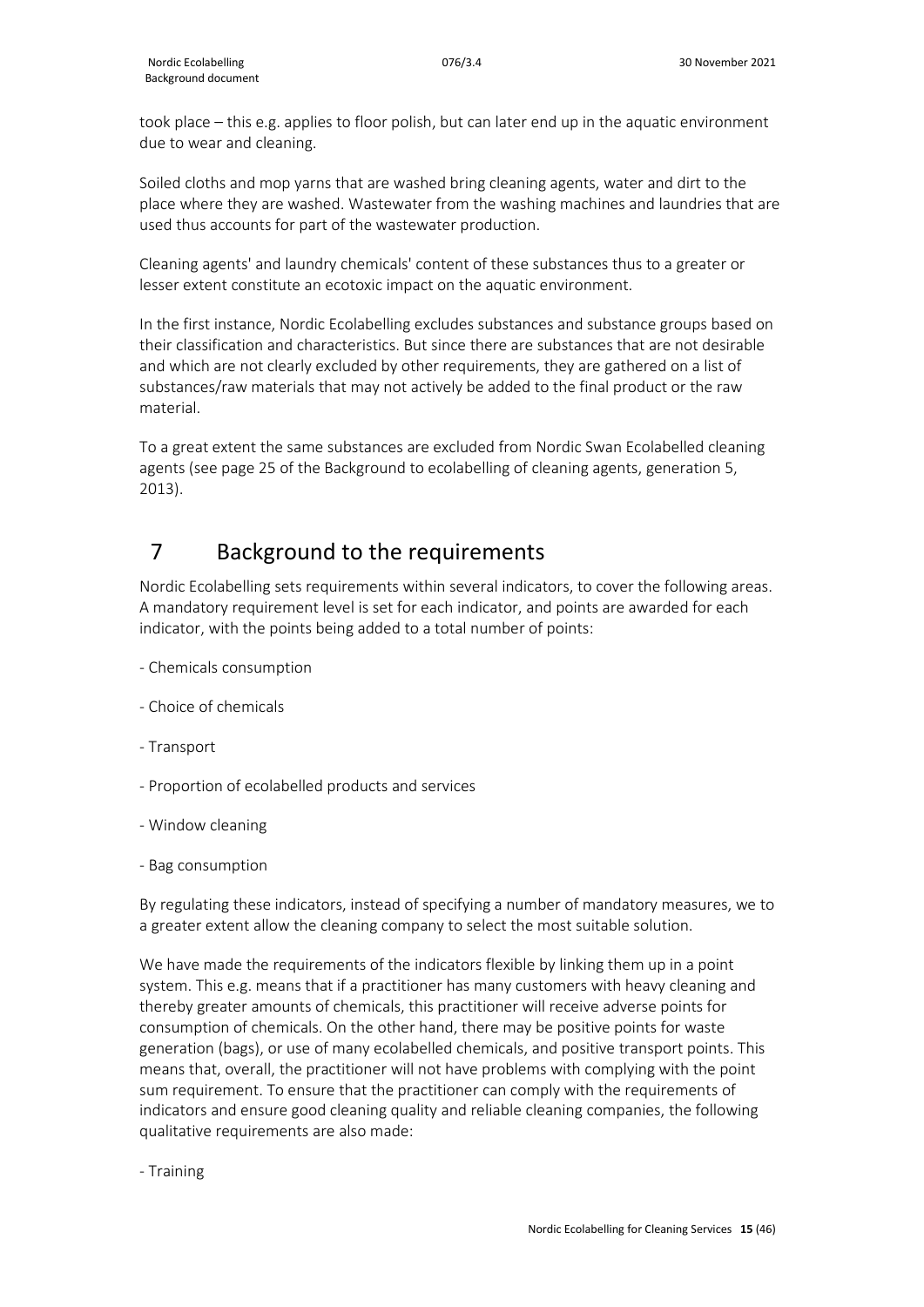took place – this e.g. applies to floor polish, but can later end up in the aquatic environment due to wear and cleaning.

Soiled cloths and mop yarns that are washed bring cleaning agents, water and dirt to the place where they are washed. Wastewater from the washing machines and laundries that are used thus accounts for part of the wastewater production.

Cleaning agents' and laundry chemicals' content of these substances thus to a greater or lesser extent constitute an ecotoxic impact on the aquatic environment.

In the first instance, Nordic Ecolabelling excludes substances and substance groups based on their classification and characteristics. But since there are substances that are not desirable and which are not clearly excluded by other requirements, they are gathered on a list of substances/raw materials that may not actively be added to the final product or the raw material.

To a great extent the same substances are excluded from Nordic Swan Ecolabelled cleaning agents (see page 25 of the Background to ecolabelling of cleaning agents, generation 5, 2013).

# 7 Background to the requirements

Nordic Ecolabelling sets requirements within several indicators, to cover the following areas. A mandatory requirement level is set for each indicator, and points are awarded for each indicator, with the points being added to a total number of points:

- Chemicals consumption
- Choice of chemicals
- Transport
- Proportion of ecolabelled products and services
- Window cleaning
- Bag consumption

By regulating these indicators, instead of specifying a number of mandatory measures, we to a greater extent allow the cleaning company to select the most suitable solution.

We have made the requirements of the indicators flexible by linking them up in a point system. This e.g. means that if a practitioner has many customers with heavy cleaning and thereby greater amounts of chemicals, this practitioner will receive adverse points for consumption of chemicals. On the other hand, there may be positive points for waste generation (bags), or use of many ecolabelled chemicals, and positive transport points. This means that, overall, the practitioner will not have problems with complying with the point sum requirement. To ensure that the practitioner can comply with the requirements of indicators and ensure good cleaning quality and reliable cleaning companies, the following qualitative requirements are also made:

- Training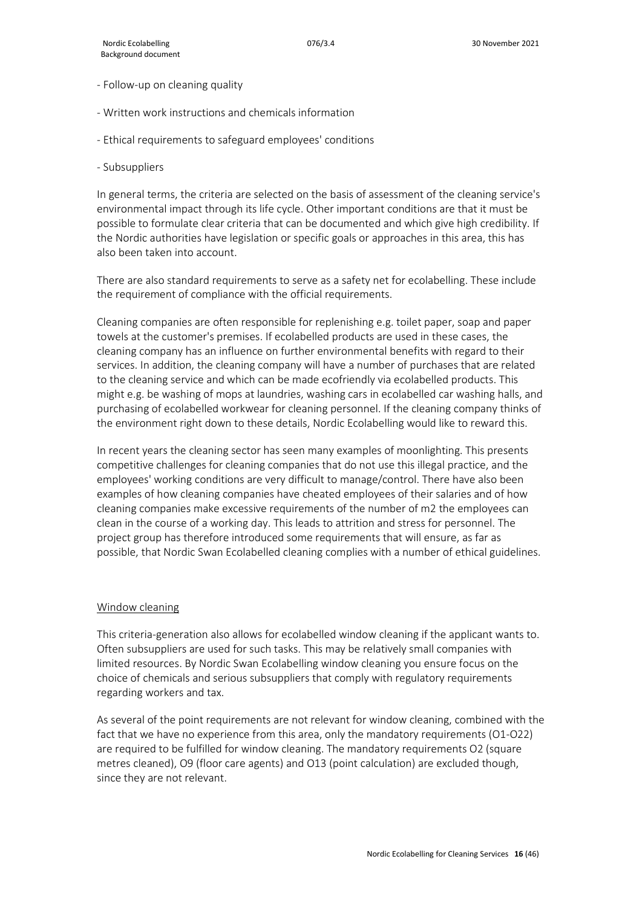- Follow-up on cleaning quality

- Written work instructions and chemicals information

- Ethical requirements to safeguard employees' conditions

- Subsuppliers

In general terms, the criteria are selected on the basis of assessment of the cleaning service's environmental impact through its life cycle. Other important conditions are that it must be possible to formulate clear criteria that can be documented and which give high credibility. If the Nordic authorities have legislation or specific goals or approaches in this area, this has also been taken into account.

There are also standard requirements to serve as a safety net for ecolabelling. These include the requirement of compliance with the official requirements.

Cleaning companies are often responsible for replenishing e.g. toilet paper, soap and paper towels at the customer's premises. If ecolabelled products are used in these cases, the cleaning company has an influence on further environmental benefits with regard to their services. In addition, the cleaning company will have a number of purchases that are related to the cleaning service and which can be made ecofriendly via ecolabelled products. This might e.g. be washing of mops at laundries, washing cars in ecolabelled car washing halls, and purchasing of ecolabelled workwear for cleaning personnel. If the cleaning company thinks of the environment right down to these details, Nordic Ecolabelling would like to reward this.

In recent years the cleaning sector has seen many examples of moonlighting. This presents competitive challenges for cleaning companies that do not use this illegal practice, and the employees' working conditions are very difficult to manage/control. There have also been examples of how cleaning companies have cheated employees of their salaries and of how cleaning companies make excessive requirements of the number of m2 the employees can clean in the course of a working day. This leads to attrition and stress for personnel. The project group has therefore introduced some requirements that will ensure, as far as possible, that Nordic Swan Ecolabelled cleaning complies with a number of ethical guidelines.

## Window cleaning

This criteria-generation also allows for ecolabelled window cleaning if the applicant wants to. Often subsuppliers are used for such tasks. This may be relatively small companies with limited resources. By Nordic Swan Ecolabelling window cleaning you ensure focus on the choice of chemicals and serious subsuppliers that comply with regulatory requirements regarding workers and tax.

As several of the point requirements are not relevant for window cleaning, combined with the fact that we have no experience from this area, only the mandatory requirements (O1-O22) are required to be fulfilled for window cleaning. The mandatory requirements O2 (square metres cleaned), O9 (floor care agents) and O13 (point calculation) are excluded though, since they are not relevant.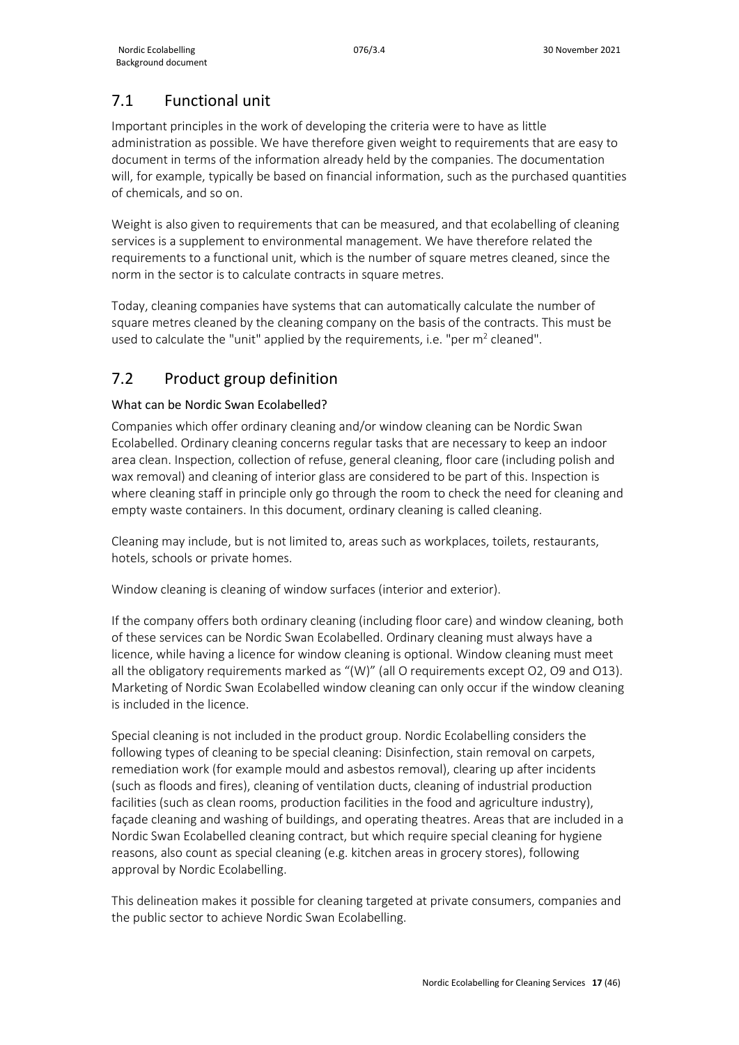## 7.1 Functional unit

Important principles in the work of developing the criteria were to have as little administration as possible. We have therefore given weight to requirements that are easy to document in terms of the information already held by the companies. The documentation will, for example, typically be based on financial information, such as the purchased quantities of chemicals, and so on.

Weight is also given to requirements that can be measured, and that ecolabelling of cleaning services is a supplement to environmental management. We have therefore related the requirements to a functional unit, which is the number of square metres cleaned, since the norm in the sector is to calculate contracts in square metres.

Today, cleaning companies have systems that can automatically calculate the number of square metres cleaned by the cleaning company on the basis of the contracts. This must be used to calculate the "unit" applied by the requirements, i.e. "per $m^2$ cleaned".

## 7.2 Product group definition

### What can be Nordic Swan Ecolabelled?

Companies which offer ordinary cleaning and/or window cleaning can be Nordic Swan Ecolabelled. Ordinary cleaning concerns regular tasks that are necessary to keep an indoor area clean. Inspection, collection of refuse, general cleaning, floor care (including polish and wax removal) and cleaning of interior glass are considered to be part of this. Inspection is where cleaning staff in principle only go through the room to check the need for cleaning and empty waste containers. In this document, ordinary cleaning is called cleaning.

Cleaning may include, but is not limited to, areas such as workplaces, toilets, restaurants, hotels, schools or private homes.

Window cleaning is cleaning of window surfaces (interior and exterior).

If the company offers both ordinary cleaning (including floor care) and window cleaning, both of these services can be Nordic Swan Ecolabelled. Ordinary cleaning must always have a licence, while having a licence for window cleaning is optional. Window cleaning must meet all the obligatory requirements marked as "(W)" (all O requirements except O2, O9 and O13). Marketing of Nordic Swan Ecolabelled window cleaning can only occur if the window cleaning is included in the licence.

Special cleaning is not included in the product group. Nordic Ecolabelling considers the following types of cleaning to be special cleaning: Disinfection, stain removal on carpets, remediation work (for example mould and asbestos removal), clearing up after incidents (such as floods and fires), cleaning of ventilation ducts, cleaning of industrial production facilities (such as clean rooms, production facilities in the food and agriculture industry), façade cleaning and washing of buildings, and operating theatres. Areas that are included in a Nordic Swan Ecolabelled cleaning contract, but which require special cleaning for hygiene reasons, also count as special cleaning (e.g. kitchen areas in grocery stores), following approval by Nordic Ecolabelling.

This delineation makes it possible for cleaning targeted at private consumers, companies and the public sector to achieve Nordic Swan Ecolabelling.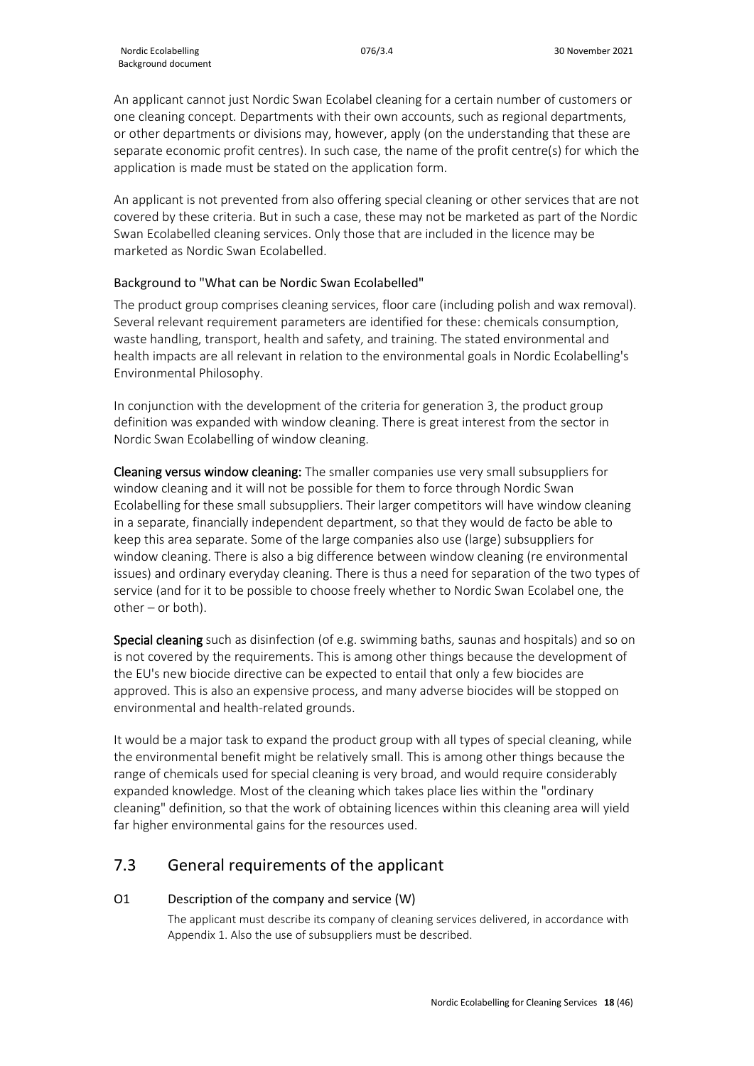An applicant cannot just Nordic Swan Ecolabel cleaning for a certain number of customers or one cleaning concept. Departments with their own accounts, such as regional departments, or other departments or divisions may, however, apply (on the understanding that these are separate economic profit centres). In such case, the name of the profit centre(s) for which the application is made must be stated on the application form.

An applicant is not prevented from also offering special cleaning or other services that are not covered by these criteria. But in such a case, these may not be marketed as part of the Nordic Swan Ecolabelled cleaning services. Only those that are included in the licence may be marketed as Nordic Swan Ecolabelled.

### Background to "What can be Nordic Swan Ecolabelled"

The product group comprises cleaning services, floor care (including polish and wax removal). Several relevant requirement parameters are identified for these: chemicals consumption, waste handling, transport, health and safety, and training. The stated environmental and health impacts are all relevant in relation to the environmental goals in Nordic Ecolabelling's Environmental Philosophy.

In conjunction with the development of the criteria for generation 3, the product group definition was expanded with window cleaning. There is great interest from the sector in Nordic Swan Ecolabelling of window cleaning.

**Cleaning versus window cleaning:** The smaller companies use very small subsuppliers for window cleaning and it will not be possible for them to force through Nordic Swan Ecolabelling for these small subsuppliers. Their larger competitors will have window cleaning in a separate, financially independent department, so that they would de facto be able to keep this area separate. Some of the large companies also use (large) subsuppliers for window cleaning. There is also a big difference between window cleaning (re environmental issues) and ordinary everyday cleaning. There is thus a need for separation of the two types of service (and for it to be possible to choose freely whether to Nordic Swan Ecolabel one, the other – or both).

**Special cleaning** such as disinfection (of e.g. swimming baths, saunas and hospitals) and so on is not covered by the requirements. This is among other things because the development of the EU's new biocide directive can be expected to entail that only a few biocides are approved. This is also an expensive process, and many adverse biocides will be stopped on environmental and health-related grounds.

It would be a major task to expand the product group with all types of special cleaning, while the environmental benefit might be relatively small. This is among other things because the range of chemicals used for special cleaning is very broad, and would require considerably expanded knowledge. Most of the cleaning which takes place lies within the "ordinary cleaning" definition, so that the work of obtaining licences within this cleaning area will yield far higher environmental gains for the resources used.

## 7.3 General requirements of the applicant

### O1 Description of the company and service (W)

The applicant must describe its company of cleaning services delivered, in accordance with Appendix 1. Also the use of subsuppliers must be described.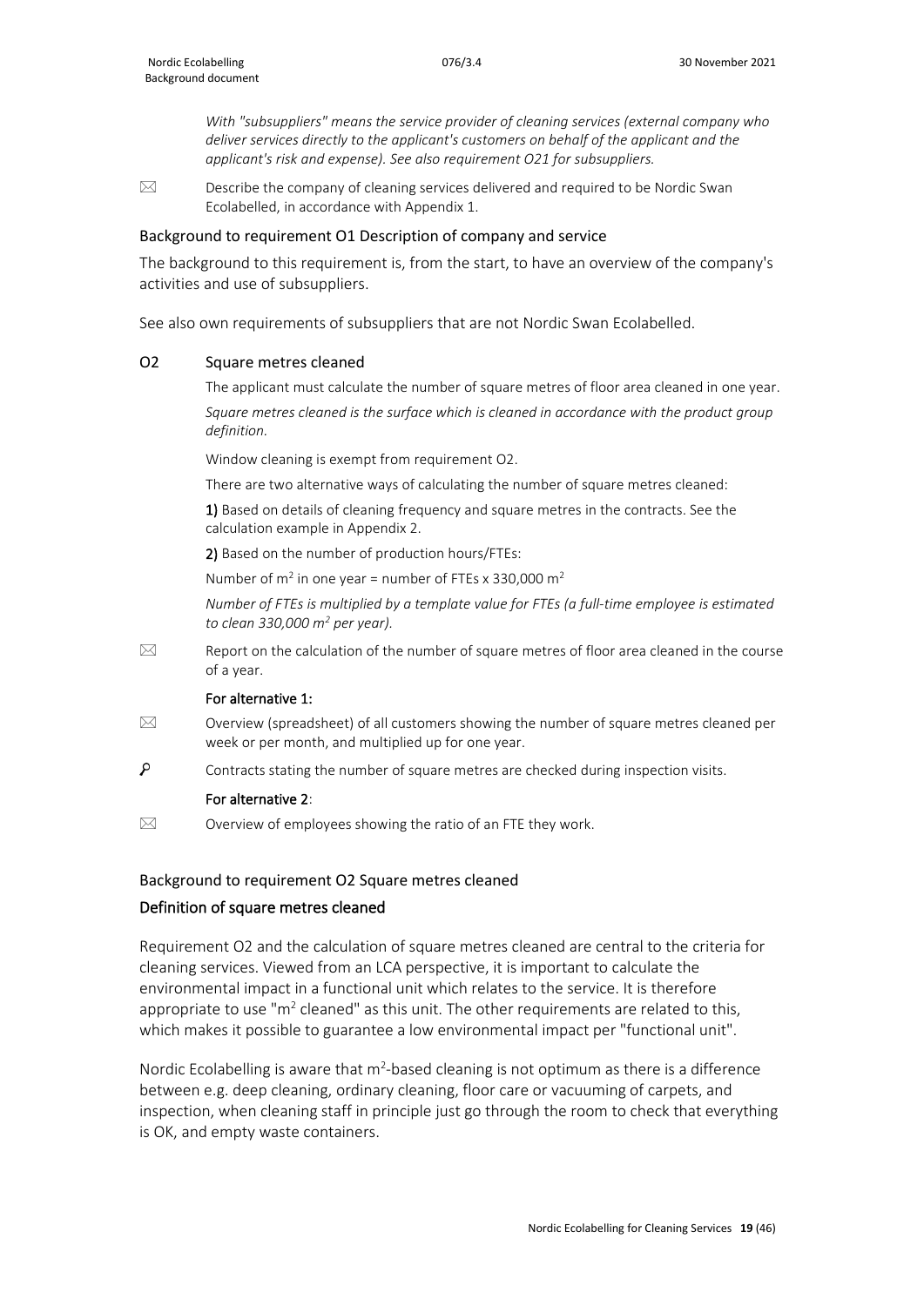*With "subsuppliers" means the service provider of cleaning services (external company who deliver services directly to the applicant's customers on behalf of the applicant and the applicant's risk and expense). See also requirement O21 for subsuppliers.*

☒ Describe the company of cleaning services delivered and required to be Nordic Swan Ecolabelled, in accordance with Appendix 1.

### Background to requirement O1 Description of company and service

The background to this requirement is, from the start, to have an overview of the company's activities and use of subsuppliers.

See also own requirements of subsuppliers that are not Nordic Swan Ecolabelled.

### O2 Square metres cleaned

The applicant must calculate the number of square metres of floor area cleaned in one year.

*Square metres cleaned is the surface which is cleaned in accordance with the product group definition.*

Window cleaning is exempt from requirement O2.

There are two alternative ways of calculating the number of square metres cleaned:

**1)** Based on details of cleaning frequency and square metres in the contracts. See the calculation example in Appendix 2.

**2)** Based on the number of production hours/FTEs:

Number of $m^2$ in one year = number of FTEs x 330,000 $m^2$

*Number of FTEs is multiplied by a template value for FTEs (a full-time employee is estimated to clean 330,000 $m^2$ per year).*

☒ Report on the calculation of the number of square metres of floor area cleaned in the course of a year.

**For alternative 1:**

☒ Overview (spreadsheet) of all customers showing the number of square metres cleaned per week or per month, and multiplied up for one year.

⚲ Contracts stating the number of square metres are checked during inspection visits.

**For alternative 2**:

☒ Overview of employees showing the ratio of an FTE they work.

### Background to requirement O2 Square metres cleaned

#### Definition of square metres cleaned

Requirement O2 and the calculation of square metres cleaned are central to the criteria for cleaning services. Viewed from an LCA perspective, it is important to calculate the environmental impact in a functional unit which relates to the service. It is therefore appropriate to use "$m^2$ cleaned" as this unit. The other requirements are related to this, which makes it possible to guarantee a low environmental impact per "functional unit".

Nordic Ecolabelling is aware that $m^2$-based cleaning is not optimum as there is a difference between e.g. deep cleaning, ordinary cleaning, floor care or vacuuming of carpets, and inspection, when cleaning staff in principle just go through the room to check that everything is OK, and empty waste containers.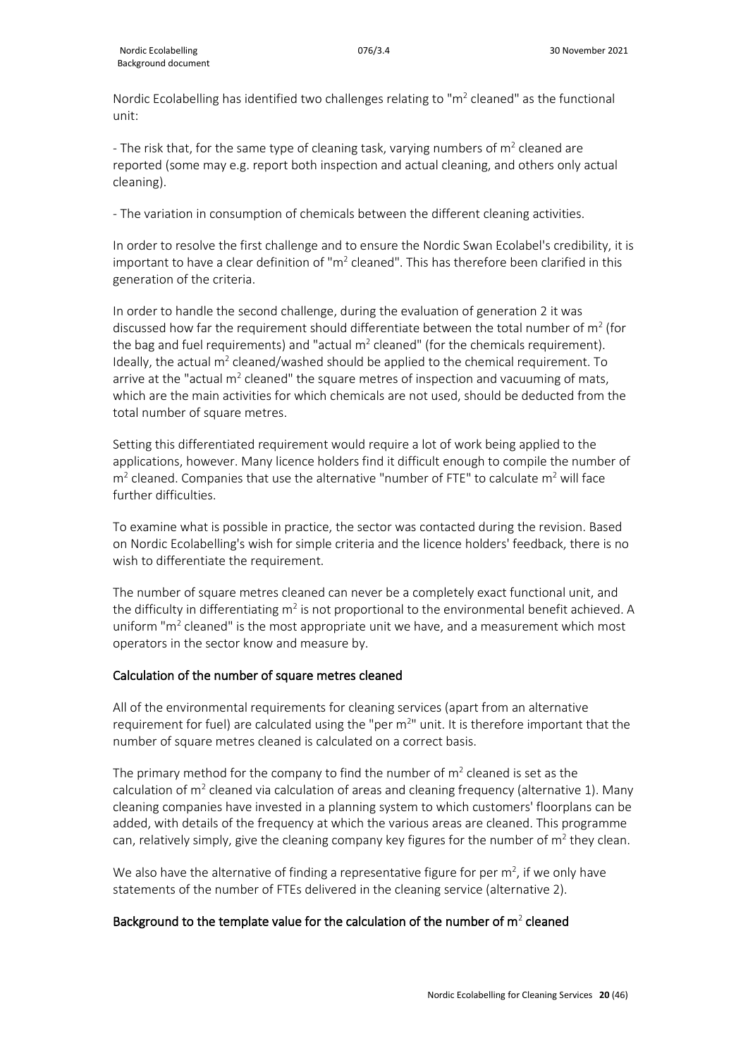Nordic Ecolabelling has identified two challenges relating to "$m^2$ cleaned" as the functional unit:

- The risk that, for the same type of cleaning task, varying numbers of $m^2$ cleaned are reported (some may e.g. report both inspection and actual cleaning, and others only actual cleaning).

- The variation in consumption of chemicals between the different cleaning activities.

In order to resolve the first challenge and to ensure the Nordic Swan Ecolabel's credibility, it is important to have a clear definition of "$m^2$ cleaned". This has therefore been clarified in this generation of the criteria.

In order to handle the second challenge, during the evaluation of generation 2 it was discussed how far the requirement should differentiate between the total number of $m^2$ (for the bag and fuel requirements) and "actual $m^2$ cleaned" (for the chemicals requirement). Ideally, the actual $m^2$ cleaned/washed should be applied to the chemical requirement. To arrive at the "actual $m^2$ cleaned" the square metres of inspection and vacuuming of mats, which are the main activities for which chemicals are not used, should be deducted from the total number of square metres.

Setting this differentiated requirement would require a lot of work being applied to the applications, however. Many licence holders find it difficult enough to compile the number of $m^2$ cleaned. Companies that use the alternative "number of FTE" to calculate $m^2$ will face further difficulties.

To examine what is possible in practice, the sector was contacted during the revision. Based on Nordic Ecolabelling's wish for simple criteria and the licence holders' feedback, there is no wish to differentiate the requirement.

The number of square metres cleaned can never be a completely exact functional unit, and the difficulty in differentiating $m^2$ is not proportional to the environmental benefit achieved. A uniform "$m^2$ cleaned" is the most appropriate unit we have, and a measurement which most operators in the sector know and measure by.

## Calculation of the number of square metres cleaned

All of the environmental requirements for cleaning services (apart from an alternative requirement for fuel) are calculated using the "per $m^2$" unit. It is therefore important that the number of square metres cleaned is calculated on a correct basis.

The primary method for the company to find the number of $m^2$ cleaned is set as the calculation of $m^2$ cleaned via calculation of areas and cleaning frequency (alternative 1). Many cleaning companies have invested in a planning system to which customers' floorplans can be added, with details of the frequency at which the various areas are cleaned. This programme can, relatively simply, give the cleaning company key figures for the number of $m^2$ they clean.

We also have the alternative of finding a representative figure for per $m^2$, if we only have statements of the number of FTEs delivered in the cleaning service (alternative 2).

## Background to the template value for the calculation of the number of $m^2$ cleaned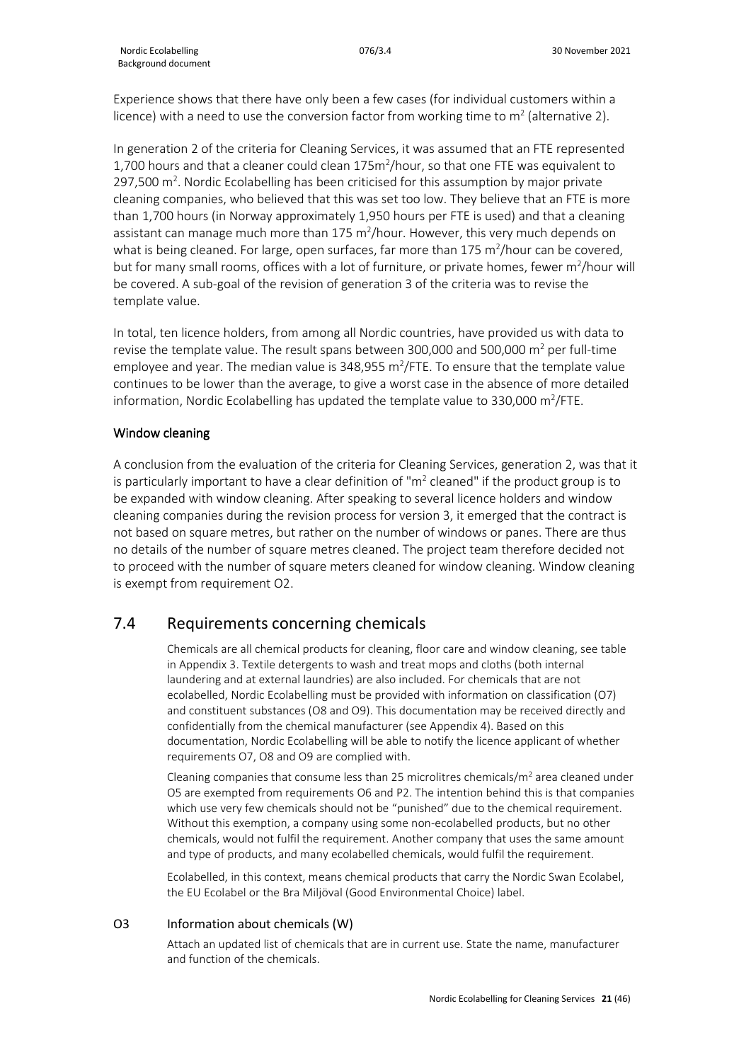Experience shows that there have only been a few cases (for individual customers within a licence) with a need to use the conversion factor from working time to $m^2$ (alternative 2).

In generation 2 of the criteria for Cleaning Services, it was assumed that an FTE represented 1,700 hours and that a cleaner could clean $175m^2$/hour, so that one FTE was equivalent to 297,500 $m^2$. Nordic Ecolabelling has been criticised for this assumption by major private cleaning companies, who believed that this was set too low. They believe that an FTE is more than 1,700 hours (in Norway approximately 1,950 hours per FTE is used) and that a cleaning assistant can manage much more than 175 $m^2$/hour. However, this very much depends on what is being cleaned. For large, open surfaces, far more than 175 $m^2$/hour can be covered, but for many small rooms, offices with a lot of furniture, or private homes, fewer $m^2$/hour will be covered. A sub-goal of the revision of generation 3 of the criteria was to revise the template value.

In total, ten licence holders, from among all Nordic countries, have provided us with data to revise the template value. The result spans between 300,000 and 500,000 $m^2$ per full-time employee and year. The median value is 348,955 $m^2$/FTE. To ensure that the template value continues to be lower than the average, to give a worst case in the absence of more detailed information, Nordic Ecolabelling has updated the template value to 330,000 $m^2$/FTE.

### Window cleaning

A conclusion from the evaluation of the criteria for Cleaning Services, generation 2, was that it is particularly important to have a clear definition of "$m^2$ cleaned" if the product group is to be expanded with window cleaning. After speaking to several licence holders and window cleaning companies during the revision process for version 3, it emerged that the contract is not based on square metres, but rather on the number of windows or panes. There are thus no details of the number of square metres cleaned. The project team therefore decided not to proceed with the number of square meters cleaned for window cleaning. Window cleaning is exempt from requirement O2.

## 7.4 Requirements concerning chemicals

Chemicals are all chemical products for cleaning, floor care and window cleaning, see table in Appendix 3. Textile detergents to wash and treat mops and cloths (both internal laundering and at external laundries) are also included. For chemicals that are not ecolabelled, Nordic Ecolabelling must be provided with information on classification (O7) and constituent substances (O8 and O9). This documentation may be received directly and confidentially from the chemical manufacturer (see Appendix 4). Based on this documentation, Nordic Ecolabelling will be able to notify the licence applicant of whether requirements O7, O8 and O9 are complied with.

Cleaning companies that consume less than 25 microlitres chemicals/$m^2$ area cleaned under O5 are exempted from requirements O6 and P2. The intention behind this is that companies which use very few chemicals should not be "punished" due to the chemical requirement. Without this exemption, a company using some non-ecolabelled products, but no other chemicals, would not fulfil the requirement. Another company that uses the same amount and type of products, and many ecolabelled chemicals, would fulfil the requirement.

Ecolabelled, in this context, means chemical products that carry the Nordic Swan Ecolabel, the EU Ecolabel or the Bra Miljöval (Good Environmental Choice) label.

### O3 Information about chemicals (W)

Attach an updated list of chemicals that are in current use. State the name, manufacturer and function of the chemicals.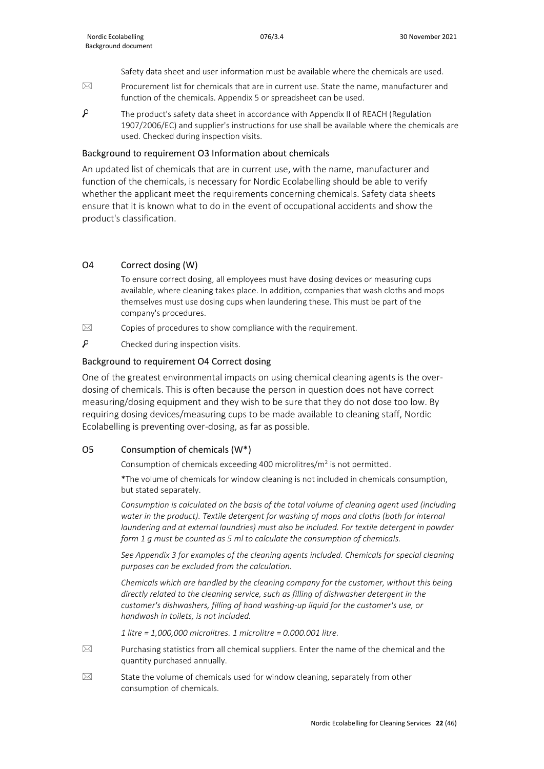Safety data sheet and user information must be available where the chemicals are used.

✉ Procurement list for chemicals that are in current use. State the name, manufacturer and function of the chemicals. Appendix 5 or spreadsheet can be used.

🔍 The product's safety data sheet in accordance with Appendix II of REACH (Regulation 1907/2006/EC) and supplier's instructions for use shall be available where the chemicals are used. Checked during inspection visits.

### Background to requirement O3 Information about chemicals

An updated list of chemicals that are in current use, with the name, manufacturer and function of the chemicals, is necessary for Nordic Ecolabelling should be able to verify whether the applicant meet the requirements concerning chemicals. Safety data sheets ensure that it is known what to do in the event of occupational accidents and show the product's classification.

## O4 Correct dosing (W)

To ensure correct dosing, all employees must have dosing devices or measuring cups available, where cleaning takes place. In addition, companies that wash cloths and mops themselves must use dosing cups when laundering these. This must be part of the company's procedures.

✉ Copies of procedures to show compliance with the requirement.

🔍 Checked during inspection visits.

### Background to requirement O4 Correct dosing

One of the greatest environmental impacts on using chemical cleaning agents is the over-dosing of chemicals. This is often because the person in question does not have correct measuring/dosing equipment and they wish to be sure that they do not dose too low. By requiring dosing devices/measuring cups to be made available to cleaning staff, Nordic Ecolabelling is preventing over-dosing, as far as possible.

## O5 Consumption of chemicals (W*)

Consumption of chemicals exceeding 400 microlitres/$m^2$ is not permitted.

*The volume of chemicals for window cleaning is not included in chemicals consumption, but stated separately.

*Consumption is calculated on the basis of the total volume of cleaning agent used (including water in the product). Textile detergent for washing of mops and cloths (both for internal laundering and at external laundries) must also be included. For textile detergent in powder form 1 g must be counted as 5 ml to calculate the consumption of chemicals.*

*See Appendix 3 for examples of the cleaning agents included. Chemicals for special cleaning purposes can be excluded from the calculation.*

*Chemicals which are handled by the cleaning company for the customer, without this being directly related to the cleaning service, such as filling of dishwasher detergent in the customer's dishwashers, filling of hand washing-up liquid for the customer's use, or handwash in toilets, is not included.*

*1 litre = 1,000,000 microlitres. 1 microlitre = 0.000.001 litre.*

✉ Purchasing statistics from all chemical suppliers. Enter the name of the chemical and the quantity purchased annually.

✉ State the volume of chemicals used for window cleaning, separately from other consumption of chemicals.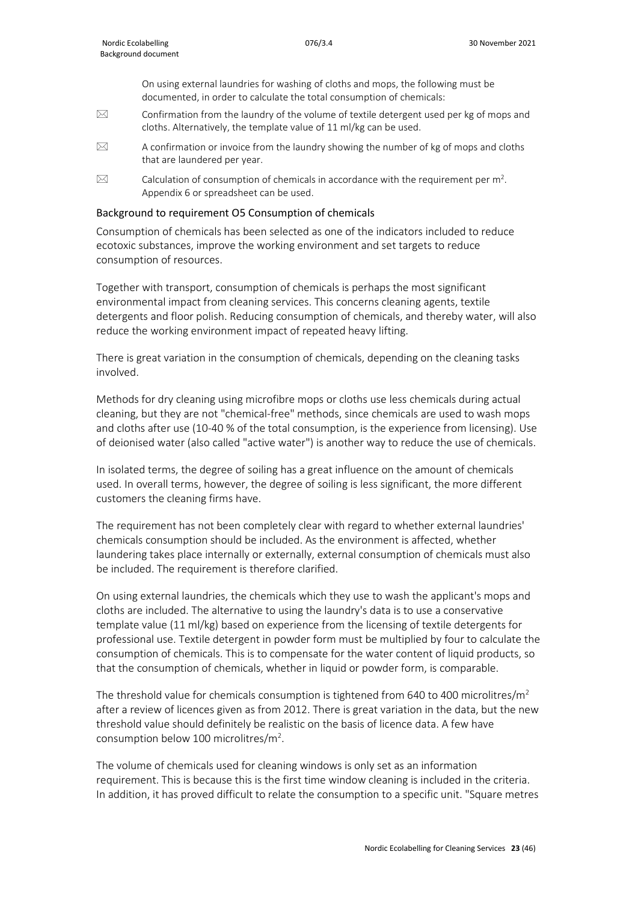On using external laundries for washing of cloths and mops, the following must be documented, in order to calculate the total consumption of chemicals:

☒ Confirmation from the laundry of the volume of textile detergent used per kg of mops and cloths. Alternatively, the template value of 11 ml/kg can be used.

☒ A confirmation or invoice from the laundry showing the number of kg of mops and cloths that are laundered per year.

☒ Calculation of consumption of chemicals in accordance with the requirement per $m^2$. Appendix 6 or spreadsheet can be used.

### Background to requirement O5 Consumption of chemicals

Consumption of chemicals has been selected as one of the indicators included to reduce ecotoxic substances, improve the working environment and set targets to reduce consumption of resources.

Together with transport, consumption of chemicals is perhaps the most significant environmental impact from cleaning services. This concerns cleaning agents, textile detergents and floor polish. Reducing consumption of chemicals, and thereby water, will also reduce the working environment impact of repeated heavy lifting.

There is great variation in the consumption of chemicals, depending on the cleaning tasks involved.

Methods for dry cleaning using microfibre mops or cloths use less chemicals during actual cleaning, but they are not "chemical-free" methods, since chemicals are used to wash mops and cloths after use (10-40 % of the total consumption, is the experience from licensing). Use of deionised water (also called "active water") is another way to reduce the use of chemicals.

In isolated terms, the degree of soiling has a great influence on the amount of chemicals used. In overall terms, however, the degree of soiling is less significant, the more different customers the cleaning firms have.

The requirement has not been completely clear with regard to whether external laundries' chemicals consumption should be included. As the environment is affected, whether laundering takes place internally or externally, external consumption of chemicals must also be included. The requirement is therefore clarified.

On using external laundries, the chemicals which they use to wash the applicant's mops and cloths are included. The alternative to using the laundry's data is to use a conservative template value (11 ml/kg) based on experience from the licensing of textile detergents for professional use. Textile detergent in powder form must be multiplied by four to calculate the consumption of chemicals. This is to compensate for the water content of liquid products, so that the consumption of chemicals, whether in liquid or powder form, is comparable.

The threshold value for chemicals consumption is tightened from 640 to 400 microlitres/$m^2$ after a review of licences given as from 2012. There is great variation in the data, but the new threshold value should definitely be realistic on the basis of licence data. A few have consumption below 100 microlitres/$m^2$.

The volume of chemicals used for cleaning windows is only set as an information requirement. This is because this is the first time window cleaning is included in the criteria. In addition, it has proved difficult to relate the consumption to a specific unit. "Square metres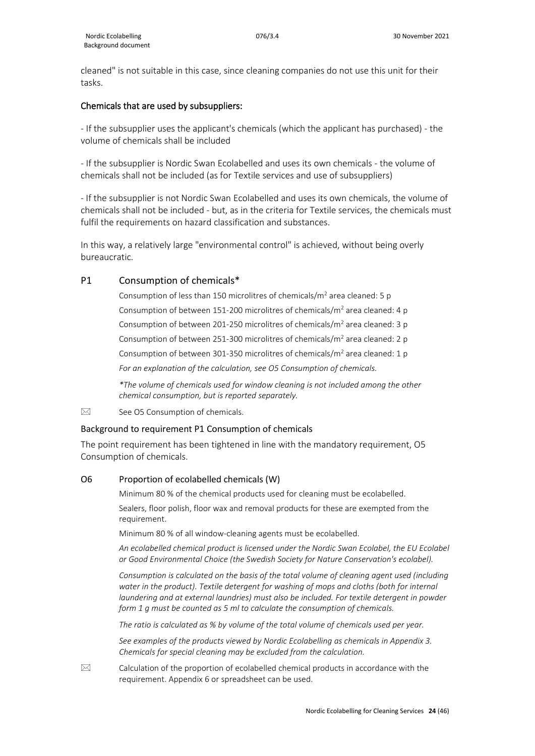cleaned" is not suitable in this case, since cleaning companies do not use this unit for their tasks.

### Chemicals that are used by subsuppliers:

- If the subsupplier uses the applicant's chemicals (which the applicant has purchased) - the volume of chemicals shall be included

- If the subsupplier is Nordic Swan Ecolabelled and uses its own chemicals - the volume of chemicals shall not be included (as for Textile services and use of subsuppliers)

- If the subsupplier is not Nordic Swan Ecolabelled and uses its own chemicals, the volume of chemicals shall not be included - but, as in the criteria for Textile services, the chemicals must fulfil the requirements on hazard classification and substances.

In this way, a relatively large "environmental control" is achieved, without being overly bureaucratic.

## P1 Consumption of chemicals*

Consumption of less than 150 microlitres of chemicals/m$^2$ area cleaned: 5 p

Consumption of between 151-200 microlitres of chemicals/m$^2$ area cleaned: 4 p

Consumption of between 201-250 microlitres of chemicals/m$^2$ area cleaned: 3 p

Consumption of between 251-300 microlitres of chemicals/m$^2$ area cleaned: 2 p

Consumption of between 301-350 microlitres of chemicals/m$^2$ area cleaned: 1 p

*For an explanation of the calculation, see O5 Consumption of chemicals.*

*\*The volume of chemicals used for window cleaning is not included among the other chemical consumption, but is reported separately.*

✉ See O5 Consumption of chemicals.

### Background to requirement P1 Consumption of chemicals

The point requirement has been tightened in line with the mandatory requirement, O5 Consumption of chemicals.

## O6 Proportion of ecolabelled chemicals (W)

Minimum 80 % of the chemical products used for cleaning must be ecolabelled.

Sealers, floor polish, floor wax and removal products for these are exempted from the requirement.

Minimum 80 % of all window-cleaning agents must be ecolabelled.

*An ecolabelled chemical product is licensed under the Nordic Swan Ecolabel, the EU Ecolabel or Good Environmental Choice (the Swedish Society for Nature Conservation's ecolabel).*

*Consumption is calculated on the basis of the total volume of cleaning agent used (including water in the product). Textile detergent for washing of mops and cloths (both for internal laundering and at external laundries) must also be included. For textile detergent in powder form 1 g must be counted as 5 ml to calculate the consumption of chemicals.*

*The ratio is calculated as % by volume of the total volume of chemicals used per year.*

*See examples of the products viewed by Nordic Ecolabelling as chemicals in Appendix 3. Chemicals for special cleaning may be excluded from the calculation.*

✉ Calculation of the proportion of ecolabelled chemical products in accordance with the requirement. Appendix 6 or spreadsheet can be used.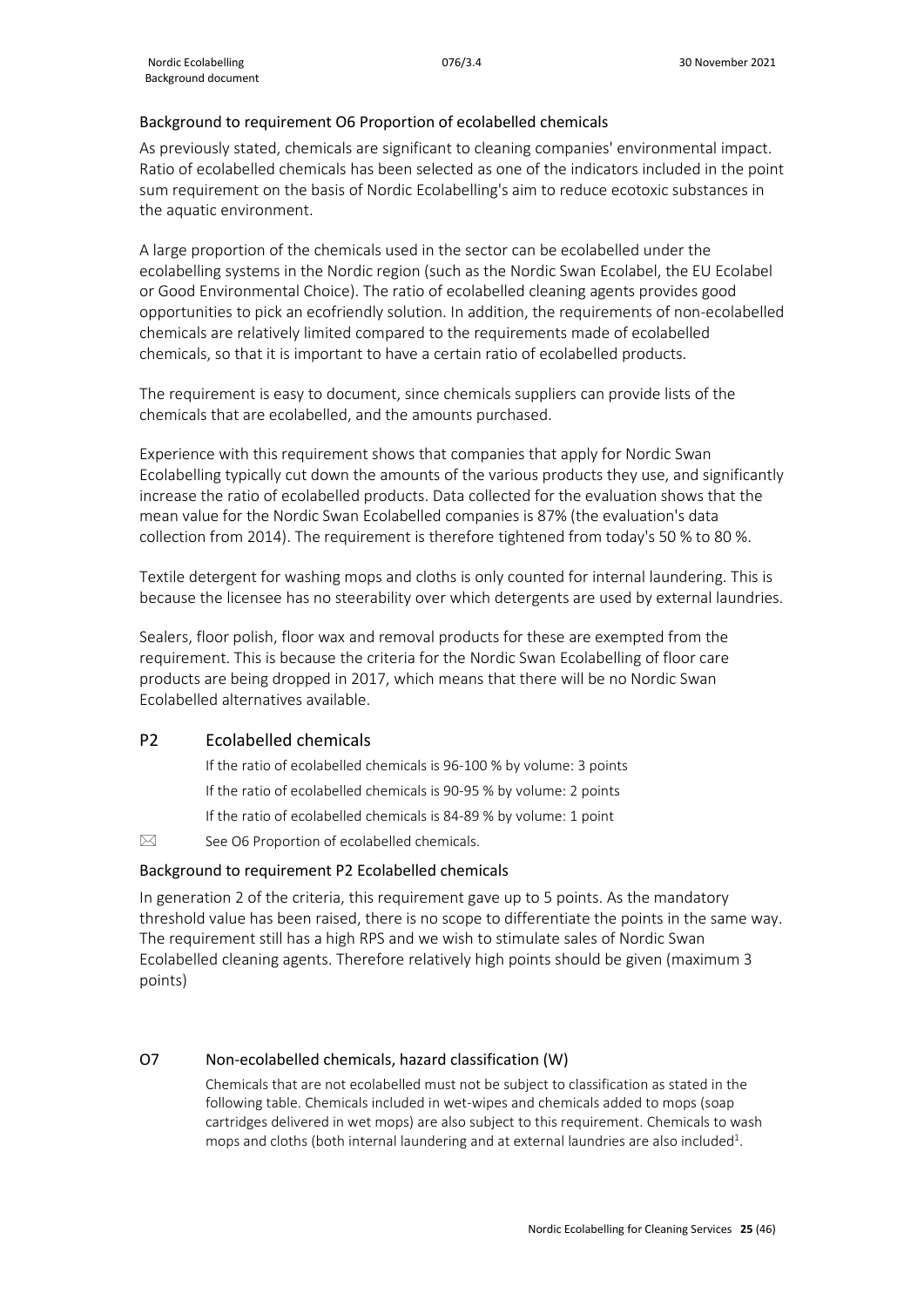### Background to requirement O6 Proportion of ecolabelled chemicals

As previously stated, chemicals are significant to cleaning companies' environmental impact. Ratio of ecolabelled chemicals has been selected as one of the indicators included in the point sum requirement on the basis of Nordic Ecolabelling's aim to reduce ecotoxic substances in the aquatic environment.

A large proportion of the chemicals used in the sector can be ecolabelled under the ecolabelling systems in the Nordic region (such as the Nordic Swan Ecolabel, the EU Ecolabel or Good Environmental Choice). The ratio of ecolabelled cleaning agents provides good opportunities to pick an ecofriendly solution. In addition, the requirements of non-ecolabelled chemicals are relatively limited compared to the requirements made of ecolabelled chemicals, so that it is important to have a certain ratio of ecolabelled products.

The requirement is easy to document, since chemicals suppliers can provide lists of the chemicals that are ecolabelled, and the amounts purchased.

Experience with this requirement shows that companies that apply for Nordic Swan Ecolabelling typically cut down the amounts of the various products they use, and significantly increase the ratio of ecolabelled products. Data collected for the evaluation shows that the mean value for the Nordic Swan Ecolabelled companies is 87% (the evaluation's data collection from 2014). The requirement is therefore tightened from today's 50 % to 80 %.

Textile detergent for washing mops and cloths is only counted for internal laundering. This is because the licensee has no steerability over which detergents are used by external laundries.

Sealers, floor polish, floor wax and removal products for these are exempted from the requirement. This is because the criteria for the Nordic Swan Ecolabelling of floor care products are being dropped in 2017, which means that there will be no Nordic Swan Ecolabelled alternatives available.

## P2 Ecolabelled chemicals

If the ratio of ecolabelled chemicals is 96-100 % by volume: 3 points

If the ratio of ecolabelled chemicals is 90-95 % by volume: 2 points

If the ratio of ecolabelled chemicals is 84-89 % by volume: 1 point

✉ See O6 Proportion of ecolabelled chemicals.

### Background to requirement P2 Ecolabelled chemicals

In generation 2 of the criteria, this requirement gave up to 5 points. As the mandatory threshold value has been raised, there is no scope to differentiate the points in the same way. The requirement still has a high RPS and we wish to stimulate sales of Nordic Swan Ecolabelled cleaning agents. Therefore relatively high points should be given (maximum 3 points)

## O7 Non-ecolabelled chemicals, hazard classification (W)

Chemicals that are not ecolabelled must not be subject to classification as stated in the following table. Chemicals included in wet-wipes and chemicals added to mops (soap cartridges delivered in wet mops) are also subject to this requirement. Chemicals to wash mops and cloths (both internal laundering and at external laundries are also included[1].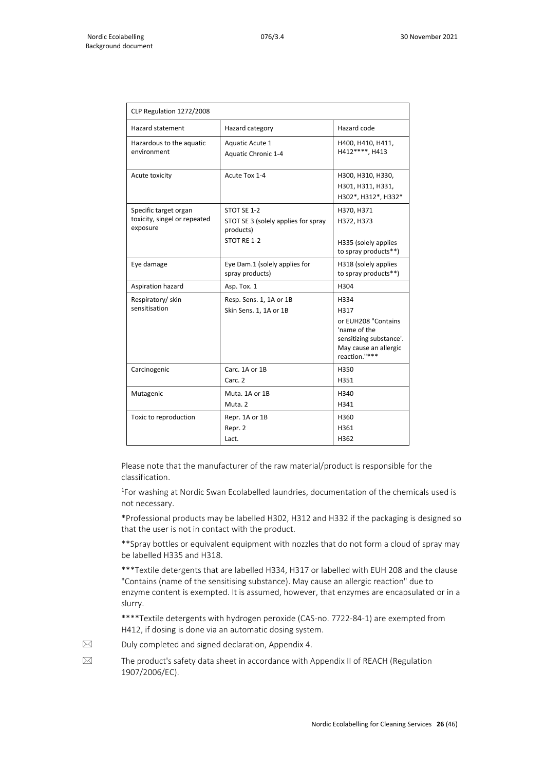| CLP Regulation 1272/2008 | | |
|---|---|---|
| Hazard statement | Hazard category | Hazard code |
| Hazardous to the aquatic environment | Aquatic Acute 1<br>Aquatic Chronic 1-4 | H400, H410, H411, H412****, H413 |
| Acute toxicity | Acute Tox 1-4 | H300, H310, H330,<br>H301, H311, H331,<br>H302*, H312*, H332* |
| Specific target organ toxicity, singel or repeated exposure | STOT SE 1-2<br>STOT SE 3 (solely applies for spray products)<br>STOT RE 1-2 | H370, H371<br>H372, H373<br>H335 (solely applies to spray products**) |
| Eye damage | Eye Dam.1 (solely applies for spray products) | H318 (solely applies to spray products**) |
| Aspiration hazard | Asp. Tox. 1 | H304 |
| Respiratory/ skin sensitisation | Resp. Sens. 1, 1A or 1B<br>Skin Sens. 1, 1A or 1B | H334<br>H317<br>or EUH208 "Contains 'name of the sensitizing substance'. May cause an allergic reaction."*** |
| Carcinogenic | Carc. 1A or 1B<br>Carc. 2 | H350<br>H351 |
| Mutagenic | Muta. 1A or 1B<br>Muta. 2 | H340<br>H341 |
| Toxic to reproduction | Repr. 1A or 1B<br>Repr. 2<br>Lact. | H360<br>H361<br>H362 |

Please note that the manufacturer of the raw material/product is responsible for the classification.

[1]For washing at Nordic Swan Ecolabelled laundries, documentation of the chemicals used is not necessary.

*Professional products may be labelled H302, H312 and H332 if the packaging is designed so that the user is not in contact with the product.

**Spray bottles or equivalent equipment with nozzles that do not form a cloud of spray may be labelled H335 and H318.

***Textile detergents that are labelled H334, H317 or labelled with EUH 208 and the clause "Contains (name of the sensitising substance). May cause an allergic reaction" due to enzyme content is exempted. It is assumed, however, that enzymes are encapsulated or in a slurry.

****Textile detergents with hydrogen peroxide (CAS-no. 7722-84-1) are exempted from H412, if dosing is done via an automatic dosing system.

☒ Duly completed and signed declaration, Appendix 4.

☒ The product's safety data sheet in accordance with Appendix II of REACH (Regulation 1907/2006/EC).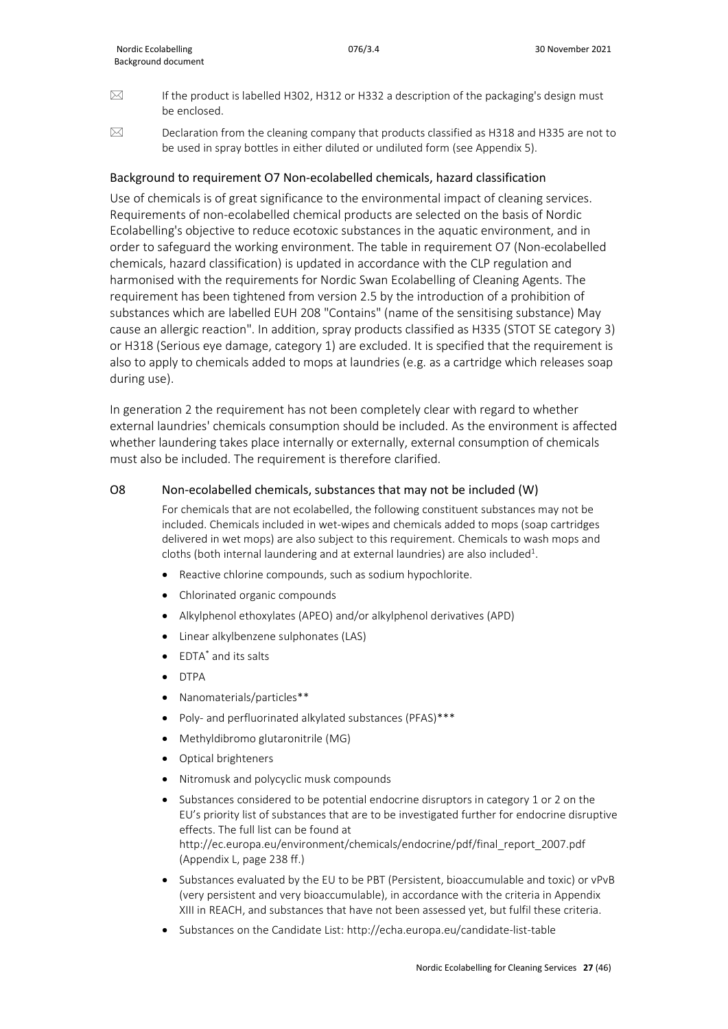⌧ If the product is labelled H302, H312 or H332 a description of the packaging's design must be enclosed.

⌧ Declaration from the cleaning company that products classified as H318 and H335 are not to be used in spray bottles in either diluted or undiluted form (see Appendix 5).

### Background to requirement O7 Non-ecolabelled chemicals, hazard classification

Use of chemicals is of great significance to the environmental impact of cleaning services. Requirements of non-ecolabelled chemical products are selected on the basis of Nordic Ecolabelling's objective to reduce ecotoxic substances in the aquatic environment, and in order to safeguard the working environment. The table in requirement O7 (Non-ecolabelled chemicals, hazard classification) is updated in accordance with the CLP regulation and harmonised with the requirements for Nordic Swan Ecolabelling of Cleaning Agents. The requirement has been tightened from version 2.5 by the introduction of a prohibition of substances which are labelled EUH 208 "Contains" (name of the sensitising substance) May cause an allergic reaction". In addition, spray products classified as H335 (STOT SE category 3) or H318 (Serious eye damage, category 1) are excluded. It is specified that the requirement is also to apply to chemicals added to mops at laundries (e.g. as a cartridge which releases soap during use).

In generation 2 the requirement has not been completely clear with regard to whether external laundries' chemicals consumption should be included. As the environment is affected whether laundering takes place internally or externally, external consumption of chemicals must also be included. The requirement is therefore clarified.

### O8 Non-ecolabelled chemicals, substances that may not be included (W)

For chemicals that are not ecolabelled, the following constituent substances may not be included. Chemicals included in wet-wipes and chemicals added to mops (soap cartridges delivered in wet mops) are also subject to this requirement. Chemicals to wash mops and cloths (both internal laundering and at external laundries) are also included[1].

- Reactive chlorine compounds, such as sodium hypochlorite.
- Chlorinated organic compounds
- Alkylphenol ethoxylates (APEO) and/or alkylphenol derivatives (APD)
- Linear alkylbenzene sulphonates (LAS)
- EDTA* and its salts
- DTPA
- Nanomaterials/particles**
- Poly- and perfluorinated alkylated substances (PFAS)***
- Methyldibromo glutaronitrile (MG)
- Optical brighteners
- Nitromusk and polycyclic musk compounds
- Substances considered to be potential endocrine disruptors in category 1 or 2 on the EU's priority list of substances that are to be investigated further for endocrine disruptive effects. The full list can be found at http://ec.europa.eu/environment/chemicals/endocrine/pdf/final_report_2007.pdf (Appendix L, page 238 ff.)
- Substances evaluated by the EU to be PBT (Persistent, bioaccumulable and toxic) or vPvB (very persistent and very bioaccumulable), in accordance with the criteria in Appendix XIII in REACH, and substances that have not been assessed yet, but fulfil these criteria.
- Substances on the Candidate List: http://echa.europa.eu/candidate-list-table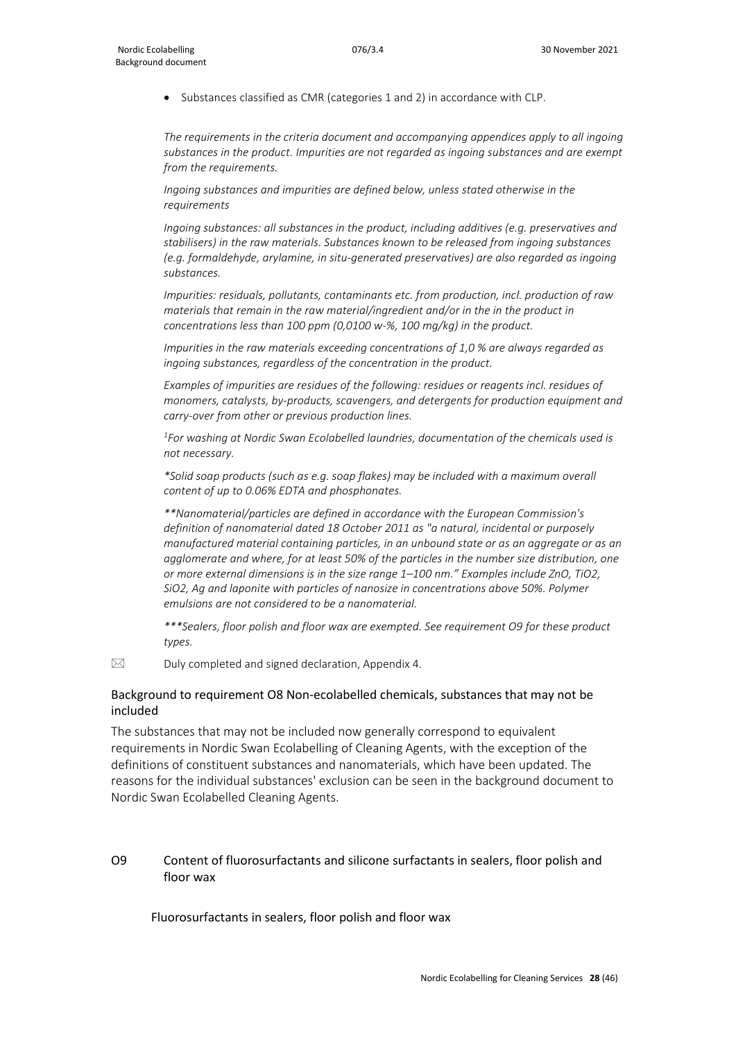- Substances classified as CMR (categories 1 and 2) in accordance with CLP.

*The requirements in the criteria document and accompanying appendices apply to all ingoing substances in the product. Impurities are not regarded as ingoing substances and are exempt from the requirements.*

*Ingoing substances and impurities are defined below, unless stated otherwise in the requirements*

*Ingoing substances: all substances in the product, including additives (e.g. preservatives and stabilisers) in the raw materials. Substances known to be released from ingoing substances (e.g. formaldehyde, arylamine, in situ-generated preservatives) are also regarded as ingoing substances.*

*Impurities: residuals, pollutants, contaminants etc. from production, incl. production of raw materials that remain in the raw material/ingredient and/or in the in the product in concentrations less than 100 ppm (0,0100 w-%, 100 mg/kg) in the product.*

*Impurities in the raw materials exceeding concentrations of 1,0 % are always regarded as ingoing substances, regardless of the concentration in the product.*

*Examples of impurities are residues of the following: residues or reagents incl. residues of monomers, catalysts, by-products, scavengers, and detergents for production equipment and carry-over from other or previous production lines.*

*[1]For washing at Nordic Swan Ecolabelled laundries, documentation of the chemicals used is not necessary.*

*\*Solid soap products (such as e.g. soap flakes) may be included with a maximum overall content of up to 0.06% EDTA and phosphonates.*

*\*\*Nanomaterial/particles are defined in accordance with the European Commission's definition of nanomaterial dated 18 October 2011 as "a natural, incidental or purposely manufactured material containing particles, in an unbound state or as an aggregate or as an agglomerate and where, for at least 50% of the particles in the number size distribution, one or more external dimensions is in the size range 1–100 nm." Examples include ZnO, $TiO_2$, $SiO_2$, Ag and laponite with particles of nanosize in concentrations above 50%. Polymer emulsions are not considered to be a nanomaterial.*

*\*\*\*Sealers, floor polish and floor wax are exempted. See requirement O9 for these product types.*

☒ Duly completed and signed declaration, Appendix 4.

### Background to requirement O8 Non-ecolabelled chemicals, substances that may not be included

The substances that may not be included now generally correspond to equivalent requirements in Nordic Swan Ecolabelling of Cleaning Agents, with the exception of the definitions of constituent substances and nanomaterials, which have been updated. The reasons for the individual substances' exclusion can be seen in the background document to Nordic Swan Ecolabelled Cleaning Agents.

## O9 Content of fluorosurfactants and silicone surfactants in sealers, floor polish and floor wax

Fluorosurfactants in sealers, floor polish and floor wax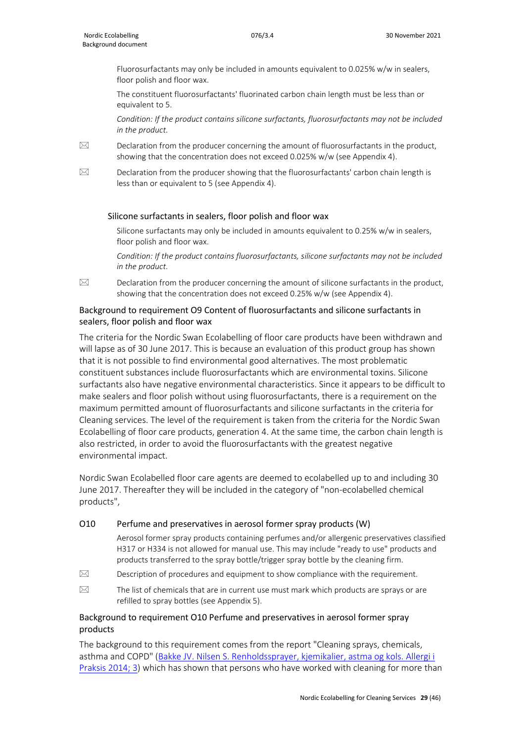Fluorosurfactants may only be included in amounts equivalent to 0.025% w/w in sealers, floor polish and floor wax.

The constituent fluorosurfactants' fluorinated carbon chain length must be less than or equivalent to 5.

*Condition: If the product contains silicone surfactants, fluorosurfactants may not be included in the product.*

✉ Declaration from the producer concerning the amount of fluorosurfactants in the product, showing that the concentration does not exceed 0.025% w/w (see Appendix 4).

✉ Declaration from the producer showing that the fluorosurfactants' carbon chain length is less than or equivalent to 5 (see Appendix 4).

### Silicone surfactants in sealers, floor polish and floor wax

Silicone surfactants may only be included in amounts equivalent to 0.25% w/w in sealers, floor polish and floor wax.

*Condition: If the product contains fluorosurfactants, silicone surfactants may not be included in the product.*

✉ Declaration from the producer concerning the amount of silicone surfactants in the product, showing that the concentration does not exceed 0.25% w/w (see Appendix 4).

### Background to requirement O9 Content of fluorosurfactants and silicone surfactants in sealers, floor polish and floor wax

The criteria for the Nordic Swan Ecolabelling of floor care products have been withdrawn and will lapse as of 30 June 2017. This is because an evaluation of this product group has shown that it is not possible to find environmental good alternatives. The most problematic constituent substances include fluorosurfactants which are environmental toxins. Silicone surfactants also have negative environmental characteristics. Since it appears to be difficult to make sealers and floor polish without using fluorosurfactants, there is a requirement on the maximum permitted amount of fluorosurfactants and silicone surfactants in the criteria for Cleaning services. The level of the requirement is taken from the criteria for the Nordic Swan Ecolabelling of floor care products, generation 4. At the same time, the carbon chain length is also restricted, in order to avoid the fluorosurfactants with the greatest negative environmental impact.

Nordic Swan Ecolabelled floor care agents are deemed to ecolabelled up to and including 30 June 2017. Thereafter they will be included in the category of "non-ecolabelled chemical products",

## O10 Perfume and preservatives in aerosol former spray products (W)

Aerosol former spray products containing perfumes and/or allergenic preservatives classified H317 or H334 is not allowed for manual use. This may include "ready to use" products and products transferred to the spray bottle/trigger spray bottle by the cleaning firm.

✉ Description of procedures and equipment to show compliance with the requirement.

✉ The list of chemicals that are in current use must mark which products are sprays or are refilled to spray bottles (see Appendix 5).

### Background to requirement O10 Perfume and preservatives in aerosol former spray products

The background to this requirement comes from the report "Cleaning sprays, chemicals, asthma and COPD" (Bakke JV. Nilsen S. Renholdssprayer, kjemikalier, astma og kols. Allergi i Praksis 2014; 3) which has shown that persons who have worked with cleaning for more than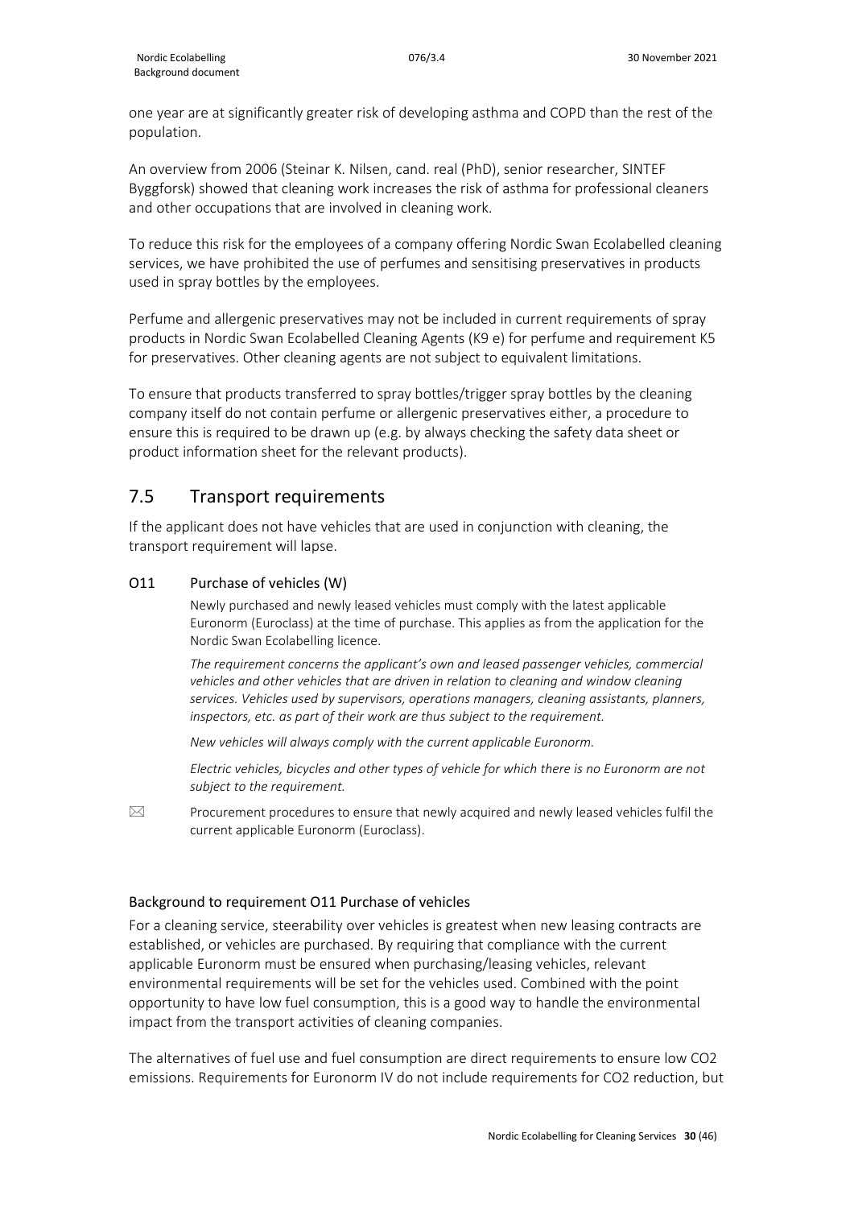one year are at significantly greater risk of developing asthma and COPD than the rest of the population.

An overview from 2006 (Steinar K. Nilsen, cand. real (PhD), senior researcher, SINTEF Byggforsk) showed that cleaning work increases the risk of asthma for professional cleaners and other occupations that are involved in cleaning work.

To reduce this risk for the employees of a company offering Nordic Swan Ecolabelled cleaning services, we have prohibited the use of perfumes and sensitising preservatives in products used in spray bottles by the employees.

Perfume and allergenic preservatives may not be included in current requirements of spray products in Nordic Swan Ecolabelled Cleaning Agents (K9 e) for perfume and requirement K5 for preservatives. Other cleaning agents are not subject to equivalent limitations.

To ensure that products transferred to spray bottles/trigger spray bottles by the cleaning company itself do not contain perfume or allergenic preservatives either, a procedure to ensure this is required to be drawn up (e.g. by always checking the safety data sheet or product information sheet for the relevant products).

## 7.5 Transport requirements

If the applicant does not have vehicles that are used in conjunction with cleaning, the transport requirement will lapse.

### O11 Purchase of vehicles (W)

Newly purchased and newly leased vehicles must comply with the latest applicable Euronorm (Euroclass) at the time of purchase. This applies as from the application for the Nordic Swan Ecolabelling licence.

*The requirement concerns the applicant's own and leased passenger vehicles, commercial vehicles and other vehicles that are driven in relation to cleaning and window cleaning services. Vehicles used by supervisors, operations managers, cleaning assistants, planners, inspectors, etc. as part of their work are thus subject to the requirement.*

*New vehicles will always comply with the current applicable Euronorm.*

*Electric vehicles, bicycles and other types of vehicle for which there is no Euronorm are not subject to the requirement.*

✉ Procurement procedures to ensure that newly acquired and newly leased vehicles fulfil the current applicable Euronorm (Euroclass).

### Background to requirement O11 Purchase of vehicles

For a cleaning service, steerability over vehicles is greatest when new leasing contracts are established, or vehicles are purchased. By requiring that compliance with the current applicable Euronorm must be ensured when purchasing/leasing vehicles, relevant environmental requirements will be set for the vehicles used. Combined with the point opportunity to have low fuel consumption, this is a good way to handle the environmental impact from the transport activities of cleaning companies.

The alternatives of fuel use and fuel consumption are direct requirements to ensure low $CO_2$ emissions. Requirements for Euronorm IV do not include requirements for $CO_2$ reduction, but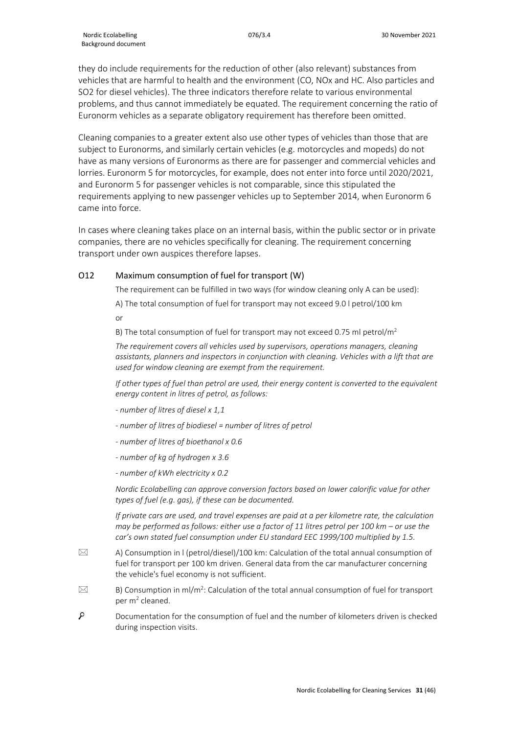they do include requirements for the reduction of other (also relevant) substances from vehicles that are harmful to health and the environment (CO, NOx and HC. Also particles and $SO_2$ for diesel vehicles). The three indicators therefore relate to various environmental problems, and thus cannot immediately be equated. The requirement concerning the ratio of Euronorm vehicles as a separate obligatory requirement has therefore been omitted.

Cleaning companies to a greater extent also use other types of vehicles than those that are subject to Euronorms, and similarly certain vehicles (e.g. motorcycles and mopeds) do not have as many versions of Euronorms as there are for passenger and commercial vehicles and lorries. Euronorm 5 for motorcycles, for example, does not enter into force until 2020/2021, and Euronorm 5 for passenger vehicles is not comparable, since this stipulated the requirements applying to new passenger vehicles up to September 2014, when Euronorm 6 came into force.

In cases where cleaning takes place on an internal basis, within the public sector or in private companies, there are no vehicles specifically for cleaning. The requirement concerning transport under own auspices therefore lapses.

### O12 Maximum consumption of fuel for transport (W)

The requirement can be fulfilled in two ways (for window cleaning only A can be used):

A) The total consumption of fuel for transport may not exceed 9.0 l petrol/100 km

or

B) The total consumption of fuel for transport may not exceed 0.75 ml petrol/$m^2$

*The requirement covers all vehicles used by supervisors, operations managers, cleaning assistants, planners and inspectors in conjunction with cleaning. Vehicles with a lift that are used for window cleaning are exempt from the requirement.*

*If other types of fuel than petrol are used, their energy content is converted to the equivalent energy content in litres of petrol, as follows:*

*- number of litres of diesel x 1,1*

*- number of litres of biodiesel = number of litres of petrol*

*- number of litres of bioethanol x 0.6*

*- number of kg of hydrogen x 3.6*

*- number of kWh electricity x 0.2*

*Nordic Ecolabelling can approve conversion factors based on lower calorific value for other types of fuel (e.g. gas), if these can be documented.*

*If private cars are used, and travel expenses are paid at a per kilometre rate, the calculation may be performed as follows: either use a factor of 11 litres petrol per 100 km – or use the car's own stated fuel consumption under EU standard EEC 1999/100 multiplied by 1.5.*

✉ A) Consumption in l (petrol/diesel)/100 km: Calculation of the total annual consumption of fuel for transport per 100 km driven. General data from the car manufacturer concerning the vehicle's fuel economy is not sufficient.

✉ B) Consumption in ml/$m^2$: Calculation of the total annual consumption of fuel for transport per $m^2$ cleaned.

🔍 Documentation for the consumption of fuel and the number of kilometers driven is checked during inspection visits.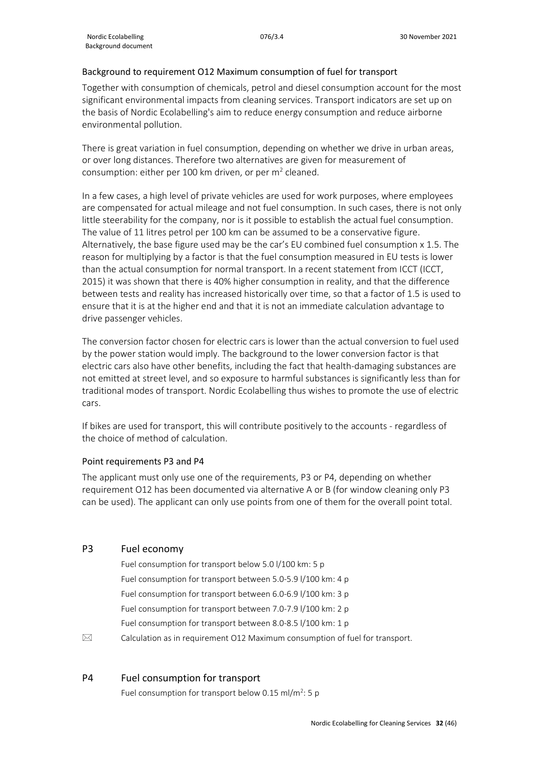### Background to requirement O12 Maximum consumption of fuel for transport

Together with consumption of chemicals, petrol and diesel consumption account for the most significant environmental impacts from cleaning services. Transport indicators are set up on the basis of Nordic Ecolabelling's aim to reduce energy consumption and reduce airborne environmental pollution.

There is great variation in fuel consumption, depending on whether we drive in urban areas, or over long distances. Therefore two alternatives are given for measurement of consumption: either per 100 km driven, or per m$^2$ cleaned.

In a few cases, a high level of private vehicles are used for work purposes, where employees are compensated for actual mileage and not fuel consumption. In such cases, there is not only little steerability for the company, nor is it possible to establish the actual fuel consumption. The value of 11 litres petrol per 100 km can be assumed to be a conservative figure. Alternatively, the base figure used may be the car's EU combined fuel consumption x 1.5. The reason for multiplying by a factor is that the fuel consumption measured in EU tests is lower than the actual consumption for normal transport. In a recent statement from ICCT (ICCT, 2015) it was shown that there is 40% higher consumption in reality, and that the difference between tests and reality has increased historically over time, so that a factor of 1.5 is used to ensure that it is at the higher end and that it is not an immediate calculation advantage to drive passenger vehicles.

The conversion factor chosen for electric cars is lower than the actual conversion to fuel used by the power station would imply. The background to the lower conversion factor is that electric cars also have other benefits, including the fact that health-damaging substances are not emitted at street level, and so exposure to harmful substances is significantly less than for traditional modes of transport. Nordic Ecolabelling thus wishes to promote the use of electric cars.

If bikes are used for transport, this will contribute positively to the accounts - regardless of the choice of method of calculation.

### Point requirements P3 and P4

The applicant must only use one of the requirements, P3 or P4, depending on whether requirement O12 has been documented via alternative A or B (for window cleaning only P3 can be used). The applicant can only use points from one of them for the overall point total.

## P3 Fuel economy

Fuel consumption for transport below 5.0 l/100 km: 5 p

Fuel consumption for transport between 5.0-5.9 l/100 km: 4 p

Fuel consumption for transport between 6.0-6.9 l/100 km: 3 p

Fuel consumption for transport between 7.0-7.9 l/100 km: 2 p

Fuel consumption for transport between 8.0-8.5 l/100 km: 1 p

✉ Calculation as in requirement O12 Maximum consumption of fuel for transport.

## P4 Fuel consumption for transport

Fuel consumption for transport below 0.15 ml/m$^2$: 5 p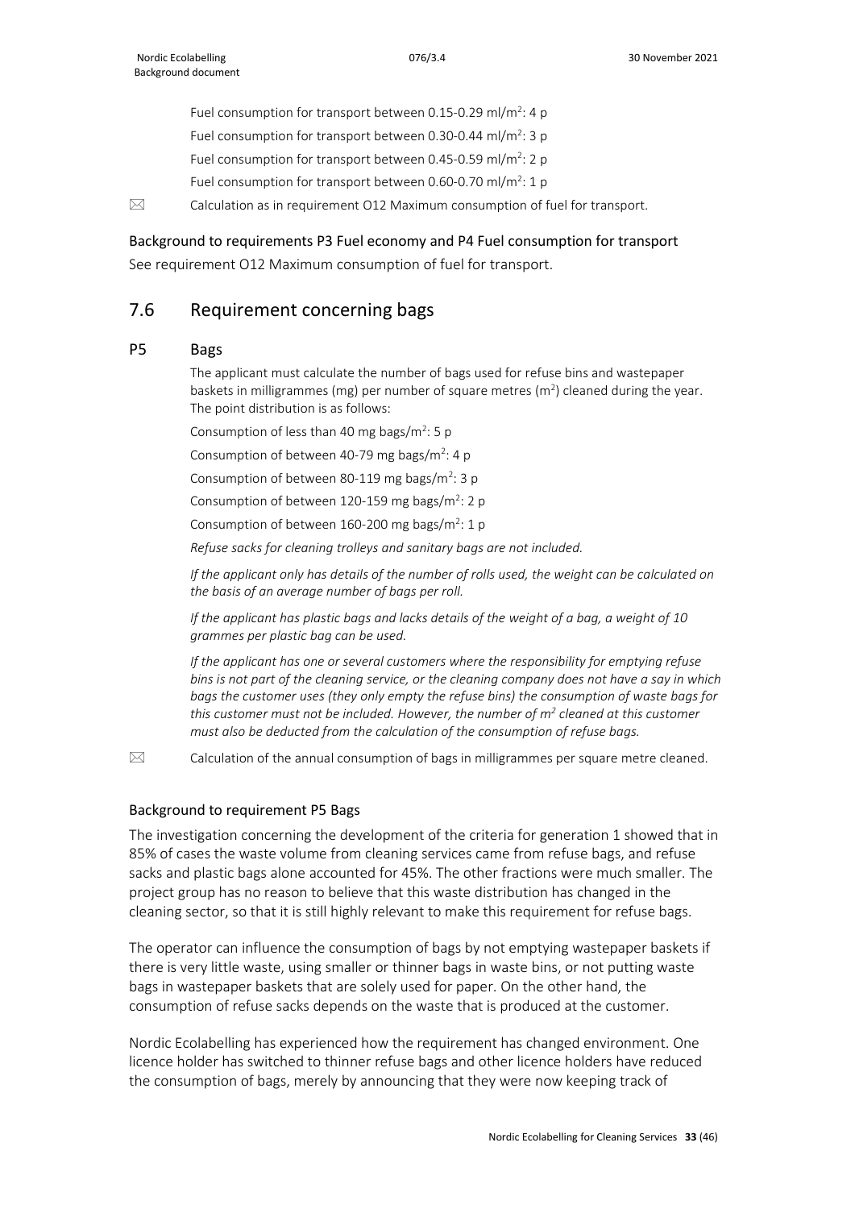Fuel consumption for transport between 0.15-0.29 ml/$m^2$: 4 p

Fuel consumption for transport between 0.30-0.44 ml/$m^2$: 3 p

Fuel consumption for transport between 0.45-0.59 ml/$m^2$: 2 p

Fuel consumption for transport between 0.60-0.70 ml/$m^2$: 1 p

✉ Calculation as in requirement O12 Maximum consumption of fuel for transport.

### Background to requirements P3 Fuel economy and P4 Fuel consumption for transport

See requirement O12 Maximum consumption of fuel for transport.

## 7.6 Requirement concerning bags

### P5 Bags

The applicant must calculate the number of bags used for refuse bins and wastepaper baskets in milligrammes (mg) per number of square metres ($m^2$) cleaned during the year. The point distribution is as follows:

Consumption of less than 40 mg bags/$m^2$: 5 p

Consumption of between 40-79 mg bags/$m^2$: 4 p

Consumption of between 80-119 mg bags/$m^2$: 3 p

Consumption of between 120-159 mg bags/$m^2$: 2 p

Consumption of between 160-200 mg bags/$m^2$: 1 p

*Refuse sacks for cleaning trolleys and sanitary bags are not included.*

*If the applicant only has details of the number of rolls used, the weight can be calculated on the basis of an average number of bags per roll.*

*If the applicant has plastic bags and lacks details of the weight of a bag, a weight of 10 grammes per plastic bag can be used.*

*If the applicant has one or several customers where the responsibility for emptying refuse bins is not part of the cleaning service, or the cleaning company does not have a say in which bags the customer uses (they only empty the refuse bins) the consumption of waste bags for this customer must not be included. However, the number of $m^2$ cleaned at this customer must also be deducted from the calculation of the consumption of refuse bags.*

✉ Calculation of the annual consumption of bags in milligrammes per square metre cleaned.

### Background to requirement P5 Bags

The investigation concerning the development of the criteria for generation 1 showed that in 85% of cases the waste volume from cleaning services came from refuse bags, and refuse sacks and plastic bags alone accounted for 45%. The other fractions were much smaller. The project group has no reason to believe that this waste distribution has changed in the cleaning sector, so that it is still highly relevant to make this requirement for refuse bags.

The operator can influence the consumption of bags by not emptying wastepaper baskets if there is very little waste, using smaller or thinner bags in waste bins, or not putting waste bags in wastepaper baskets that are solely used for paper. On the other hand, the consumption of refuse sacks depends on the waste that is produced at the customer.

Nordic Ecolabelling has experienced how the requirement has changed environment. One licence holder has switched to thinner refuse bags and other licence holders have reduced the consumption of bags, merely by announcing that they were now keeping track of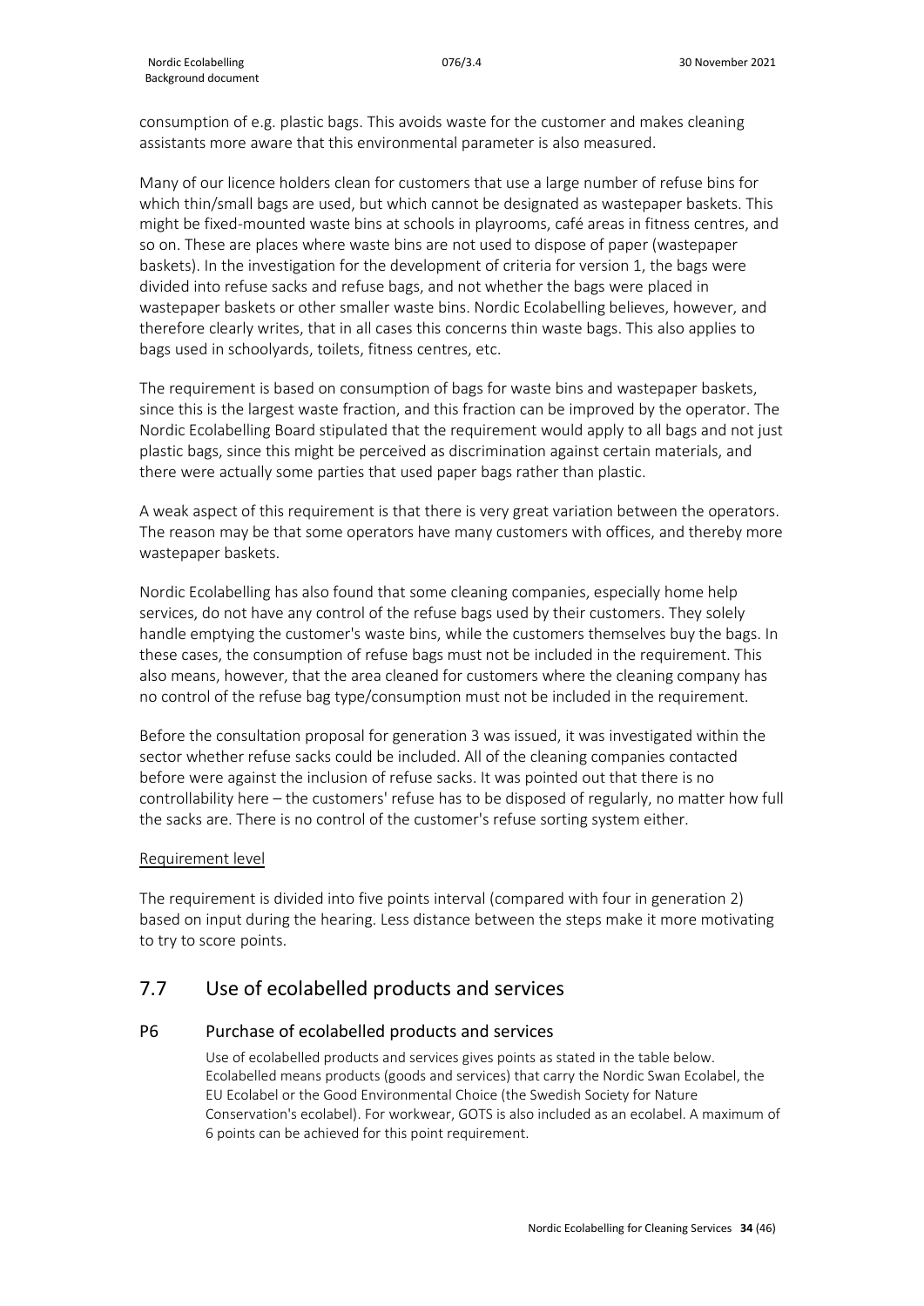consumption of e.g. plastic bags. This avoids waste for the customer and makes cleaning assistants more aware that this environmental parameter is also measured.

Many of our licence holders clean for customers that use a large number of refuse bins for which thin/small bags are used, but which cannot be designated as wastepaper baskets. This might be fixed-mounted waste bins at schools in playrooms, café areas in fitness centres, and so on. These are places where waste bins are not used to dispose of paper (wastepaper baskets). In the investigation for the development of criteria for version 1, the bags were divided into refuse sacks and refuse bags, and not whether the bags were placed in wastepaper baskets or other smaller waste bins. Nordic Ecolabelling believes, however, and therefore clearly writes, that in all cases this concerns thin waste bags. This also applies to bags used in schoolyards, toilets, fitness centres, etc.

The requirement is based on consumption of bags for waste bins and wastepaper baskets, since this is the largest waste fraction, and this fraction can be improved by the operator. The Nordic Ecolabelling Board stipulated that the requirement would apply to all bags and not just plastic bags, since this might be perceived as discrimination against certain materials, and there were actually some parties that used paper bags rather than plastic.

A weak aspect of this requirement is that there is very great variation between the operators. The reason may be that some operators have many customers with offices, and thereby more wastepaper baskets.

Nordic Ecolabelling has also found that some cleaning companies, especially home help services, do not have any control of the refuse bags used by their customers. They solely handle emptying the customer's waste bins, while the customers themselves buy the bags. In these cases, the consumption of refuse bags must not be included in the requirement. This also means, however, that the area cleaned for customers where the cleaning company has no control of the refuse bag type/consumption must not be included in the requirement.

Before the consultation proposal for generation 3 was issued, it was investigated within the sector whether refuse sacks could be included. All of the cleaning companies contacted before were against the inclusion of refuse sacks. It was pointed out that there is no controllability here – the customers' refuse has to be disposed of regularly, no matter how full the sacks are. There is no control of the customer's refuse sorting system either.

Requirement level

The requirement is divided into five points interval (compared with four in generation 2) based on input during the hearing. Less distance between the steps make it more motivating to try to score points.

## 7.7 Use of ecolabelled products and services

### P6 Purchase of ecolabelled products and services

Use of ecolabelled products and services gives points as stated in the table below. Ecolabelled means products (goods and services) that carry the Nordic Swan Ecolabel, the EU Ecolabel or the Good Environmental Choice (the Swedish Society for Nature Conservation's ecolabel). For workwear, GOTS is also included as an ecolabel. A maximum of 6 points can be achieved for this point requirement.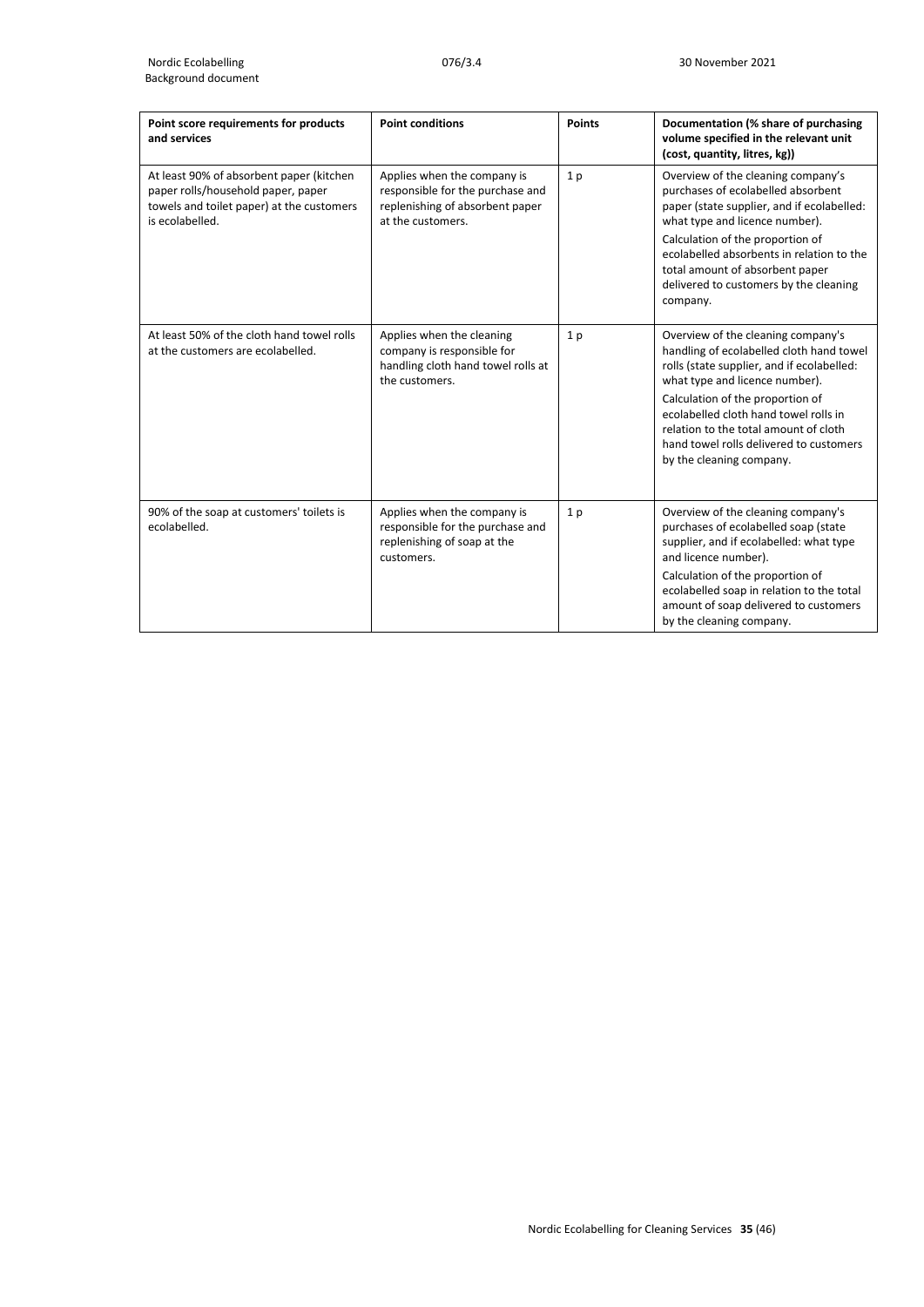| Point score requirements for products and services | Point conditions | Points | Documentation (% share of purchasing volume specified in the relevant unit (cost, quantity, litres, kg)) |
|---|---|---|---|
| At least 90% of absorbent paper (kitchen paper rolls/household paper, paper towels and toilet paper) at the customers is ecolabelled. | Applies when the company is responsible for the purchase and replenishing of absorbent paper at the customers. | 1 p | Overview of the cleaning company's purchases of ecolabelled absorbent paper (state supplier, and if ecolabelled: what type and licence number).<br>Calculation of the proportion of ecolabelled absorbents in relation to the total amount of absorbent paper delivered to customers by the cleaning company. |
| At least 50% of the cloth hand towel rolls at the customers are ecolabelled. | Applies when the cleaning company is responsible for handling cloth hand towel rolls at the customers. | 1 p | Overview of the cleaning company's handling of ecolabelled cloth hand towel rolls (state supplier, and if ecolabelled: what type and licence number).<br>Calculation of the proportion of ecolabelled cloth hand towel rolls in relation to the total amount of cloth hand towel rolls delivered to customers by the cleaning company. |
| 90% of the soap at customers' toilets is ecolabelled. | Applies when the company is responsible for the purchase and replenishing of soap at the customers. | 1 p | Overview of the cleaning company's purchases of ecolabelled soap (state supplier, and if ecolabelled: what type and licence number).<br>Calculation of the proportion of ecolabelled soap in relation to the total amount of soap delivered to customers by the cleaning company. |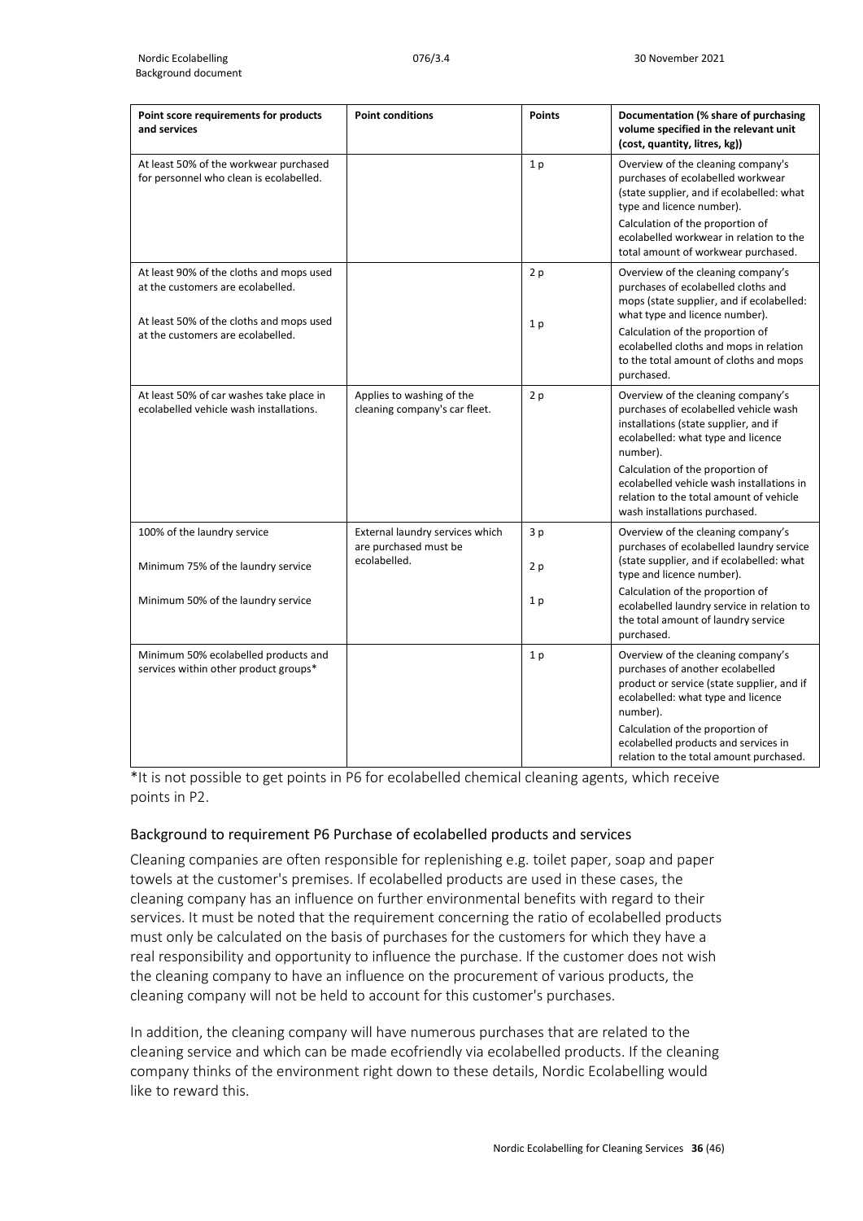| Point score requirements for products and services | Point conditions | Points | Documentation (% share of purchasing volume specified in the relevant unit (cost, quantity, litres, kg)) |
|---|---|---|---|
| At least 50% of the workwear purchased for personnel who clean is ecolabelled. | | 1 p | Overview of the cleaning company's purchases of ecolabelled workwear (state supplier, and if ecolabelled: what type and licence number).<br>Calculation of the proportion of ecolabelled workwear in relation to the total amount of workwear purchased. |
| At least 90% of the cloths and mops used at the customers are ecolabelled.<br><br>At least 50% of the cloths and mops used at the customers are ecolabelled. | | 2 p<br><br>1 p | Overview of the cleaning company's purchases of ecolabelled cloths and mops (state supplier, and if ecolabelled: what type and licence number).<br>Calculation of the proportion of ecolabelled cloths and mops in relation to the total amount of cloths and mops purchased. |
| At least 50% of car washes take place in ecolabelled vehicle wash installations. | Applies to washing of the cleaning company's car fleet. | 2 p | Overview of the cleaning company's purchases of ecolabelled vehicle wash installations (state supplier, and if ecolabelled: what type and licence number).<br>Calculation of the proportion of ecolabelled vehicle wash installations in relation to the total amount of vehicle wash installations purchased. |
| 100% of the laundry service<br><br>Minimum 75% of the laundry service<br><br>Minimum 50% of the laundry service | External laundry services which are purchased must be ecolabelled. | 3 p<br><br>2 p<br><br>1 p | Overview of the cleaning company's purchases of ecolabelled laundry service (state supplier, and if ecolabelled: what type and licence number).<br>Calculation of the proportion of ecolabelled laundry service in relation to the total amount of laundry service purchased. |
| Minimum 50% ecolabelled products and services within other product groups* | | 1 p | Overview of the cleaning company's purchases of another ecolabelled product or service (state supplier, and if ecolabelled: what type and licence number).<br>Calculation of the proportion of ecolabelled products and services in relation to the total amount purchased. |

*It is not possible to get points in P6 for ecolabelled chemical cleaning agents, which receive points in P2.

### Background to requirement P6 Purchase of ecolabelled products and services

Cleaning companies are often responsible for replenishing e.g. toilet paper, soap and paper towels at the customer's premises. If ecolabelled products are used in these cases, the cleaning company has an influence on further environmental benefits with regard to their services. It must be noted that the requirement concerning the ratio of ecolabelled products must only be calculated on the basis of purchases for the customers for which they have a real responsibility and opportunity to influence the purchase. If the customer does not wish the cleaning company to have an influence on the procurement of various products, the cleaning company will not be held to account for this customer's purchases.

In addition, the cleaning company will have numerous purchases that are related to the cleaning service and which can be made ecofriendly via ecolabelled products. If the cleaning company thinks of the environment right down to these details, Nordic Ecolabelling would like to reward this.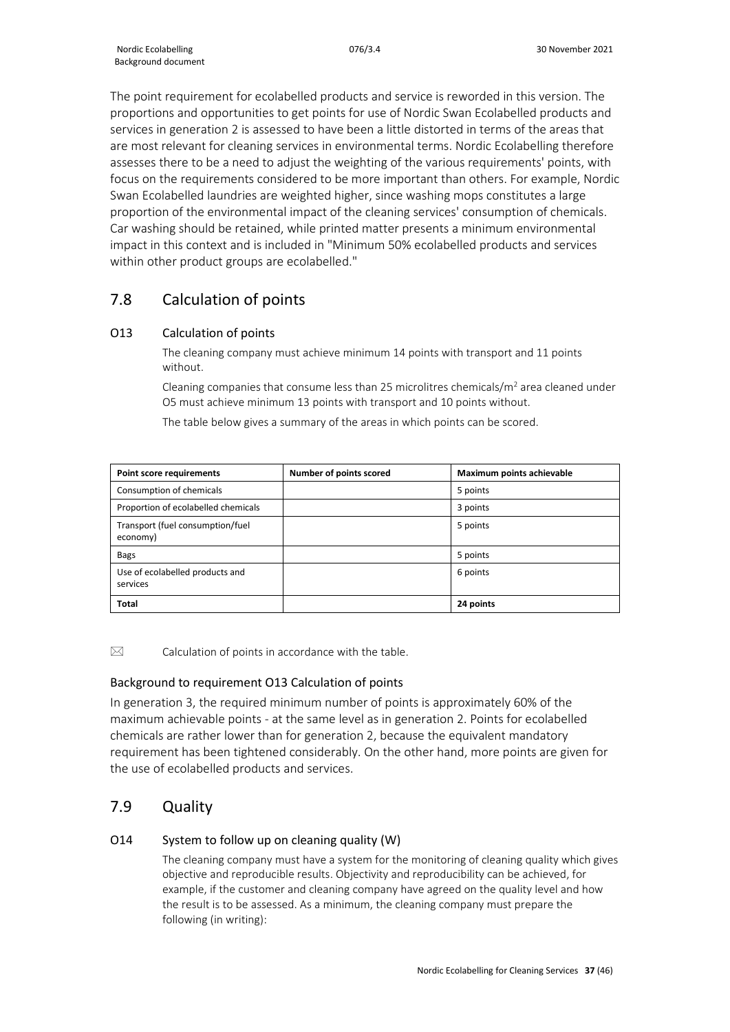The point requirement for ecolabelled products and service is reworded in this version. The proportions and opportunities to get points for use of Nordic Swan Ecolabelled products and services in generation 2 is assessed to have been a little distorted in terms of the areas that are most relevant for cleaning services in environmental terms. Nordic Ecolabelling therefore assesses there to be a need to adjust the weighting of the various requirements' points, with focus on the requirements considered to be more important than others. For example, Nordic Swan Ecolabelled laundries are weighted higher, since washing mops constitutes a large proportion of the environmental impact of the cleaning services' consumption of chemicals. Car washing should be retained, while printed matter presents a minimum environmental impact in this context and is included in "Minimum 50% ecolabelled products and services within other product groups are ecolabelled."

## 7.8 Calculation of points

### O13 Calculation of points

The cleaning company must achieve minimum 14 points with transport and 11 points without.

Cleaning companies that consume less than 25 microlitres chemicals/m$^2$ area cleaned under O5 must achieve minimum 13 points with transport and 10 points without.

The table below gives a summary of the areas in which points can be scored.

| Point score requirements | Number of points scored | Maximum points achievable |
|---|---|---|
| Consumption of chemicals | | 5 points |
| Proportion of ecolabelled chemicals | | 3 points |
| Transport (fuel consumption/fuel economy) | | 5 points |
| Bags | | 5 points |
| Use of ecolabelled products and services | | 6 points |
| **Total** | | **24 points** |

✉ Calculation of points in accordance with the table.

### Background to requirement O13 Calculation of points

In generation 3, the required minimum number of points is approximately 60% of the maximum achievable points - at the same level as in generation 2. Points for ecolabelled chemicals are rather lower than for generation 2, because the equivalent mandatory requirement has been tightened considerably. On the other hand, more points are given for the use of ecolabelled products and services.

## 7.9 Quality

### O14 System to follow up on cleaning quality (W)

The cleaning company must have a system for the monitoring of cleaning quality which gives objective and reproducible results. Objectivity and reproducibility can be achieved, for example, if the customer and cleaning company have agreed on the quality level and how the result is to be assessed. As a minimum, the cleaning company must prepare the following (in writing):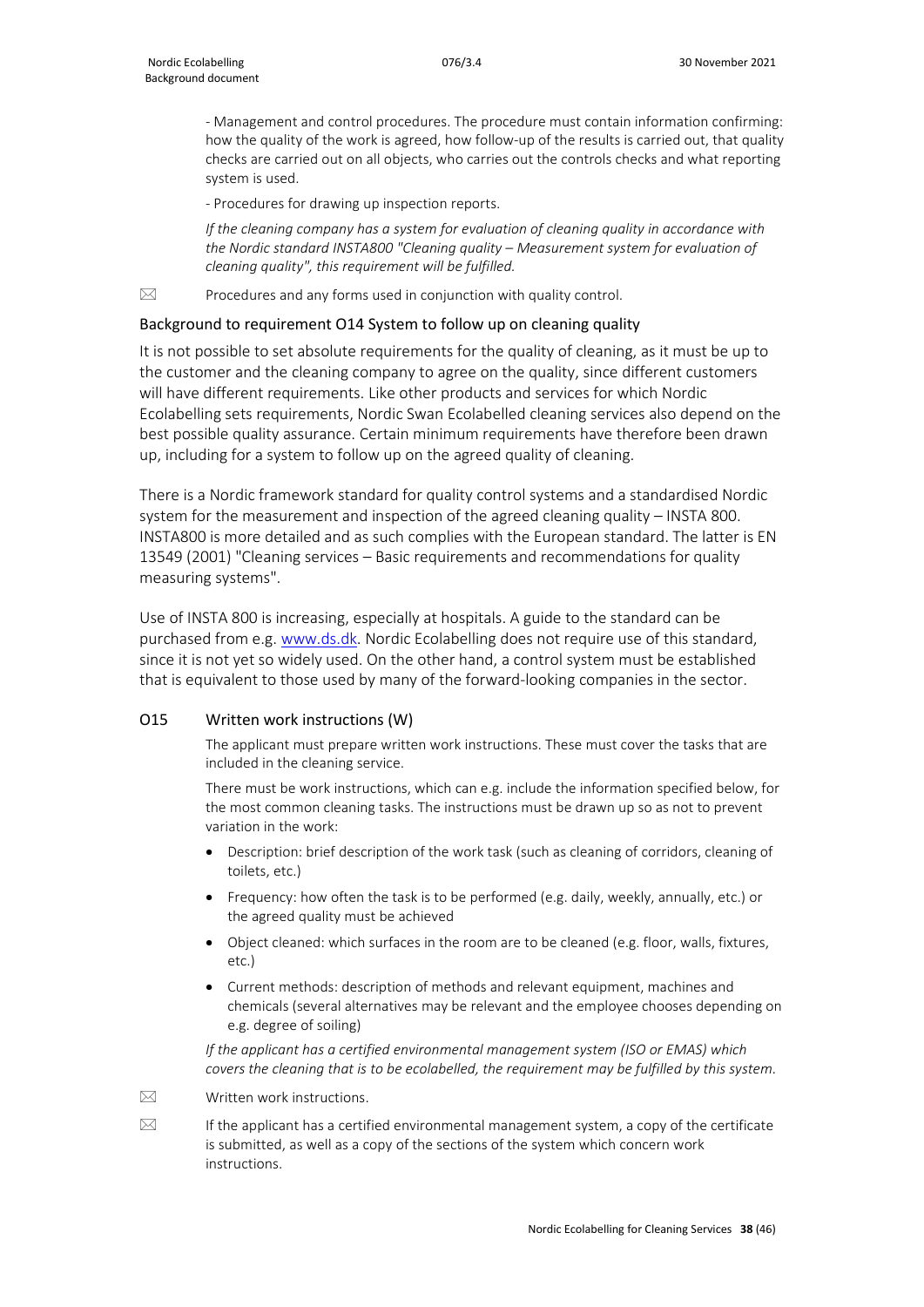- Management and control procedures. The procedure must contain information confirming: how the quality of the work is agreed, how follow-up of the results is carried out, that quality checks are carried out on all objects, who carries out the controls checks and what reporting system is used.

- Procedures for drawing up inspection reports.

*If the cleaning company has a system for evaluation of cleaning quality in accordance with the Nordic standard INSTA800 "Cleaning quality – Measurement system for evaluation of cleaning quality", this requirement will be fulfilled.*

✉ Procedures and any forms used in conjunction with quality control.

### Background to requirement O14 System to follow up on cleaning quality

It is not possible to set absolute requirements for the quality of cleaning, as it must be up to the customer and the cleaning company to agree on the quality, since different customers will have different requirements. Like other products and services for which Nordic Ecolabelling sets requirements, Nordic Swan Ecolabelled cleaning services also depend on the best possible quality assurance. Certain minimum requirements have therefore been drawn up, including for a system to follow up on the agreed quality of cleaning.

There is a Nordic framework standard for quality control systems and a standardised Nordic system for the measurement and inspection of the agreed cleaning quality – INSTA 800. INSTA800 is more detailed and as such complies with the European standard. The latter is EN 13549 (2001) "Cleaning services – Basic requirements and recommendations for quality measuring systems".

Use of INSTA 800 is increasing, especially at hospitals. A guide to the standard can be purchased from e.g. www.ds.dk. Nordic Ecolabelling does not require use of this standard, since it is not yet so widely used. On the other hand, a control system must be established that is equivalent to those used by many of the forward-looking companies in the sector.

## O15 Written work instructions (W)

The applicant must prepare written work instructions. These must cover the tasks that are included in the cleaning service.

There must be work instructions, which can e.g. include the information specified below, for the most common cleaning tasks. The instructions must be drawn up so as not to prevent variation in the work:

- Description: brief description of the work task (such as cleaning of corridors, cleaning of toilets, etc.)
- Frequency: how often the task is to be performed (e.g. daily, weekly, annually, etc.) or the agreed quality must be achieved
- Object cleaned: which surfaces in the room are to be cleaned (e.g. floor, walls, fixtures, etc.)
- Current methods: description of methods and relevant equipment, machines and chemicals (several alternatives may be relevant and the employee chooses depending on e.g. degree of soiling)

*If the applicant has a certified environmental management system (ISO or EMAS) which covers the cleaning that is to be ecolabelled, the requirement may be fulfilled by this system.*

✉ Written work instructions.

✉ If the applicant has a certified environmental management system, a copy of the certificate is submitted, as well as a copy of the sections of the system which concern work instructions.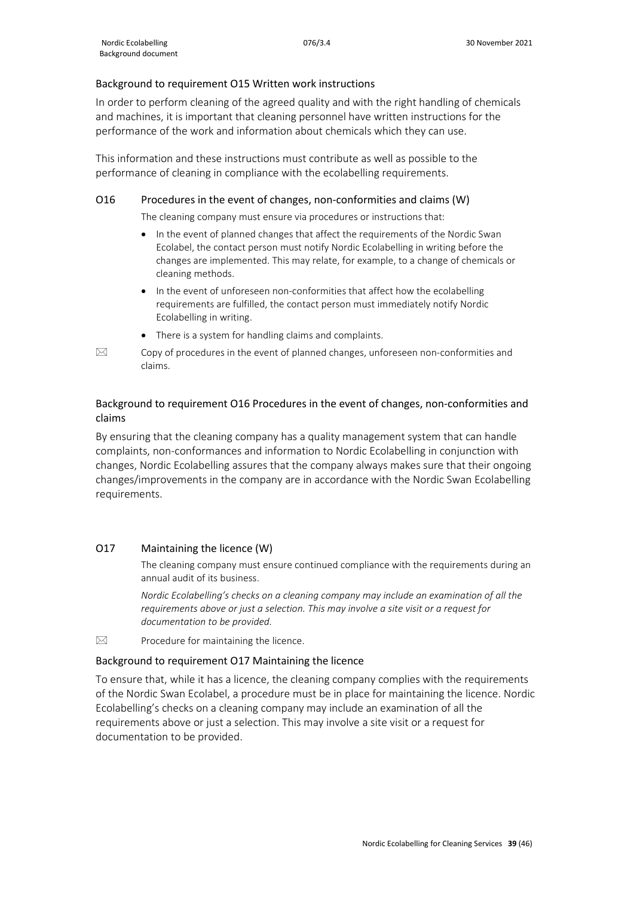### Background to requirement O15 Written work instructions

In order to perform cleaning of the agreed quality and with the right handling of chemicals and machines, it is important that cleaning personnel have written instructions for the performance of the work and information about chemicals which they can use.

This information and these instructions must contribute as well as possible to the performance of cleaning in compliance with the ecolabelling requirements.

### O16 Procedures in the event of changes, non-conformities and claims (W)

The cleaning company must ensure via procedures or instructions that:

- In the event of planned changes that affect the requirements of the Nordic Swan Ecolabel, the contact person must notify Nordic Ecolabelling in writing before the changes are implemented. This may relate, for example, to a change of chemicals or cleaning methods.
- In the event of unforeseen non-conformities that affect how the ecolabelling requirements are fulfilled, the contact person must immediately notify Nordic Ecolabelling in writing.
- There is a system for handling claims and complaints.

☒ Copy of procedures in the event of planned changes, unforeseen non-conformities and claims.

### Background to requirement O16 Procedures in the event of changes, non-conformities and claims

By ensuring that the cleaning company has a quality management system that can handle complaints, non-conformances and information to Nordic Ecolabelling in conjunction with changes, Nordic Ecolabelling assures that the company always makes sure that their ongoing changes/improvements in the company are in accordance with the Nordic Swan Ecolabelling requirements.

### O17 Maintaining the licence (W)

The cleaning company must ensure continued compliance with the requirements during an annual audit of its business.

*Nordic Ecolabelling's checks on a cleaning company may include an examination of all the requirements above or just a selection. This may involve a site visit or a request for documentation to be provided.*

☒ Procedure for maintaining the licence.

### Background to requirement O17 Maintaining the licence

To ensure that, while it has a licence, the cleaning company complies with the requirements of the Nordic Swan Ecolabel, a procedure must be in place for maintaining the licence. Nordic Ecolabelling's checks on a cleaning company may include an examination of all the requirements above or just a selection. This may involve a site visit or a request for documentation to be provided.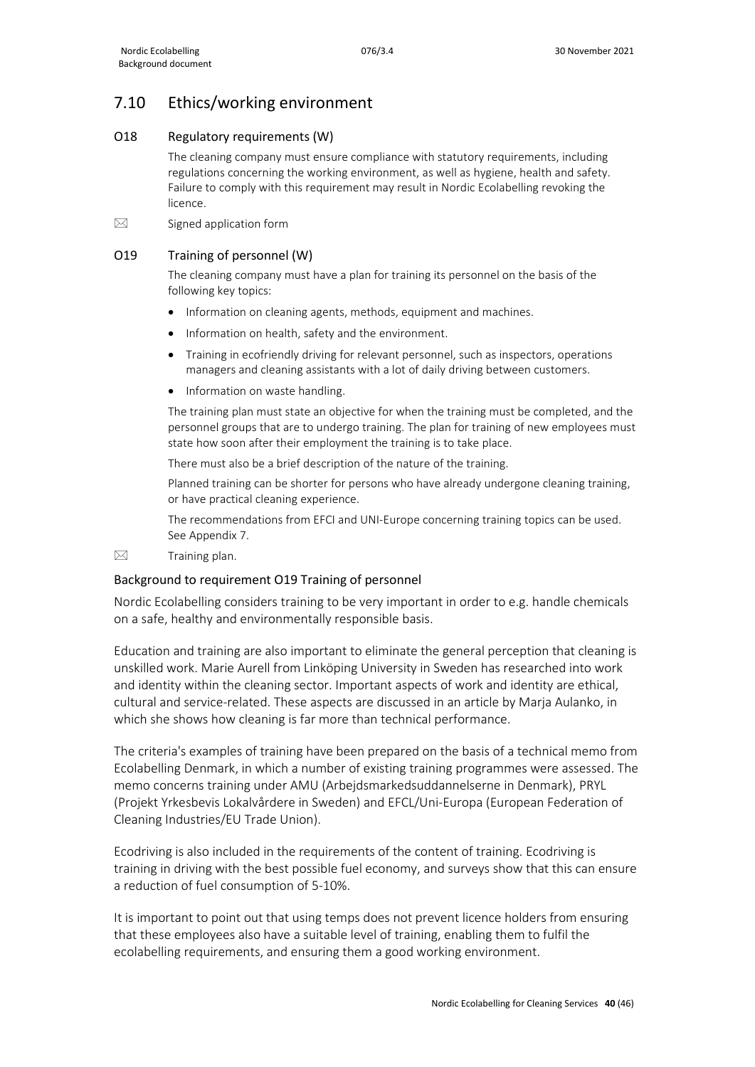## 7.10 Ethics/working environment

### O18 Regulatory requirements (W)

The cleaning company must ensure compliance with statutory requirements, including regulations concerning the working environment, as well as hygiene, health and safety. Failure to comply with this requirement may result in Nordic Ecolabelling revoking the licence.

☒ Signed application form

### O19 Training of personnel (W)

The cleaning company must have a plan for training its personnel on the basis of the following key topics:

- Information on cleaning agents, methods, equipment and machines.
- Information on health, safety and the environment.
- Training in ecofriendly driving for relevant personnel, such as inspectors, operations managers and cleaning assistants with a lot of daily driving between customers.
- Information on waste handling.

The training plan must state an objective for when the training must be completed, and the personnel groups that are to undergo training. The plan for training of new employees must state how soon after their employment the training is to take place.

There must also be a brief description of the nature of the training.

Planned training can be shorter for persons who have already undergone cleaning training, or have practical cleaning experience.

The recommendations from EFCI and UNI-Europe concerning training topics can be used. See Appendix 7.

☒ Training plan.

### Background to requirement O19 Training of personnel

Nordic Ecolabelling considers training to be very important in order to e.g. handle chemicals on a safe, healthy and environmentally responsible basis.

Education and training are also important to eliminate the general perception that cleaning is unskilled work. Marie Aurell from Linköping University in Sweden has researched into work and identity within the cleaning sector. Important aspects of work and identity are ethical, cultural and service-related. These aspects are discussed in an article by Marja Aulanko, in which she shows how cleaning is far more than technical performance.

The criteria's examples of training have been prepared on the basis of a technical memo from Ecolabelling Denmark, in which a number of existing training programmes were assessed. The memo concerns training under AMU (Arbejdsmarkedsuddannelserne in Denmark), PRYL (Projekt Yrkesbevis Lokalvårdere in Sweden) and EFCL/Uni-Europa (European Federation of Cleaning Industries/EU Trade Union).

Ecodriving is also included in the requirements of the content of training. Ecodriving is training in driving with the best possible fuel economy, and surveys show that this can ensure a reduction of fuel consumption of 5-10%.

It is important to point out that using temps does not prevent licence holders from ensuring that these employees also have a suitable level of training, enabling them to fulfil the ecolabelling requirements, and ensuring them a good working environment.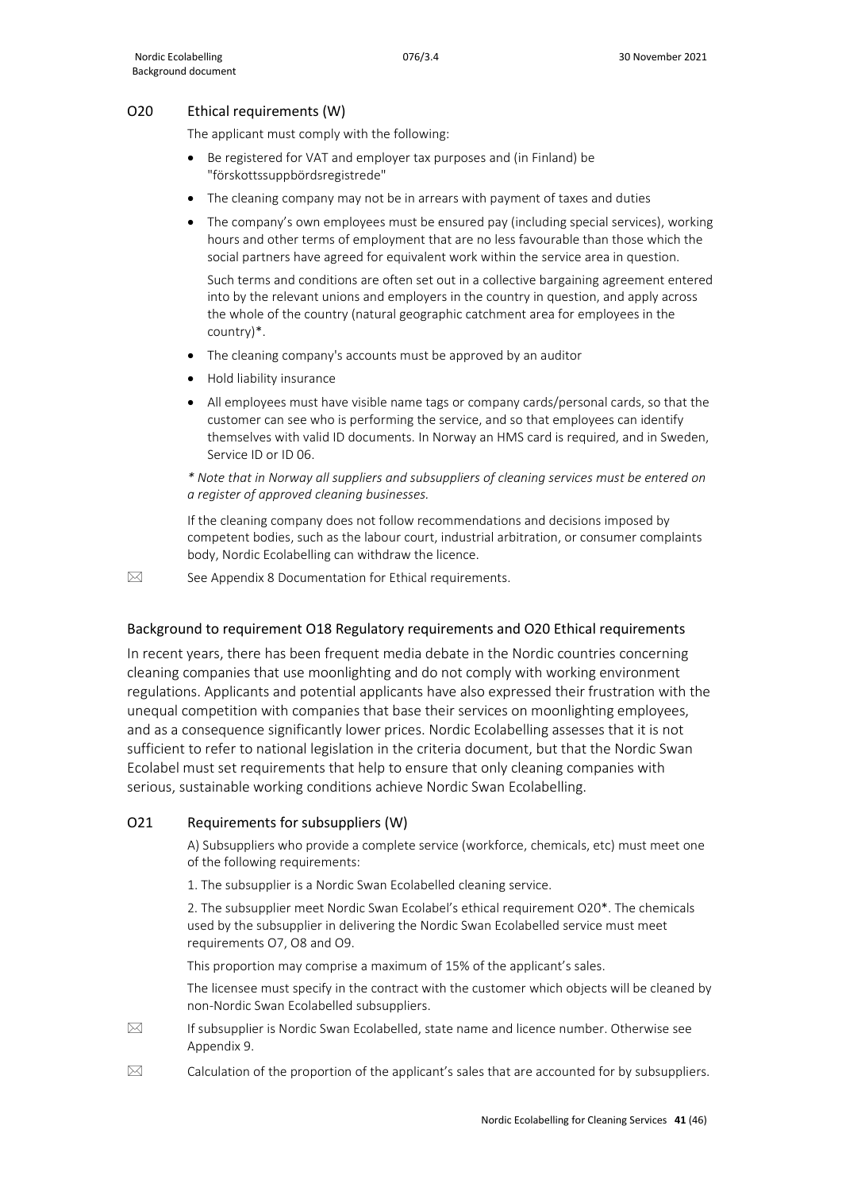## O20 Ethical requirements (W)

The applicant must comply with the following:

- Be registered for VAT and employer tax purposes and (in Finland) be "förskottssuppbördsregistrede"
- The cleaning company may not be in arrears with payment of taxes and duties
- The company's own employees must be ensured pay (including special services), working hours and other terms of employment that are no less favourable than those which the social partners have agreed for equivalent work within the service area in question.

  Such terms and conditions are often set out in a collective bargaining agreement entered into by the relevant unions and employers in the country in question, and apply across the whole of the country (natural geographic catchment area for employees in the country)*.
- The cleaning company's accounts must be approved by an auditor
- Hold liability insurance
- All employees must have visible name tags or company cards/personal cards, so that the customer can see who is performing the service, and so that employees can identify themselves with valid ID documents. In Norway an HMS card is required, and in Sweden, Service ID or ID 06.

*\* Note that in Norway all suppliers and subsuppliers of cleaning services must be entered on a register of approved cleaning businesses.*

If the cleaning company does not follow recommendations and decisions imposed by competent bodies, such as the labour court, industrial arbitration, or consumer complaints body, Nordic Ecolabelling can withdraw the licence.

✉ See Appendix 8 Documentation for Ethical requirements.

### Background to requirement O18 Regulatory requirements and O20 Ethical requirements

In recent years, there has been frequent media debate in the Nordic countries concerning cleaning companies that use moonlighting and do not comply with working environment regulations. Applicants and potential applicants have also expressed their frustration with the unequal competition with companies that base their services on moonlighting employees, and as a consequence significantly lower prices. Nordic Ecolabelling assesses that it is not sufficient to refer to national legislation in the criteria document, but that the Nordic Swan Ecolabel must set requirements that help to ensure that only cleaning companies with serious, sustainable working conditions achieve Nordic Swan Ecolabelling.

## O21 Requirements for subsuppliers (W)

A) Subsuppliers who provide a complete service (workforce, chemicals, etc) must meet one of the following requirements:

1. The subsupplier is a Nordic Swan Ecolabelled cleaning service.

2. The subsupplier meet Nordic Swan Ecolabel's ethical requirement O20*. The chemicals used by the subsupplier in delivering the Nordic Swan Ecolabelled service must meet requirements O7, O8 and O9.

This proportion may comprise a maximum of 15% of the applicant's sales.

The licensee must specify in the contract with the customer which objects will be cleaned by non-Nordic Swan Ecolabelled subsuppliers.

✉ If subsupplier is Nordic Swan Ecolabelled, state name and licence number. Otherwise see Appendix 9.

✉ Calculation of the proportion of the applicant's sales that are accounted for by subsuppliers.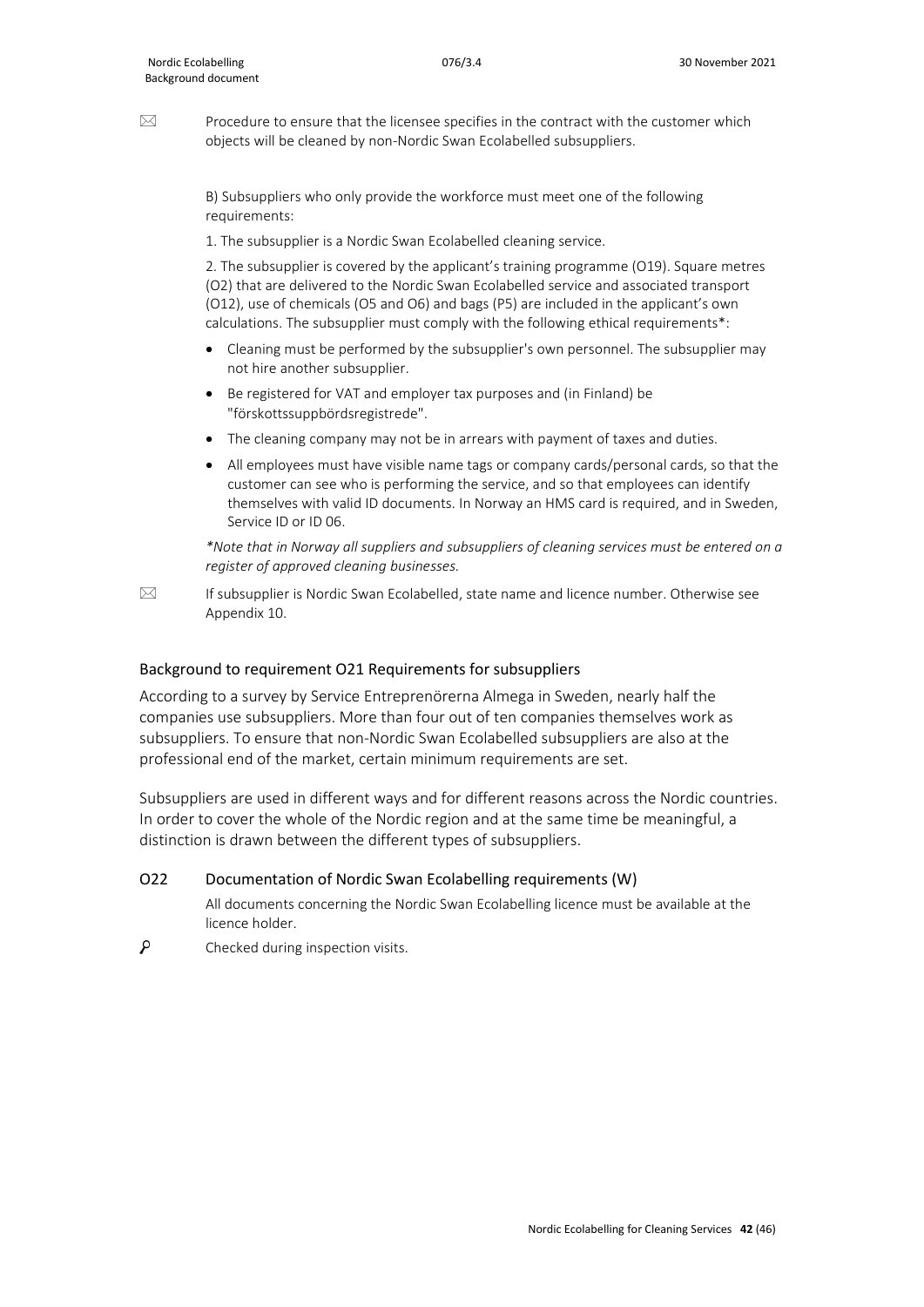⌧ Procedure to ensure that the licensee specifies in the contract with the customer which objects will be cleaned by non-Nordic Swan Ecolabelled subsuppliers.

B) Subsuppliers who only provide the workforce must meet one of the following requirements:

1. The subsupplier is a Nordic Swan Ecolabelled cleaning service.

2. The subsupplier is covered by the applicant's training programme (O19). Square metres (O2) that are delivered to the Nordic Swan Ecolabelled service and associated transport (O12), use of chemicals (O5 and O6) and bags (P5) are included in the applicant's own calculations. The subsupplier must comply with the following ethical requirements*:

- Cleaning must be performed by the subsupplier's own personnel. The subsupplier may not hire another subsupplier.
- Be registered for VAT and employer tax purposes and (in Finland) be "förskottssuppbördsregistrede".
- The cleaning company may not be in arrears with payment of taxes and duties.
- All employees must have visible name tags or company cards/personal cards, so that the customer can see who is performing the service, and so that employees can identify themselves with valid ID documents. In Norway an HMS card is required, and in Sweden, Service ID or ID 06.

*\*Note that in Norway all suppliers and subsuppliers of cleaning services must be entered on a register of approved cleaning businesses.*

⌧ If subsupplier is Nordic Swan Ecolabelled, state name and licence number. Otherwise see Appendix 10.

### Background to requirement O21 Requirements for subsuppliers

According to a survey by Service Entreprenörerna Almega in Sweden, nearly half the companies use subsuppliers. More than four out of ten companies themselves work as subsuppliers. To ensure that non-Nordic Swan Ecolabelled subsuppliers are also at the professional end of the market, certain minimum requirements are set.

Subsuppliers are used in different ways and for different reasons across the Nordic countries. In order to cover the whole of the Nordic region and at the same time be meaningful, a distinction is drawn between the different types of subsuppliers.

### O22 Documentation of Nordic Swan Ecolabelling requirements (W)

All documents concerning the Nordic Swan Ecolabelling licence must be available at the licence holder.

⚲ Checked during inspection visits.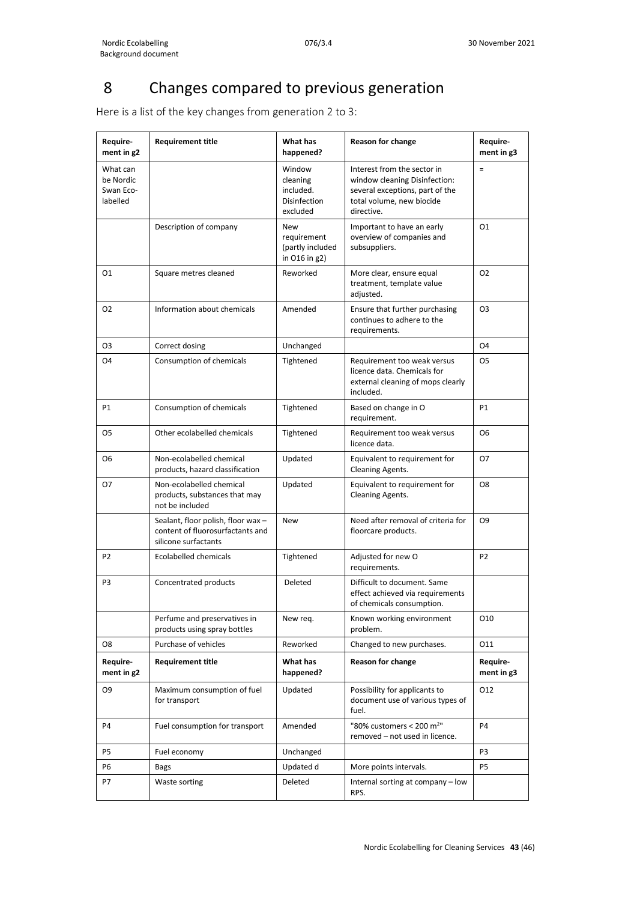# 8 Changes compared to previous generation

Here is a list of the key changes from generation 2 to 3:

| Require-ment in g2 | Requirement title | What has happened? | Reason for change | Require-ment in g3 |
|---|---|---|---|---|
| What can be Nordic Swan Eco-labelled | | Window cleaning included. Disinfection excluded | Interest from the sector in window cleaning Disinfection: several exceptions, part of the total volume, new biocide directive. | = |
| | Description of company | New requirement (partly included in O16 in g2) | Important to have an early overview of companies and subsuppliers. | O1 |
| O1 | Square metres cleaned | Reworked | More clear, ensure equal treatment, template value adjusted. | O2 |
| O2 | Information about chemicals | Amended | Ensure that further purchasing continues to adhere to the requirements. | O3 |
| O3 | Correct dosing | Unchanged | | O4 |
| O4 | Consumption of chemicals | Tightened | Requirement too weak versus licence data. Chemicals for external cleaning of mops clearly included. | O5 |
| P1 | Consumption of chemicals | Tightened | Based on change in O requirement. | P1 |
| O5 | Other ecolabelled chemicals | Tightened | Requirement too weak versus licence data. | O6 |
| O6 | Non-ecolabelled chemical products, hazard classification | Updated | Equivalent to requirement for Cleaning Agents. | O7 |
| O7 | Non-ecolabelled chemical products, substances that may not be included | Updated | Equivalent to requirement for Cleaning Agents. | O8 |
| | Sealant, floor polish, floor wax – content of fluorosurfactants and silicone surfactants | New | Need after removal of criteria for floorcare products. | O9 |
| P2 | Ecolabelled chemicals | Tightened | Adjusted for new O requirements. | P2 |
| P3 | Concentrated products | Deleted | Difficult to document. Same effect achieved via requirements of chemicals consumption. | |
| | Perfume and preservatives in products using spray bottles | New req. | Known working environment problem. | O10 |
| O8 | Purchase of vehicles | Reworked | Changed to new purchases. | O11 |
| O9 | Maximum consumption of fuel for transport | Updated | Possibility for applicants to document use of various types of fuel. | O12 |
| P4 | Fuel consumption for transport | Amended | "80% customers < 200 $m^2$" removed – not used in licence. | P4 |
| P5 | Fuel economy | Unchanged | | P3 |
| P6 | Bags | Updated d | More points intervals. | P5 |
| P7 | Waste sorting | Deleted | Internal sorting at company – low RPS. | |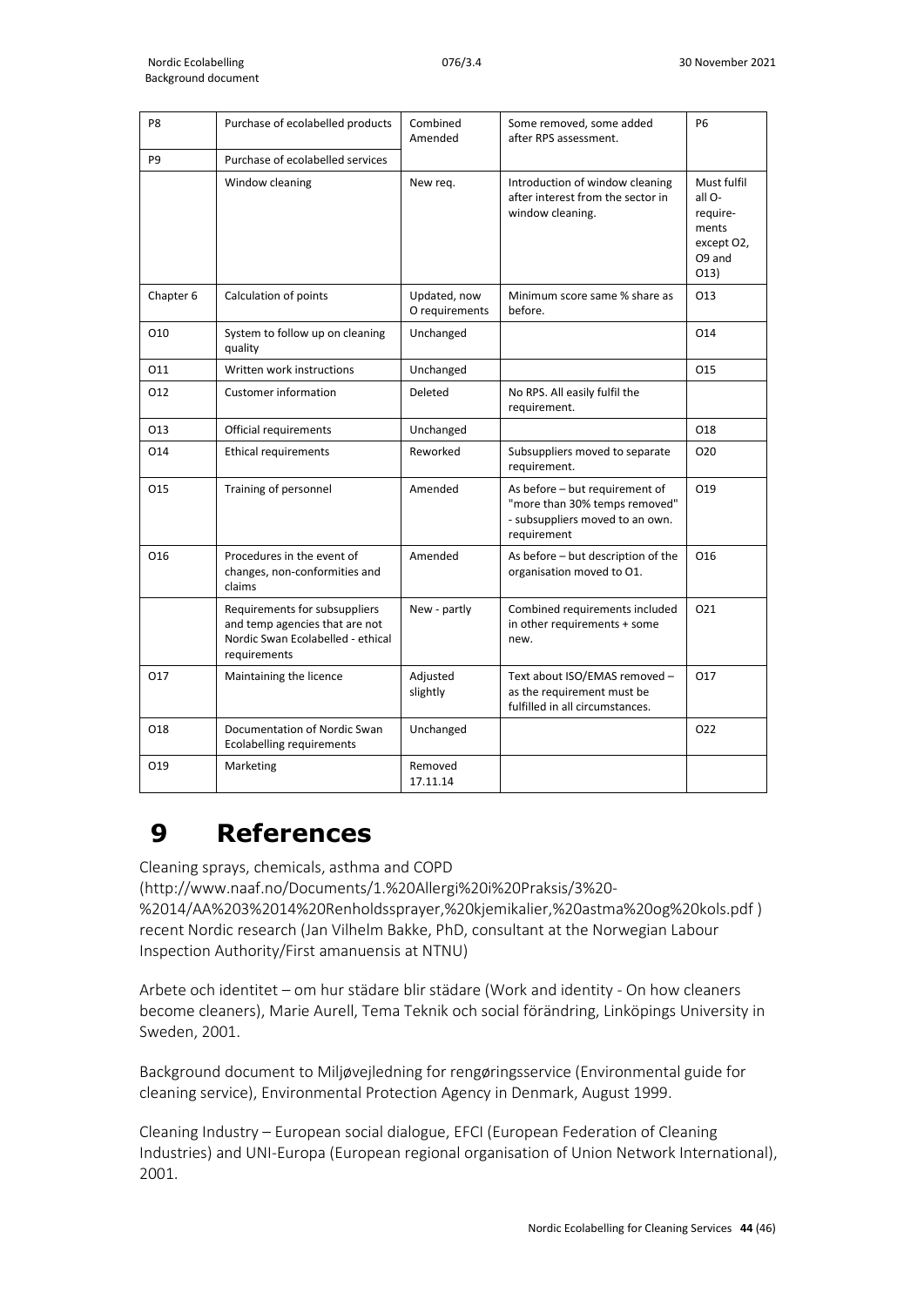| P8 | Purchase of ecolabelled products | Combined Amended | Some removed, some added after RPS assessment. | P6 |
|---|---|---|---|---|
| P9 | Purchase of ecolabelled services | | | |
| | Window cleaning | New req. | Introduction of window cleaning after interest from the sector in window cleaning. | Must fulfil all O-require-ments except O2, O9 and O13) |
| Chapter 6 | Calculation of points | Updated, now O requirements | Minimum score same % share as before. | O13 |
| O10 | System to follow up on cleaning quality | Unchanged | | O14 |
| O11 | Written work instructions | Unchanged | | O15 |
| O12 | Customer information | Deleted | No RPS. All easily fulfil the requirement. | |
| O13 | Official requirements | Unchanged | | O18 |
| O14 | Ethical requirements | Reworked | Subsuppliers moved to separate requirement. | O20 |
| O15 | Training of personnel | Amended | As before – but requirement of "more than 30% temps removed" - subsuppliers moved to an own. requirement | O19 |
| O16 | Procedures in the event of changes, non-conformities and claims | Amended | As before – but description of the organisation moved to O1. | O16 |
| | Requirements for subsuppliers and temp agencies that are not Nordic Swan Ecolabelled - ethical requirements | New - partly | Combined requirements included in other requirements + some new. | O21 |
| O17 | Maintaining the licence | Adjusted slightly | Text about ISO/EMAS removed – as the requirement must be fulfilled in all circumstances. | O17 |
| O18 | Documentation of Nordic Swan Ecolabelling requirements | Unchanged | | O22 |
| O19 | Marketing | Removed 17.11.14 | | |

# 9 References

Cleaning sprays, chemicals, asthma and COPD (http://www.naaf.no/Documents/1.%20Allergi%20i%20Praksis/3%20-%2014/AA%203%2014%20Renholdssprayer,%20kjemikalier,%20astma%20og%20kols.pdf ) recent Nordic research (Jan Vilhelm Bakke, PhD, consultant at the Norwegian Labour Inspection Authority/First amanuensis at NTNU)

Arbete och identitet – om hur städare blir städare (Work and identity - On how cleaners become cleaners), Marie Aurell, Tema Teknik och social förändring, Linköpings University in Sweden, 2001.

Background document to Miljøvejledning for rengøringsservice (Environmental guide for cleaning service), Environmental Protection Agency in Denmark, August 1999.

Cleaning Industry – European social dialogue, EFCI (European Federation of Cleaning Industries) and UNI-Europa (European regional organisation of Union Network International), 2001.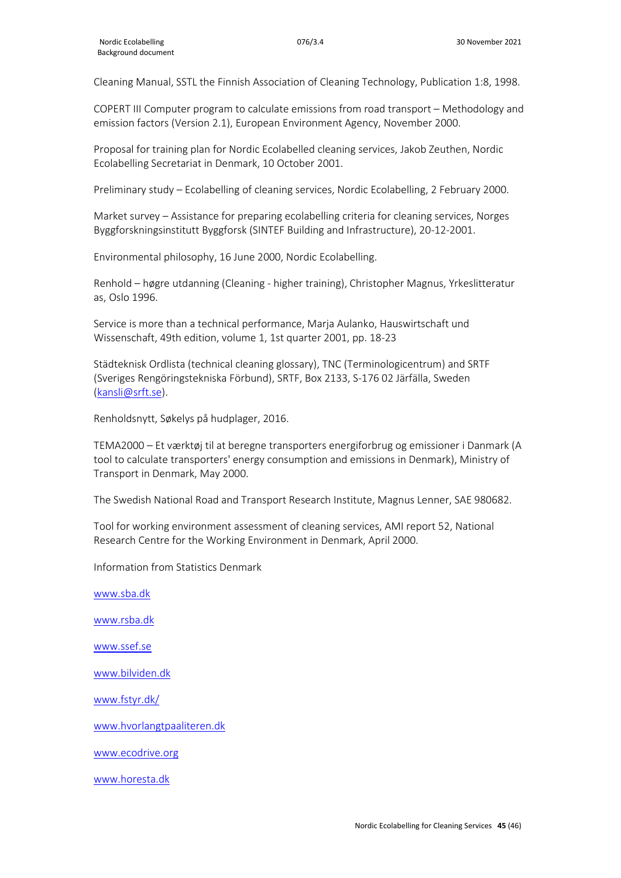Cleaning Manual, SSTL the Finnish Association of Cleaning Technology, Publication 1:8, 1998.

COPERT III Computer program to calculate emissions from road transport – Methodology and emission factors (Version 2.1), European Environment Agency, November 2000.

Proposal for training plan for Nordic Ecolabelled cleaning services, Jakob Zeuthen, Nordic Ecolabelling Secretariat in Denmark, 10 October 2001.

Preliminary study – Ecolabelling of cleaning services, Nordic Ecolabelling, 2 February 2000.

Market survey – Assistance for preparing ecolabelling criteria for cleaning services, Norges Byggforskningsinstitutt Byggforsk (SINTEF Building and Infrastructure), 20-12-2001.

Environmental philosophy, 16 June 2000, Nordic Ecolabelling.

Renhold – høgre utdanning (Cleaning - higher training), Christopher Magnus, Yrkeslitteratur as, Oslo 1996.

Service is more than a technical performance, Marja Aulanko, Hauswirtschaft und Wissenschaft, 49th edition, volume 1, 1st quarter 2001, pp. 18-23

Städteknisk Ordlista (technical cleaning glossary), TNC (Terminologicentrum) and SRTF (Sveriges Rengöringstekniska Förbund), SRTF, Box 2133, S-176 02 Järfälla, Sweden (kansli@srft.se).

Renholdsnytt, Søkelys på hudplager, 2016.

TEMA2000 – Et værktøj til at beregne transporters energiforbrug og emissioner i Danmark (A tool to calculate transporters' energy consumption and emissions in Denmark), Ministry of Transport in Denmark, May 2000.

The Swedish National Road and Transport Research Institute, Magnus Lenner, SAE 980682.

Tool for working environment assessment of cleaning services, AMI report 52, National Research Centre for the Working Environment in Denmark, April 2000.

Information from Statistics Denmark

www.sba.dk

www.rsba.dk

www.ssef.se

www.bilviden.dk

www.fstyr.dk/

www.hvorlangtpaaliteren.dk

www.ecodrive.org

www.horesta.dk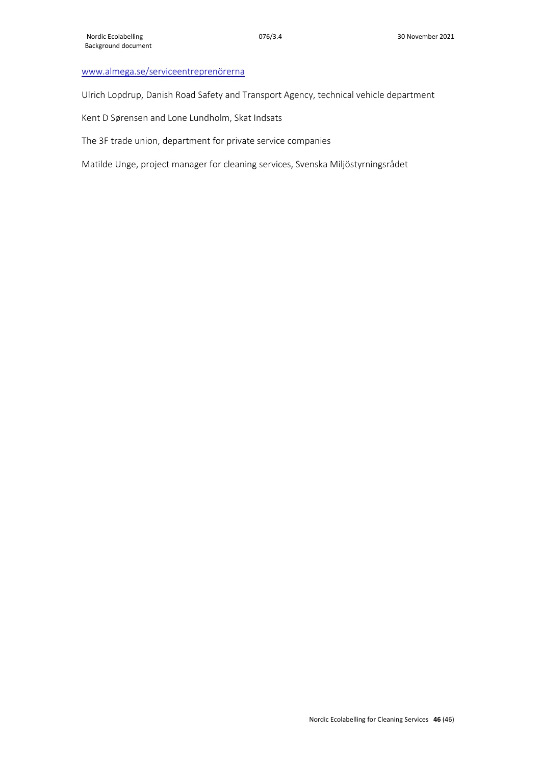www.almega.se/serviceentreprenörerna

Ulrich Lopdrup, Danish Road Safety and Transport Agency, technical vehicle department

Kent D Sørensen and Lone Lundholm, Skat Indsats

The 3F trade union, department for private service companies

Matilde Unge, project manager for cleaning services, Svenska Miljöstyrningsrådet